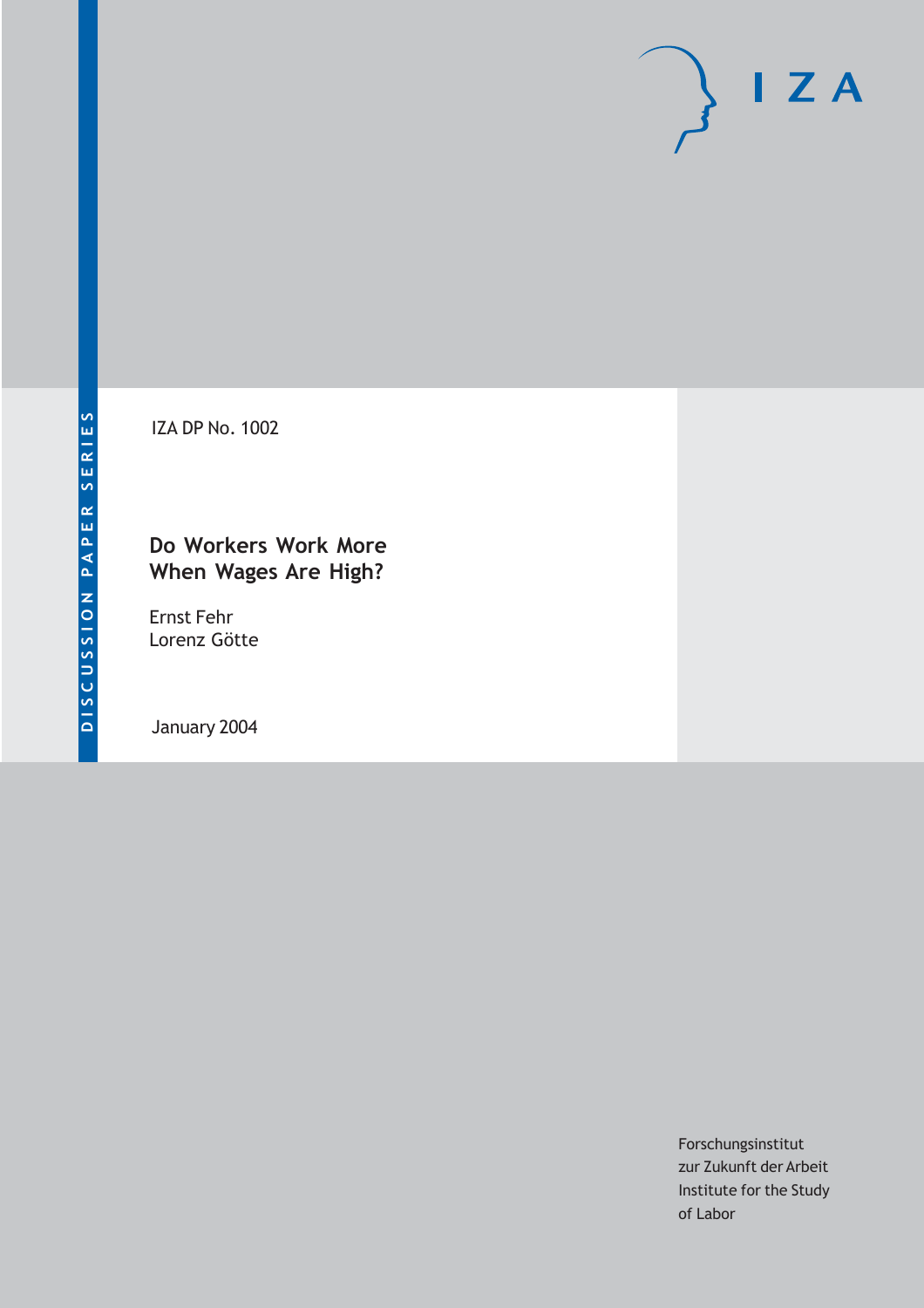DISCUSSION PAPER SERIES

IZA

IZA DP No. 1002

# Do Workers Work More When Wages Are High?

Ernst Fehr
Lorenz Götte

January 2004

Forschungsinstitut
zur Zukunft der Arbeit
Institute for the Study
of Labor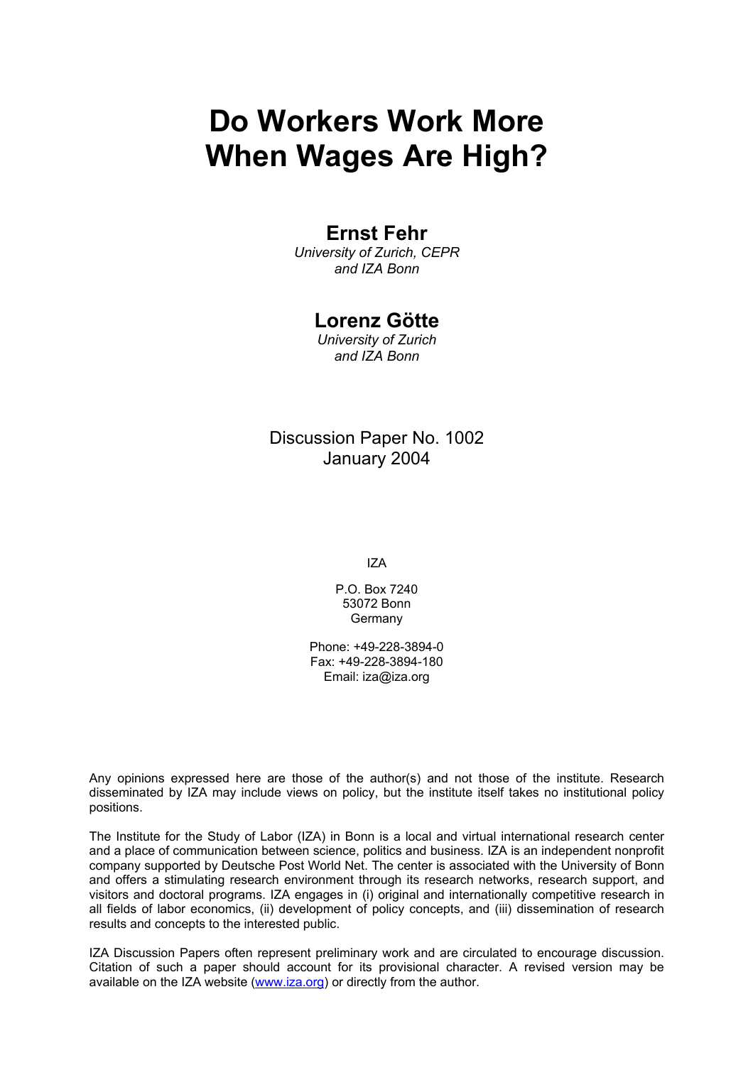# Do Workers Work More When Wages Are High?

## Ernst Fehr

*University of Zurich, CEPR and IZA Bonn*

## Lorenz Götte

*University of Zurich and IZA Bonn*

Discussion Paper No. 1002
January 2004

IZA

P.O. Box 7240
53072 Bonn
Germany

Phone: +49-228-3894-0
Fax: +49-228-3894-180
Email: iza@iza.org

Any opinions expressed here are those of the author(s) and not those of the institute. Research disseminated by IZA may include views on policy, but the institute itself takes no institutional policy positions.

The Institute for the Study of Labor (IZA) in Bonn is a local and virtual international research center and a place of communication between science, politics and business. IZA is an independent nonprofit company supported by Deutsche Post World Net. The center is associated with the University of Bonn and offers a stimulating research environment through its research networks, research support, and visitors and doctoral programs. IZA engages in (i) original and internationally competitive research in all fields of labor economics, (ii) development of policy concepts, and (iii) dissemination of research results and concepts to the interested public.

IZA Discussion Papers often represent preliminary work and are circulated to encourage discussion. Citation of such a paper should account for its provisional character. A revised version may be available on the IZA website (www.iza.org) or directly from the author.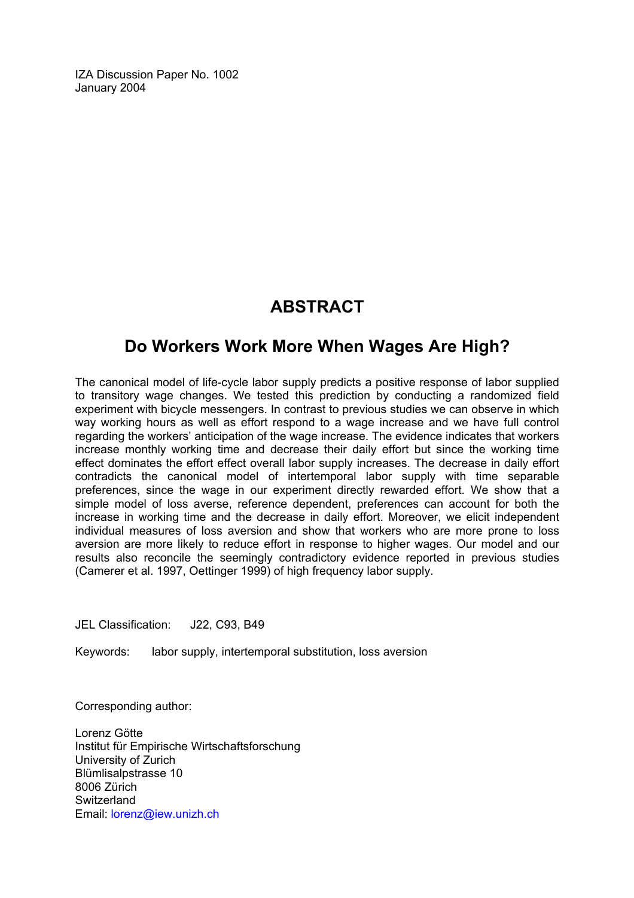IZA Discussion Paper No. 1002
January 2004

# ABSTRACT

## Do Workers Work More When Wages Are High?

The canonical model of life-cycle labor supply predicts a positive response of labor supplied to transitory wage changes. We tested this prediction by conducting a randomized field experiment with bicycle messengers. In contrast to previous studies we can observe in which way working hours as well as effort respond to a wage increase and we have full control regarding the workers' anticipation of the wage increase. The evidence indicates that workers increase monthly working time and decrease their daily effort but since the working time effect dominates the effort effect overall labor supply increases. The decrease in daily effort contradicts the canonical model of intertemporal labor supply with time separable preferences, since the wage in our experiment directly rewarded effort. We show that a simple model of loss averse, reference dependent, preferences can account for both the increase in working time and the decrease in daily effort. Moreover, we elicit independent individual measures of loss aversion and show that workers who are more prone to loss aversion are more likely to reduce effort in response to higher wages. Our model and our results also reconcile the seemingly contradictory evidence reported in previous studies (Camerer et al. 1997, Oettinger 1999) of high frequency labor supply.

JEL Classification: J22, C93, B49

Keywords: labor supply, intertemporal substitution, loss aversion

Corresponding author:

Lorenz Götte
Institut für Empirische Wirtschaftsforschung
University of Zurich
Blümlisalpstrasse 10
8006 Zürich
Switzerland
Email: lorenz@iew.unizh.ch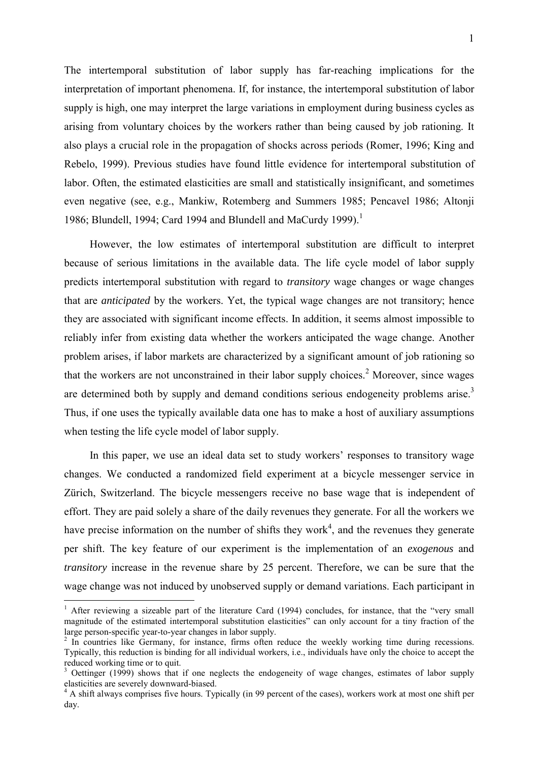The intertemporal substitution of labor supply has far-reaching implications for the interpretation of important phenomena. If, for instance, the intertemporal substitution of labor supply is high, one may interpret the large variations in employment during business cycles as arising from voluntary choices by the workers rather than being caused by job rationing. It also plays a crucial role in the propagation of shocks across periods (Romer, 1996; King and Rebelo, 1999). Previous studies have found little evidence for intertemporal substitution of labor. Often, the estimated elasticities are small and statistically insignificant, and sometimes even negative (see, e.g., Mankiw, Rotemberg and Summers 1985; Pencavel 1986; Altonji 1986; Blundell, 1994; Card 1994 and Blundell and MaCurdy 1999).[1]

However, the low estimates of intertemporal substitution are difficult to interpret because of serious limitations in the available data. The life cycle model of labor supply predicts intertemporal substitution with regard to *transitory* wage changes or wage changes that are *anticipated* by the workers. Yet, the typical wage changes are not transitory; hence they are associated with significant income effects. In addition, it seems almost impossible to reliably infer from existing data whether the workers anticipated the wage change. Another problem arises, if labor markets are characterized by a significant amount of job rationing so that the workers are not unconstrained in their labor supply choices.[2] Moreover, since wages are determined both by supply and demand conditions serious endogeneity problems arise.[3] Thus, if one uses the typically available data one has to make a host of auxiliary assumptions when testing the life cycle model of labor supply.

In this paper, we use an ideal data set to study workers' responses to transitory wage changes. We conducted a randomized field experiment at a bicycle messenger service in Zürich, Switzerland. The bicycle messengers receive no base wage that is independent of effort. They are paid solely a share of the daily revenues they generate. For all the workers we have precise information on the number of shifts they work[4], and the revenues they generate per shift. The key feature of our experiment is the implementation of an *exogenous* and *transitory* increase in the revenue share by 25 percent. Therefore, we can be sure that the wage change was not induced by unobserved supply or demand variations. Each participant in

---

[1] After reviewing a sizeable part of the literature Card (1994) concludes, for instance, that the "very small magnitude of the estimated intertemporal substitution elasticities" can only account for a tiny fraction of the large person-specific year-to-year changes in labor supply.

[2] In countries like Germany, for instance, firms often reduce the weekly working time during recessions. Typically, this reduction is binding for all individual workers, i.e., individuals have only the choice to accept the reduced working time or to quit.

[3] Oettinger (1999) shows that if one neglects the endogeneity of wage changes, estimates of labor supply elasticities are severely downward-biased.

[4] A shift always comprises five hours. Typically (in 99 percent of the cases), workers work at most one shift per day.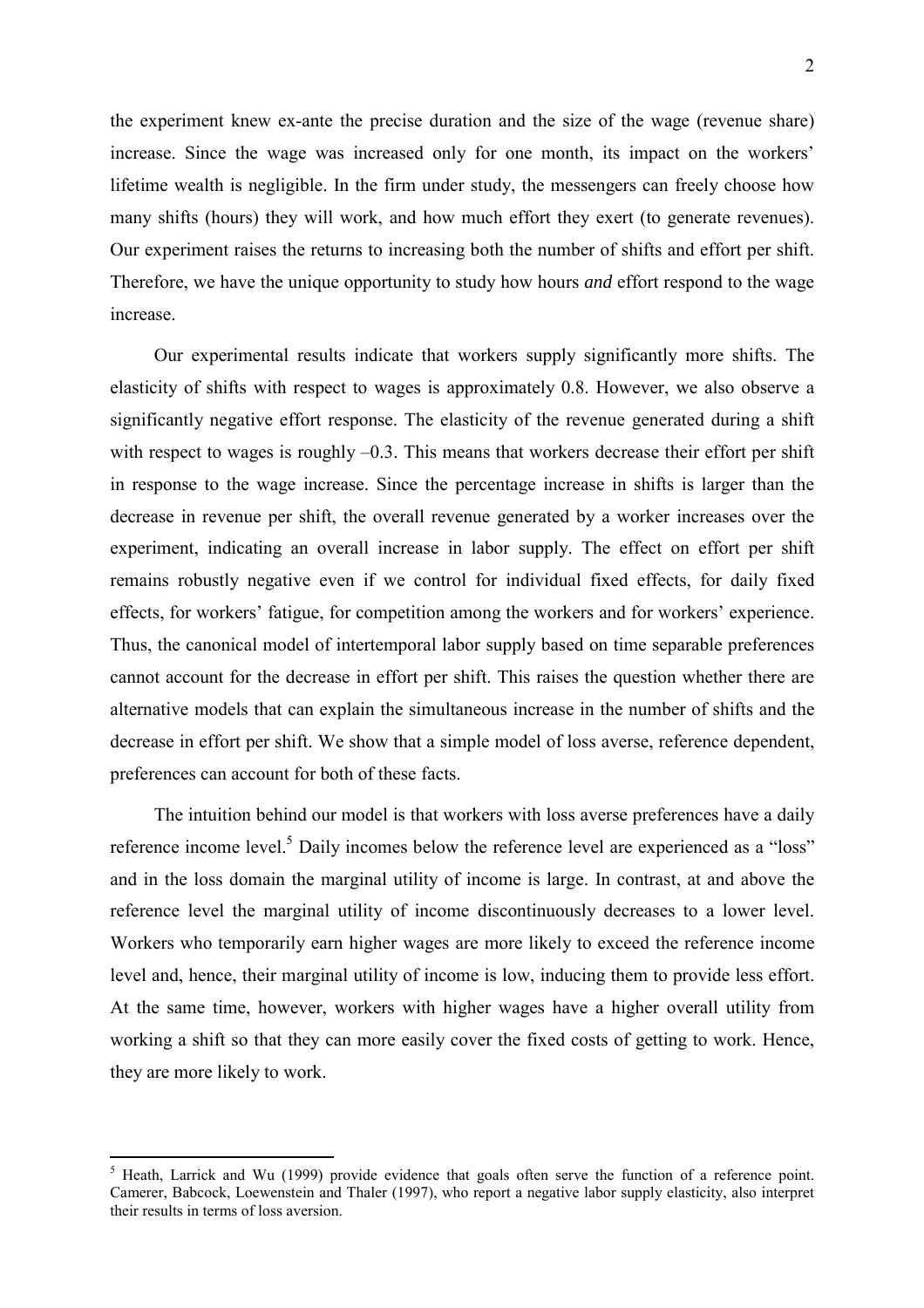the experiment knew ex-ante the precise duration and the size of the wage (revenue share) increase. Since the wage was increased only for one month, its impact on the workers' lifetime wealth is negligible. In the firm under study, the messengers can freely choose how many shifts (hours) they will work, and how much effort they exert (to generate revenues). Our experiment raises the returns to increasing both the number of shifts and effort per shift. Therefore, we have the unique opportunity to study how hours *and* effort respond to the wage increase.

Our experimental results indicate that workers supply significantly more shifts. The elasticity of shifts with respect to wages is approximately 0.8. However, we also observe a significantly negative effort response. The elasticity of the revenue generated during a shift with respect to wages is roughly –0.3. This means that workers decrease their effort per shift in response to the wage increase. Since the percentage increase in shifts is larger than the decrease in revenue per shift, the overall revenue generated by a worker increases over the experiment, indicating an overall increase in labor supply. The effect on effort per shift remains robustly negative even if we control for individual fixed effects, for daily fixed effects, for workers' fatigue, for competition among the workers and for workers' experience. Thus, the canonical model of intertemporal labor supply based on time separable preferences cannot account for the decrease in effort per shift. This raises the question whether there are alternative models that can explain the simultaneous increase in the number of shifts and the decrease in effort per shift. We show that a simple model of loss averse, reference dependent, preferences can account for both of these facts.

The intuition behind our model is that workers with loss averse preferences have a daily reference income level.[5] Daily incomes below the reference level are experienced as a "loss" and in the loss domain the marginal utility of income is large. In contrast, at and above the reference level the marginal utility of income discontinuously decreases to a lower level. Workers who temporarily earn higher wages are more likely to exceed the reference income level and, hence, their marginal utility of income is low, inducing them to provide less effort. At the same time, however, workers with higher wages have a higher overall utility from working a shift so that they can more easily cover the fixed costs of getting to work. Hence, they are more likely to work.

[5] Heath, Larrick and Wu (1999) provide evidence that goals often serve the function of a reference point. Camerer, Babcock, Loewenstein and Thaler (1997), who report a negative labor supply elasticity, also interpret their results in terms of loss aversion.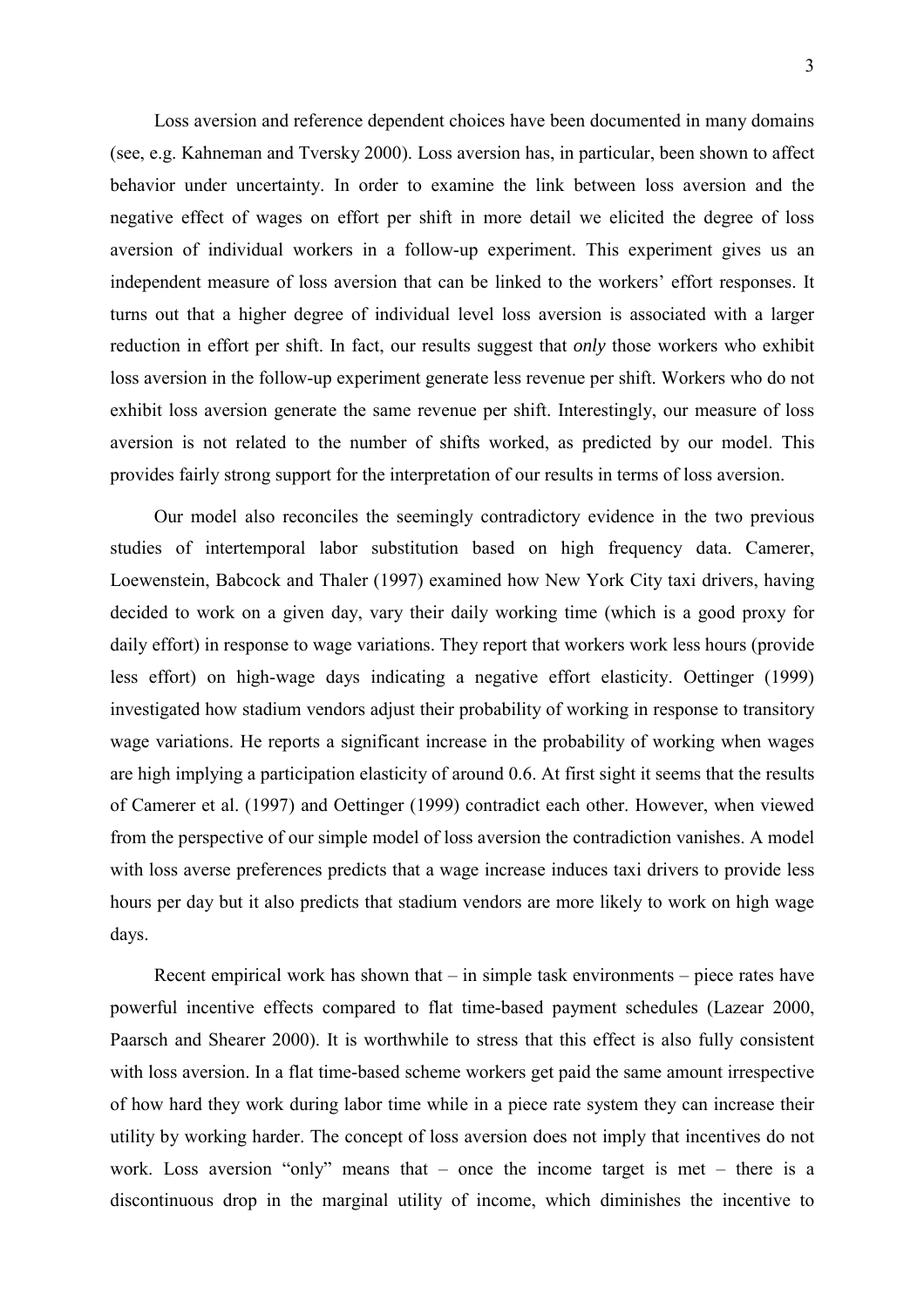Loss aversion and reference dependent choices have been documented in many domains (see, e.g. Kahneman and Tversky 2000). Loss aversion has, in particular, been shown to affect behavior under uncertainty. In order to examine the link between loss aversion and the negative effect of wages on effort per shift in more detail we elicited the degree of loss aversion of individual workers in a follow-up experiment. This experiment gives us an independent measure of loss aversion that can be linked to the workers' effort responses. It turns out that a higher degree of individual level loss aversion is associated with a larger reduction in effort per shift. In fact, our results suggest that *only* those workers who exhibit loss aversion in the follow-up experiment generate less revenue per shift. Workers who do not exhibit loss aversion generate the same revenue per shift. Interestingly, our measure of loss aversion is not related to the number of shifts worked, as predicted by our model. This provides fairly strong support for the interpretation of our results in terms of loss aversion.

Our model also reconciles the seemingly contradictory evidence in the two previous studies of intertemporal labor substitution based on high frequency data. Camerer, Loewenstein, Babcock and Thaler (1997) examined how New York City taxi drivers, having decided to work on a given day, vary their daily working time (which is a good proxy for daily effort) in response to wage variations. They report that workers work less hours (provide less effort) on high-wage days indicating a negative effort elasticity. Oettinger (1999) investigated how stadium vendors adjust their probability of working in response to transitory wage variations. He reports a significant increase in the probability of working when wages are high implying a participation elasticity of around 0.6. At first sight it seems that the results of Camerer et al. (1997) and Oettinger (1999) contradict each other. However, when viewed from the perspective of our simple model of loss aversion the contradiction vanishes. A model with loss averse preferences predicts that a wage increase induces taxi drivers to provide less hours per day but it also predicts that stadium vendors are more likely to work on high wage days.

Recent empirical work has shown that – in simple task environments – piece rates have powerful incentive effects compared to flat time-based payment schedules (Lazear 2000, Paarsch and Shearer 2000). It is worthwhile to stress that this effect is also fully consistent with loss aversion. In a flat time-based scheme workers get paid the same amount irrespective of how hard they work during labor time while in a piece rate system they can increase their utility by working harder. The concept of loss aversion does not imply that incentives do not work. Loss aversion "only" means that – once the income target is met – there is a discontinuous drop in the marginal utility of income, which diminishes the incentive to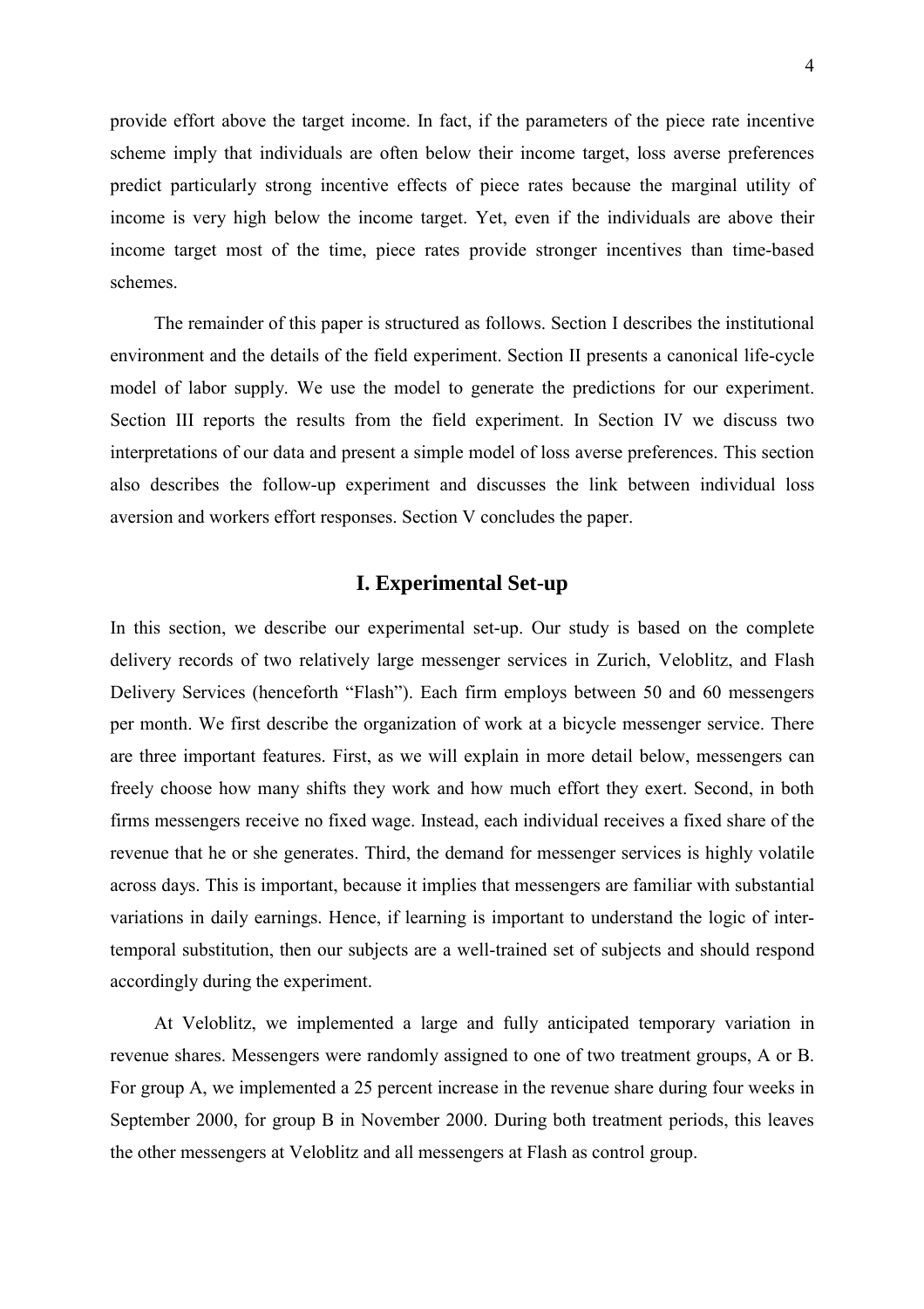provide effort above the target income. In fact, if the parameters of the piece rate incentive scheme imply that individuals are often below their income target, loss averse preferences predict particularly strong incentive effects of piece rates because the marginal utility of income is very high below the income target. Yet, even if the individuals are above their income target most of the time, piece rates provide stronger incentives than time-based schemes.

The remainder of this paper is structured as follows. Section I describes the institutional environment and the details of the field experiment. Section II presents a canonical life-cycle model of labor supply. We use the model to generate the predictions for our experiment. Section III reports the results from the field experiment. In Section IV we discuss two interpretations of our data and present a simple model of loss averse preferences. This section also describes the follow-up experiment and discusses the link between individual loss aversion and workers effort responses. Section V concludes the paper.

## I. Experimental Set-up

In this section, we describe our experimental set-up. Our study is based on the complete delivery records of two relatively large messenger services in Zurich, Veloblitz, and Flash Delivery Services (henceforth "Flash"). Each firm employs between 50 and 60 messengers per month. We first describe the organization of work at a bicycle messenger service. There are three important features. First, as we will explain in more detail below, messengers can freely choose how many shifts they work and how much effort they exert. Second, in both firms messengers receive no fixed wage. Instead, each individual receives a fixed share of the revenue that he or she generates. Third, the demand for messenger services is highly volatile across days. This is important, because it implies that messengers are familiar with substantial variations in daily earnings. Hence, if learning is important to understand the logic of inter-temporal substitution, then our subjects are a well-trained set of subjects and should respond accordingly during the experiment.

At Veloblitz, we implemented a large and fully anticipated temporary variation in revenue shares. Messengers were randomly assigned to one of two treatment groups, A or B. For group A, we implemented a 25 percent increase in the revenue share during four weeks in September 2000, for group B in November 2000. During both treatment periods, this leaves the other messengers at Veloblitz and all messengers at Flash as control group.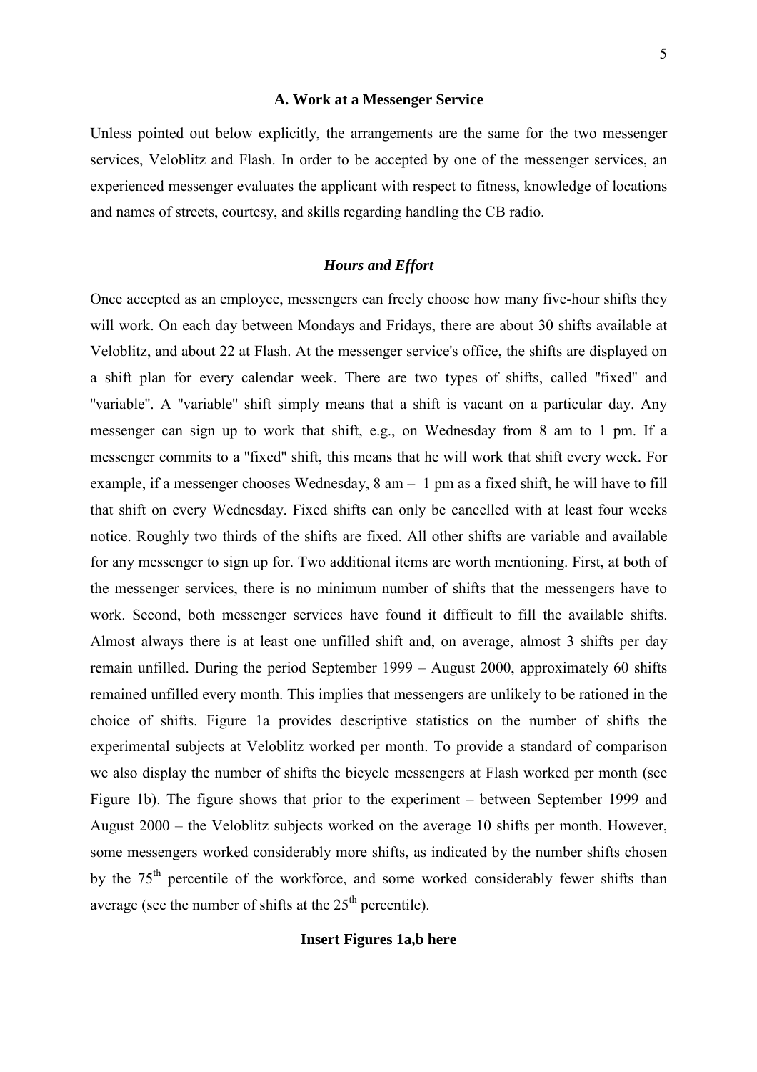### A. Work at a Messenger Service

Unless pointed out below explicitly, the arrangements are the same for the two messenger services, Veloblitz and Flash. In order to be accepted by one of the messenger services, an experienced messenger evaluates the applicant with respect to fitness, knowledge of locations and names of streets, courtesy, and skills regarding handling the CB radio.

#### *Hours and Effort*

Once accepted as an employee, messengers can freely choose how many five-hour shifts they will work. On each day between Mondays and Fridays, there are about 30 shifts available at Veloblitz, and about 22 at Flash. At the messenger service's office, the shifts are displayed on a shift plan for every calendar week. There are two types of shifts, called "fixed" and "variable". A "variable" shift simply means that a shift is vacant on a particular day. Any messenger can sign up to work that shift, e.g., on Wednesday from 8 am to 1 pm. If a messenger commits to a "fixed" shift, this means that he will work that shift every week. For example, if a messenger chooses Wednesday, 8 am – 1 pm as a fixed shift, he will have to fill that shift on every Wednesday. Fixed shifts can only be cancelled with at least four weeks notice. Roughly two thirds of the shifts are fixed. All other shifts are variable and available for any messenger to sign up for. Two additional items are worth mentioning. First, at both of the messenger services, there is no minimum number of shifts that the messengers have to work. Second, both messenger services have found it difficult to fill the available shifts. Almost always there is at least one unfilled shift and, on average, almost 3 shifts per day remain unfilled. During the period September 1999 – August 2000, approximately 60 shifts remained unfilled every month. This implies that messengers are unlikely to be rationed in the choice of shifts. Figure 1a provides descriptive statistics on the number of shifts the experimental subjects at Veloblitz worked per month. To provide a standard of comparison we also display the number of shifts the bicycle messengers at Flash worked per month (see Figure 1b). The figure shows that prior to the experiment – between September 1999 and August 2000 – the Veloblitz subjects worked on the average 10 shifts per month. However, some messengers worked considerably more shifts, as indicated by the number shifts chosen by the 75$^{th}$ percentile of the workforce, and some worked considerably fewer shifts than average (see the number of shifts at the 25$^{th}$ percentile).

**Insert Figures 1a,b here**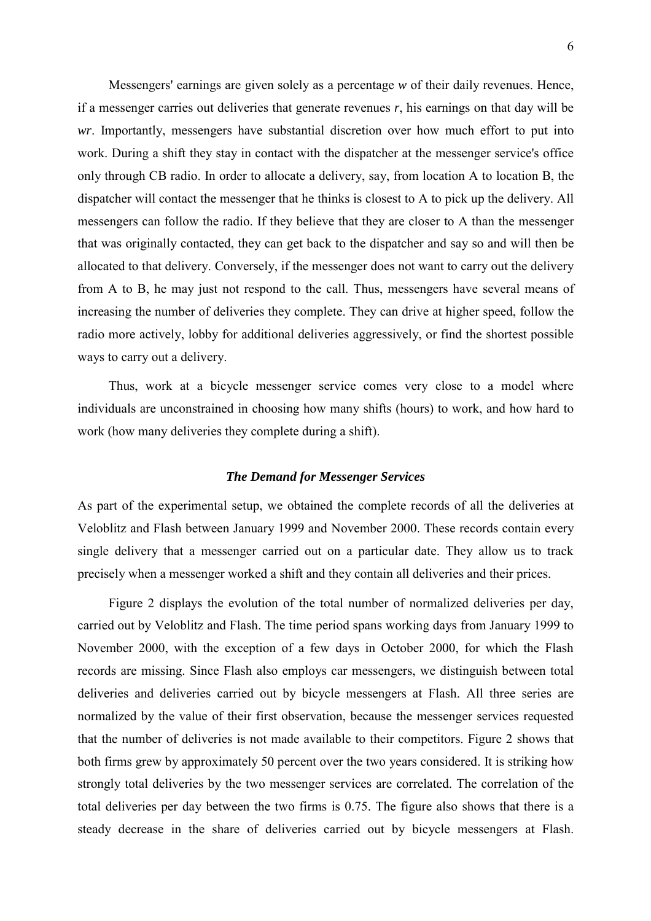Messengers' earnings are given solely as a percentage $w$ of their daily revenues. Hence, if a messenger carries out deliveries that generate revenues $r$, his earnings on that day will be $wr$. Importantly, messengers have substantial discretion over how much effort to put into work. During a shift they stay in contact with the dispatcher at the messenger service's office only through CB radio. In order to allocate a delivery, say, from location A to location B, the dispatcher will contact the messenger that he thinks is closest to A to pick up the delivery. All messengers can follow the radio. If they believe that they are closer to A than the messenger that was originally contacted, they can get back to the dispatcher and say so and will then be allocated to that delivery. Conversely, if the messenger does not want to carry out the delivery from A to B, he may just not respond to the call. Thus, messengers have several means of increasing the number of deliveries they complete. They can drive at higher speed, follow the radio more actively, lobby for additional deliveries aggressively, or find the shortest possible ways to carry out a delivery.

Thus, work at a bicycle messenger service comes very close to a model where individuals are unconstrained in choosing how many shifts (hours) to work, and how hard to work (how many deliveries they complete during a shift).

### *The Demand for Messenger Services*

As part of the experimental setup, we obtained the complete records of all the deliveries at Veloblitz and Flash between January 1999 and November 2000. These records contain every single delivery that a messenger carried out on a particular date. They allow us to track precisely when a messenger worked a shift and they contain all deliveries and their prices.

Figure 2 displays the evolution of the total number of normalized deliveries per day, carried out by Veloblitz and Flash. The time period spans working days from January 1999 to November 2000, with the exception of a few days in October 2000, for which the Flash records are missing. Since Flash also employs car messengers, we distinguish between total deliveries and deliveries carried out by bicycle messengers at Flash. All three series are normalized by the value of their first observation, because the messenger services requested that the number of deliveries is not made available to their competitors. Figure 2 shows that both firms grew by approximately 50 percent over the two years considered. It is striking how strongly total deliveries by the two messenger services are correlated. The correlation of the total deliveries per day between the two firms is 0.75. The figure also shows that there is a steady decrease in the share of deliveries carried out by bicycle messengers at Flash.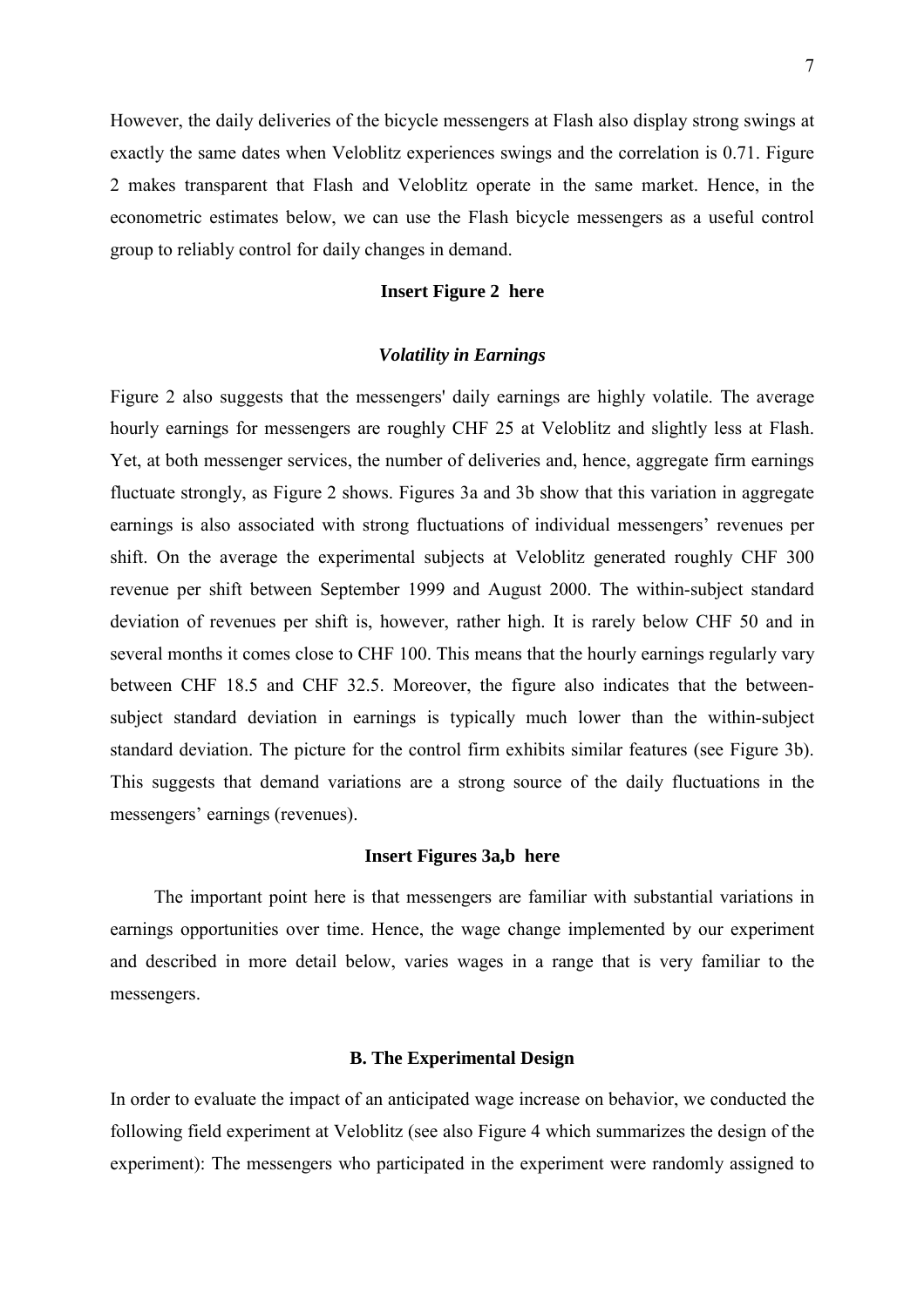However, the daily deliveries of the bicycle messengers at Flash also display strong swings at exactly the same dates when Veloblitz experiences swings and the correlation is 0.71. Figure 2 makes transparent that Flash and Veloblitz operate in the same market. Hence, in the econometric estimates below, we can use the Flash bicycle messengers as a useful control group to reliably control for daily changes in demand.

**Insert Figure 2 here**

### *Volatility in Earnings*

Figure 2 also suggests that the messengers' daily earnings are highly volatile. The average hourly earnings for messengers are roughly CHF 25 at Veloblitz and slightly less at Flash. Yet, at both messenger services, the number of deliveries and, hence, aggregate firm earnings fluctuate strongly, as Figure 2 shows. Figures 3a and 3b show that this variation in aggregate earnings is also associated with strong fluctuations of individual messengers' revenues per shift. On the average the experimental subjects at Veloblitz generated roughly CHF 300 revenue per shift between September 1999 and August 2000. The within-subject standard deviation of revenues per shift is, however, rather high. It is rarely below CHF 50 and in several months it comes close to CHF 100. This means that the hourly earnings regularly vary between CHF 18.5 and CHF 32.5. Moreover, the figure also indicates that the between-subject standard deviation in earnings is typically much lower than the within-subject standard deviation. The picture for the control firm exhibits similar features (see Figure 3b). This suggests that demand variations are a strong source of the daily fluctuations in the messengers' earnings (revenues).

**Insert Figures 3a,b here**

The important point here is that messengers are familiar with substantial variations in earnings opportunities over time. Hence, the wage change implemented by our experiment and described in more detail below, varies wages in a range that is very familiar to the messengers.

### B. The Experimental Design

In order to evaluate the impact of an anticipated wage increase on behavior, we conducted the following field experiment at Veloblitz (see also Figure 4 which summarizes the design of the experiment): The messengers who participated in the experiment were randomly assigned to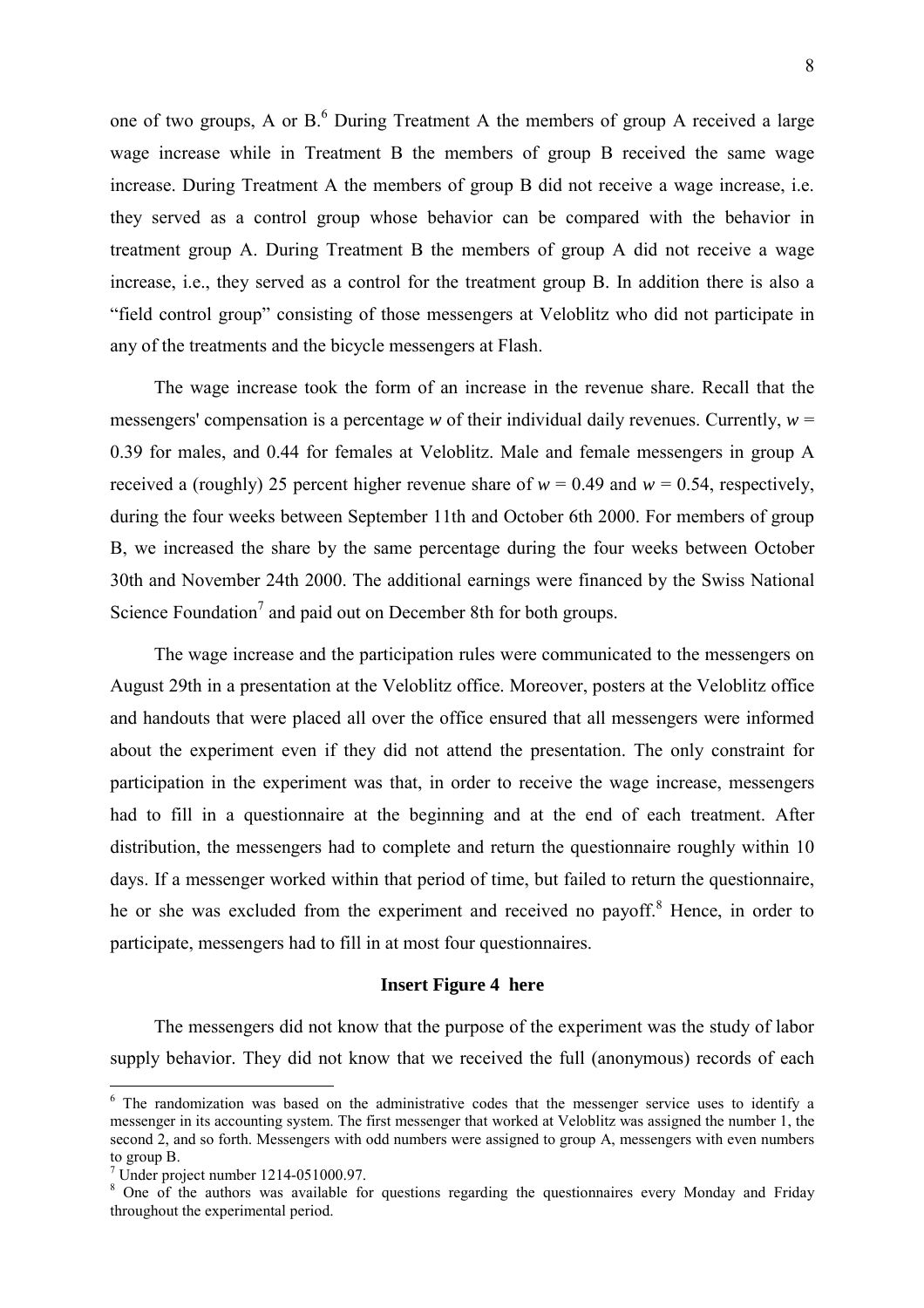one of two groups, A or B.[6] During Treatment A the members of group A received a large wage increase while in Treatment B the members of group B received the same wage increase. During Treatment A the members of group B did not receive a wage increase, i.e. they served as a control group whose behavior can be compared with the behavior in treatment group A. During Treatment B the members of group A did not receive a wage increase, i.e., they served as a control for the treatment group B. In addition there is also a "field control group" consisting of those messengers at Veloblitz who did not participate in any of the treatments and the bicycle messengers at Flash.

The wage increase took the form of an increase in the revenue share. Recall that the messengers' compensation is a percentage $w$ of their individual daily revenues. Currently, $w = 0.39$ for males, and 0.44 for females at Veloblitz. Male and female messengers in group A received a (roughly) 25 percent higher revenue share of $w = 0.49$ and $w = 0.54$, respectively, during the four weeks between September 11th and October 6th 2000. For members of group B, we increased the share by the same percentage during the four weeks between October 30th and November 24th 2000. The additional earnings were financed by the Swiss National Science Foundation[7] and paid out on December 8th for both groups.

The wage increase and the participation rules were communicated to the messengers on August 29th in a presentation at the Veloblitz office. Moreover, posters at the Veloblitz office and handouts that were placed all over the office ensured that all messengers were informed about the experiment even if they did not attend the presentation. The only constraint for participation in the experiment was that, in order to receive the wage increase, messengers had to fill in a questionnaire at the beginning and at the end of each treatment. After distribution, the messengers had to complete and return the questionnaire roughly within 10 days. If a messenger worked within that period of time, but failed to return the questionnaire, he or she was excluded from the experiment and received no payoff.[8] Hence, in order to participate, messengers had to fill in at most four questionnaires.

**Insert Figure 4 here**

The messengers did not know that the purpose of the experiment was the study of labor supply behavior. They did not know that we received the full (anonymous) records of each

---

[6] The randomization was based on the administrative codes that the messenger service uses to identify a messenger in its accounting system. The first messenger that worked at Veloblitz was assigned the number 1, the second 2, and so forth. Messengers with odd numbers were assigned to group A, messengers with even numbers to group B.

[7] Under project number 1214-051000.97.

[8] One of the authors was available for questions regarding the questionnaires every Monday and Friday throughout the experimental period.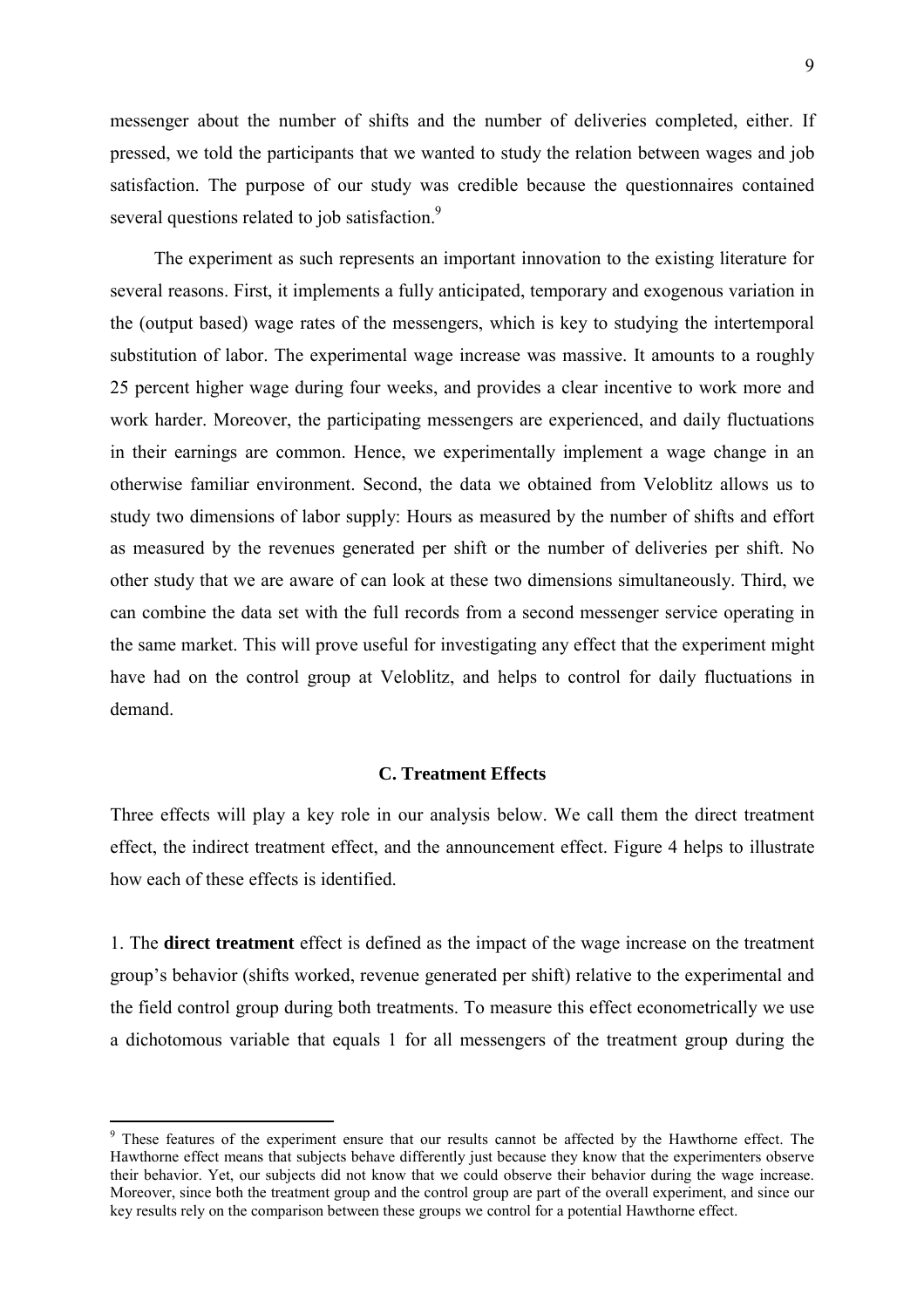messenger about the number of shifts and the number of deliveries completed, either. If pressed, we told the participants that we wanted to study the relation between wages and job satisfaction. The purpose of our study was credible because the questionnaires contained several questions related to job satisfaction.[9]

The experiment as such represents an important innovation to the existing literature for several reasons. First, it implements a fully anticipated, temporary and exogenous variation in the (output based) wage rates of the messengers, which is key to studying the intertemporal substitution of labor. The experimental wage increase was massive. It amounts to a roughly 25 percent higher wage during four weeks, and provides a clear incentive to work more and work harder. Moreover, the participating messengers are experienced, and daily fluctuations in their earnings are common. Hence, we experimentally implement a wage change in an otherwise familiar environment. Second, the data we obtained from Veloblitz allows us to study two dimensions of labor supply: Hours as measured by the number of shifts and effort as measured by the revenues generated per shift or the number of deliveries per shift. No other study that we are aware of can look at these two dimensions simultaneously. Third, we can combine the data set with the full records from a second messenger service operating in the same market. This will prove useful for investigating any effect that the experiment might have had on the control group at Veloblitz, and helps to control for daily fluctuations in demand.

### C. Treatment Effects

Three effects will play a key role in our analysis below. We call them the direct treatment effect, the indirect treatment effect, and the announcement effect. Figure 4 helps to illustrate how each of these effects is identified.

1. The **direct treatment** effect is defined as the impact of the wage increase on the treatment group's behavior (shifts worked, revenue generated per shift) relative to the experimental and the field control group during both treatments. To measure this effect econometrically we use a dichotomous variable that equals 1 for all messengers of the treatment group during the

[9] These features of the experiment ensure that our results cannot be affected by the Hawthorne effect. The Hawthorne effect means that subjects behave differently just because they know that the experimenters observe their behavior. Yet, our subjects did not know that we could observe their behavior during the wage increase. Moreover, since both the treatment group and the control group are part of the overall experiment, and since our key results rely on the comparison between these groups we control for a potential Hawthorne effect.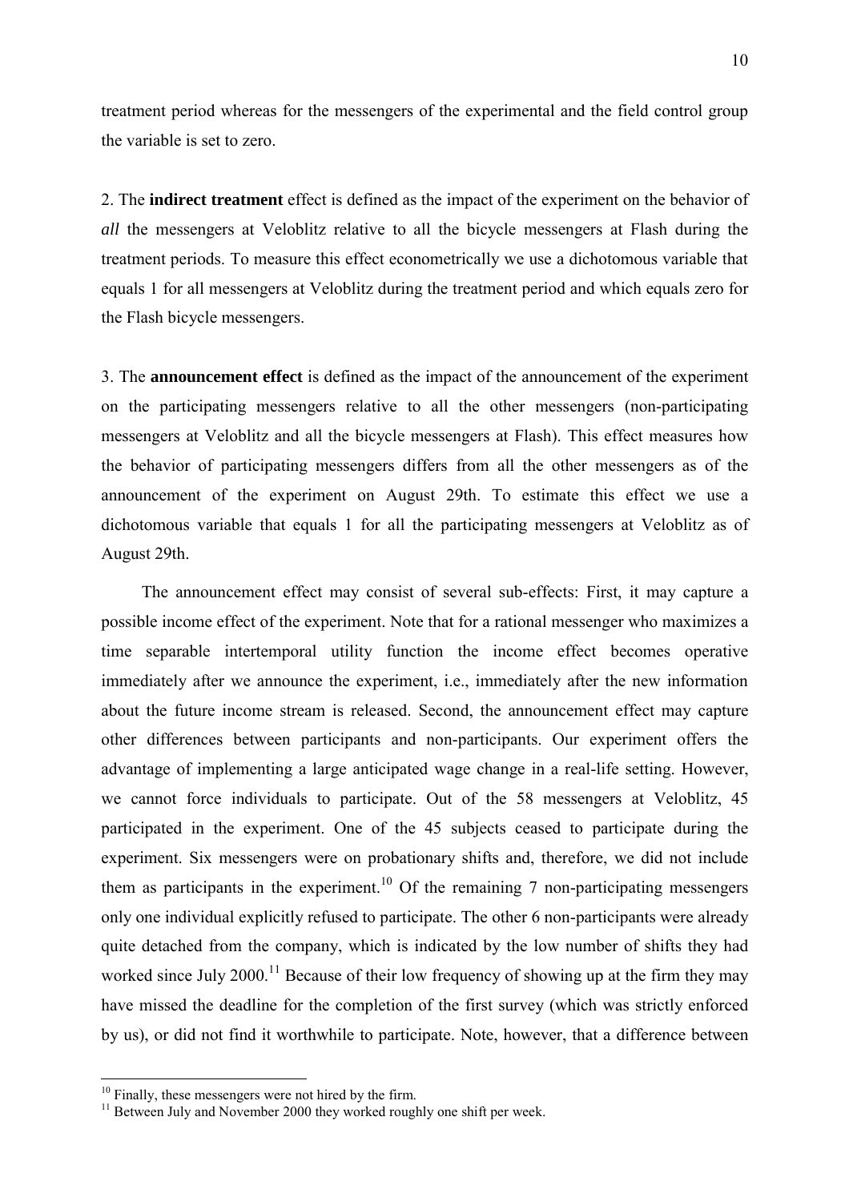treatment period whereas for the messengers of the experimental and the field control group the variable is set to zero.

2. The **indirect treatment** effect is defined as the impact of the experiment on the behavior of *all* the messengers at Veloblitz relative to all the bicycle messengers at Flash during the treatment periods. To measure this effect econometrically we use a dichotomous variable that equals 1 for all messengers at Veloblitz during the treatment period and which equals zero for the Flash bicycle messengers.

3. The **announcement effect** is defined as the impact of the announcement of the experiment on the participating messengers relative to all the other messengers (non-participating messengers at Veloblitz and all the bicycle messengers at Flash). This effect measures how the behavior of participating messengers differs from all the other messengers as of the announcement of the experiment on August 29th. To estimate this effect we use a dichotomous variable that equals 1 for all the participating messengers at Veloblitz as of August 29th.

The announcement effect may consist of several sub-effects: First, it may capture a possible income effect of the experiment. Note that for a rational messenger who maximizes a time separable intertemporal utility function the income effect becomes operative immediately after we announce the experiment, i.e., immediately after the new information about the future income stream is released. Second, the announcement effect may capture other differences between participants and non-participants. Our experiment offers the advantage of implementing a large anticipated wage change in a real-life setting. However, we cannot force individuals to participate. Out of the 58 messengers at Veloblitz, 45 participated in the experiment. One of the 45 subjects ceased to participate during the experiment. Six messengers were on probationary shifts and, therefore, we did not include them as participants in the experiment.[10] Of the remaining 7 non-participating messengers only one individual explicitly refused to participate. The other 6 non-participants were already quite detached from the company, which is indicated by the low number of shifts they had worked since July 2000.[11] Because of their low frequency of showing up at the firm they may have missed the deadline for the completion of the first survey (which was strictly enforced by us), or did not find it worthwhile to participate. Note, however, that a difference between

[10] Finally, these messengers were not hired by the firm.

[11] Between July and November 2000 they worked roughly one shift per week.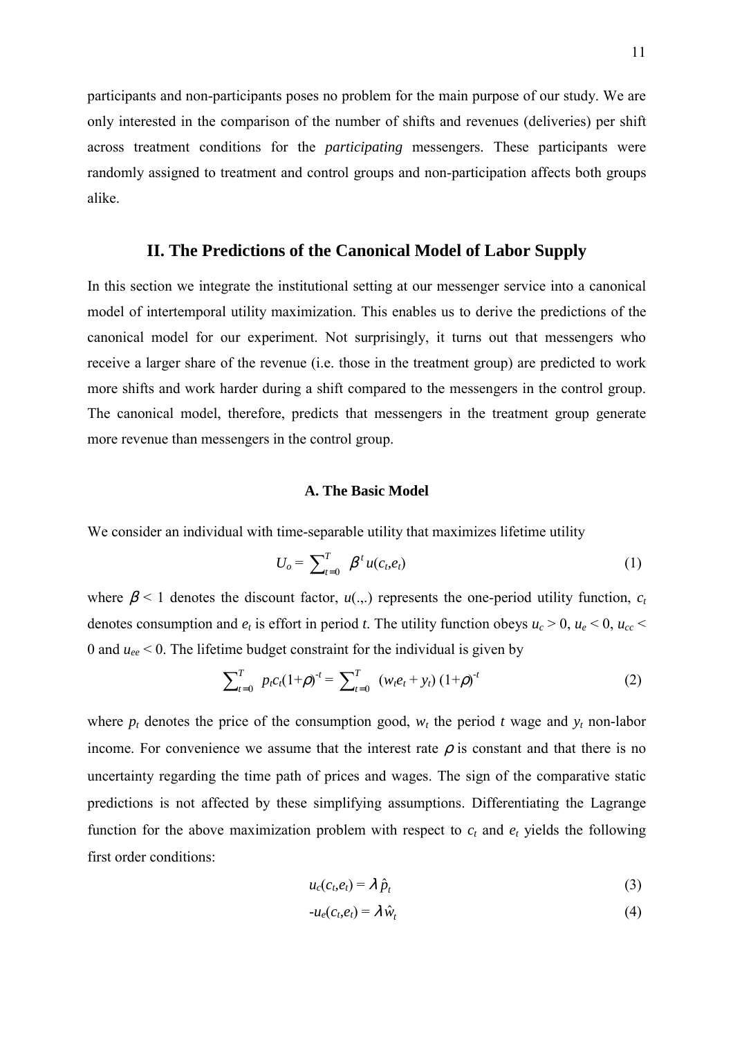participants and non-participants poses no problem for the main purpose of our study. We are only interested in the comparison of the number of shifts and revenues (deliveries) per shift across treatment conditions for the *participating* messengers. These participants were randomly assigned to treatment and control groups and non-participation affects both groups alike.

## II. The Predictions of the Canonical Model of Labor Supply

In this section we integrate the institutional setting at our messenger service into a canonical model of intertemporal utility maximization. This enables us to derive the predictions of the canonical model for our experiment. Not surprisingly, it turns out that messengers who receive a larger share of the revenue (i.e. those in the treatment group) are predicted to work more shifts and work harder during a shift compared to the messengers in the control group. The canonical model, therefore, predicts that messengers in the treatment group generate more revenue than messengers in the control group.

### A. The Basic Model

We consider an individual with time-separable utility that maximizes lifetime utility

$$U_o = \sum_{t=0}^{T} \beta^t u(c_t, e_t) \tag{1}$$

where $\beta < 1$ denotes the discount factor, $u(.,.)$ represents the one-period utility function, $c_t$ denotes consumption and $e_t$ is effort in period $t$. The utility function obeys $u_c > 0$, $u_e < 0$, $u_{cc} < 0$ and $u_{ee} < 0$. The lifetime budget constraint for the individual is given by

$$\sum_{t=0}^{T} p_t c_t (1+\rho)^{-t} = \sum_{t=0}^{T} (w_t e_t + y_t)(1+\rho)^{-t} \tag{2}$$

where $p_t$ denotes the price of the consumption good, $w_t$ the period $t$ wage and $y_t$ non-labor income. For convenience we assume that the interest rate $\rho$ is constant and that there is no uncertainty regarding the time path of prices and wages. The sign of the comparative static predictions is not affected by these simplifying assumptions. Differentiating the Lagrange function for the above maximization problem with respect to $c_t$ and $e_t$ yields the following first order conditions:

$$u_c(c_t, e_t) = \lambda \hat{p}_t \tag{3}$$

$$-u_e(c_t, e_t) = \lambda \hat{w}_t \tag{4}$$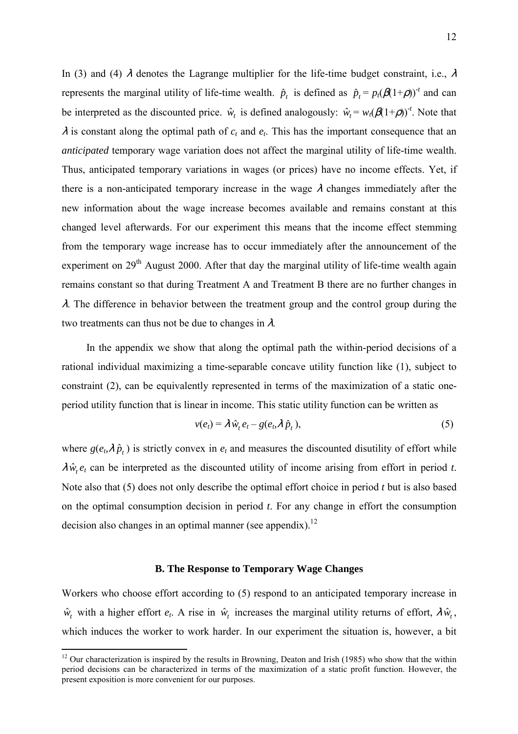In (3) and (4) $\lambda$ denotes the Lagrange multiplier for the life-time budget constraint, i.e., $\lambda$ represents the marginal utility of life-time wealth. $\hat{p}_t$ is defined as $\hat{p}_t = p_t(\beta(1+\rho))^{-t}$ and can be interpreted as the discounted price. $\hat{w}_t$ is defined analogously: $\hat{w}_t = w_t(\beta(1+\rho))^{-t}$. Note that $\lambda$ is constant along the optimal path of $c_t$ and $e_t$. This has the important consequence that an *anticipated* temporary wage variation does not affect the marginal utility of life-time wealth. Thus, anticipated temporary variations in wages (or prices) have no income effects. Yet, if there is a non-anticipated temporary increase in the wage $\lambda$ changes immediately after the new information about the wage increase becomes available and remains constant at this changed level afterwards. For our experiment this means that the income effect stemming from the temporary wage increase has to occur immediately after the announcement of the experiment on 29th August 2000. After that day the marginal utility of life-time wealth again remains constant so that during Treatment A and Treatment B there are no further changes in $\lambda$. The difference in behavior between the treatment group and the control group during the two treatments can thus not be due to changes in $\lambda$.

In the appendix we show that along the optimal path the within-period decisions of a rational individual maximizing a time-separable concave utility function like (1), subject to constraint (2), can be equivalently represented in terms of the maximization of a static one-period utility function that is linear in income. This static utility function can be written as

$$v(e_t) = \lambda \hat{w}_t e_t - g(e_t, \lambda \hat{p}_t), \tag{5}$$

where $g(e_t, \lambda \hat{p}_t)$ is strictly convex in $e_t$ and measures the discounted disutility of effort while $\lambda \hat{w}_t e_t$ can be interpreted as the discounted utility of income arising from effort in period $t$. Note also that (5) does not only describe the optimal effort choice in period $t$ but is also based on the optimal consumption decision in period $t$. For any change in effort the consumption decision also changes in an optimal manner (see appendix).[12]

### B. The Response to Temporary Wage Changes

Workers who choose effort according to (5) respond to an anticipated temporary increase in $\hat{w}_t$ with a higher effort $e_t$. A rise in $\hat{w}_t$ increases the marginal utility returns of effort, $\lambda \hat{w}_t$, which induces the worker to work harder. In our experiment the situation is, however, a bit

[12] Our characterization is inspired by the results in Browning, Deaton and Irish (1985) who show that the within period decisions can be characterized in terms of the maximization of a static profit function. However, the present exposition is more convenient for our purposes.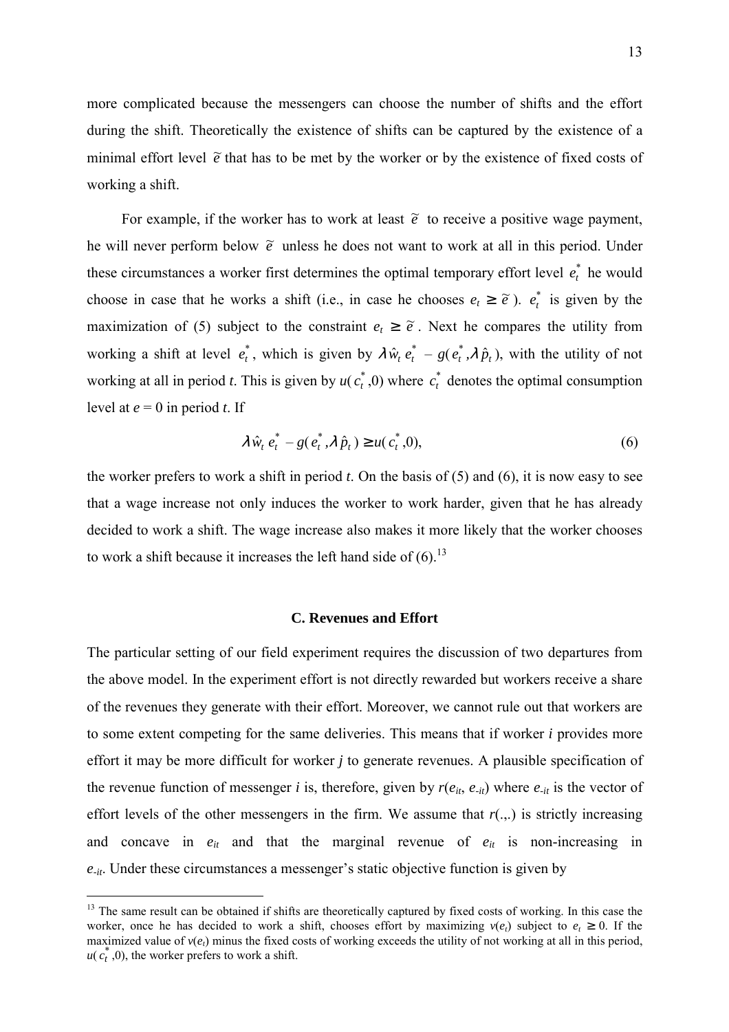more complicated because the messengers can choose the number of shifts and the effort during the shift. Theoretically the existence of shifts can be captured by the existence of a minimal effort level $\tilde{e}$ that has to be met by the worker or by the existence of fixed costs of working a shift.

For example, if the worker has to work at least $\tilde{e}$ to receive a positive wage payment, he will never perform below $\tilde{e}$ unless he does not want to work at all in this period. Under these circumstances a worker first determines the optimal temporary effort level $e_t^*$ he would choose in case that he works a shift (i.e., in case he chooses $e_t \geq \tilde{e}$ ). $e_t^*$ is given by the maximization of (5) subject to the constraint $e_t \geq \tilde{e}$ . Next he compares the utility from working a shift at level $e_t^*$, which is given by $\lambda \hat{w}_t e_t^* - g(e_t^*, \lambda \hat{p}_t)$, with the utility of not working at all in period *t*. This is given by $u(c_t^*, 0)$ where $c_t^*$ denotes the optimal consumption level at $e = 0$ in period *t*. If

$$\lambda \hat{w}_t e_t^* - g(e_t^*, \lambda \hat{p}_t) \geq u(c_t^*, 0), \tag{6}$$

the worker prefers to work a shift in period *t*. On the basis of (5) and (6), it is now easy to see that a wage increase not only induces the worker to work harder, given that he has already decided to work a shift. The wage increase also makes it more likely that the worker chooses to work a shift because it increases the left hand side of (6).[13]

### C. Revenues and Effort

The particular setting of our field experiment requires the discussion of two departures from the above model. In the experiment effort is not directly rewarded but workers receive a share of the revenues they generate with their effort. Moreover, we cannot rule out that workers are to some extent competing for the same deliveries. This means that if worker *i* provides more effort it may be more difficult for worker *j* to generate revenues. A plausible specification of the revenue function of messenger *i* is, therefore, given by $r(e_{it}, e_{-it})$ where $e_{-it}$ is the vector of effort levels of the other messengers in the firm. We assume that $r(.,.)$ is strictly increasing and concave in $e_{it}$ and that the marginal revenue of $e_{it}$ is non-increasing in $e_{-it}$. Under these circumstances a messenger's static objective function is given by

---

[13] The same result can be obtained if shifts are theoretically captured by fixed costs of working. In this case the worker, once he has decided to work a shift, chooses effort by maximizing $v(e_t)$ subject to $e_t \geq 0$. If the maximized value of $v(e_t)$ minus the fixed costs of working exceeds the utility of not working at all in this period, $u(c_t^*, 0)$, the worker prefers to work a shift.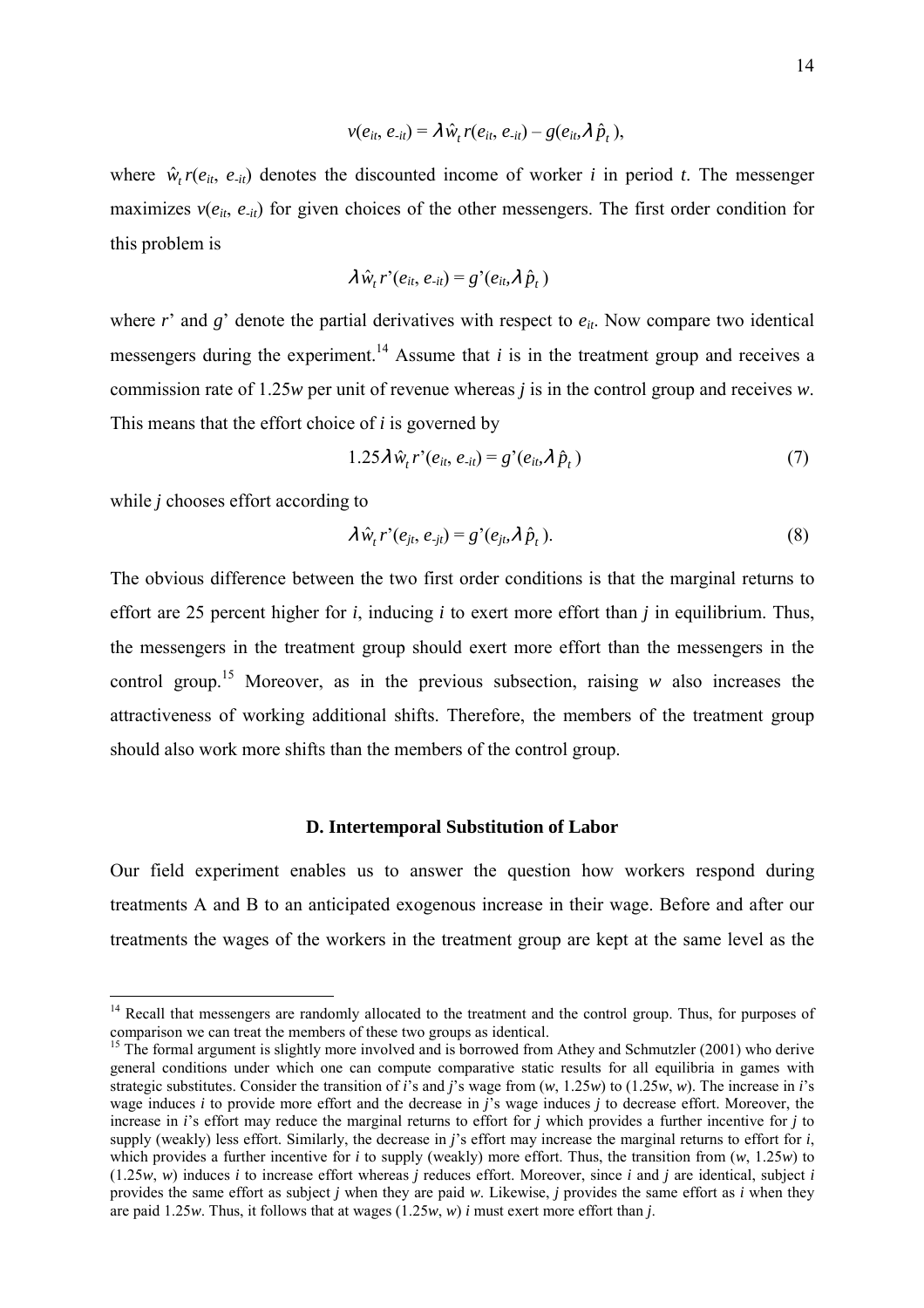$$v(e_{it}, e_{-it}) = \lambda \hat{w}_t r(e_{it}, e_{-it}) - g(e_{it}, \lambda \hat{p}_t),$$

where $\hat{w}_t r(e_{it}, e_{-it})$ denotes the discounted income of worker $i$ in period $t$. The messenger maximizes $v(e_{it}, e_{-it})$ for given choices of the other messengers. The first order condition for this problem is

$$\lambda \hat{w}_t r'(e_{it}, e_{-it}) = g'(e_{it}, \lambda \hat{p}_t)$$

where $r'$ and $g'$ denote the partial derivatives with respect to $e_{it}$. Now compare two identical messengers during the experiment.[14] Assume that $i$ is in the treatment group and receives a commission rate of $1.25w$ per unit of revenue whereas $j$ is in the control group and receives $w$. This means that the effort choice of $i$ is governed by

$$1.25\lambda \hat{w}_t r'(e_{it}, e_{-it}) = g'(e_{it}, \lambda \hat{p}_t) \tag{7}$$

while $j$ chooses effort according to

$$\lambda \hat{w}_t r'(e_{jt}, e_{-jt}) = g'(e_{jt}, \lambda \hat{p}_t). \tag{8}$$

The obvious difference between the two first order conditions is that the marginal returns to effort are 25 percent higher for $i$, inducing $i$ to exert more effort than $j$ in equilibrium. Thus, the messengers in the treatment group should exert more effort than the messengers in the control group.[15] Moreover, as in the previous subsection, raising $w$ also increases the attractiveness of working additional shifts. Therefore, the members of the treatment group should also work more shifts than the members of the control group.

### D. Intertemporal Substitution of Labor

Our field experiment enables us to answer the question how workers respond during treatments A and B to an anticipated exogenous increase in their wage. Before and after our treatments the wages of the workers in the treatment group are kept at the same level as the

[14] Recall that messengers are randomly allocated to the treatment and the control group. Thus, for purposes of comparison we can treat the members of these two groups as identical.

[15] The formal argument is slightly more involved and is borrowed from Athey and Schmutzler (2001) who derive general conditions under which one can compute comparative static results for all equilibria in games with strategic substitutes. Consider the transition of $i$'s and $j$'s wage from ($w$, $1.25w$) to ($1.25w$, $w$). The increase in $i$'s wage induces $i$ to provide more effort and the decrease in $j$'s wage induces $j$ to decrease effort. Moreover, the increase in $i$'s effort may reduce the marginal returns to effort for $j$ which provides a further incentive for $j$ to supply (weakly) less effort. Similarly, the decrease in $j$'s effort may increase the marginal returns to effort for $i$, which provides a further incentive for $i$ to supply (weakly) more effort. Thus, the transition from ($w$, $1.25w$) to ($1.25w$, $w$) induces $i$ to increase effort whereas $j$ reduces effort. Moreover, since $i$ and $j$ are identical, subject $i$ provides the same effort as subject $j$ when they are paid $w$. Likewise, $j$ provides the same effort as $i$ when they are paid $1.25w$. Thus, it follows that at wages ($1.25w$, $w$) $i$ must exert more effort than $j$.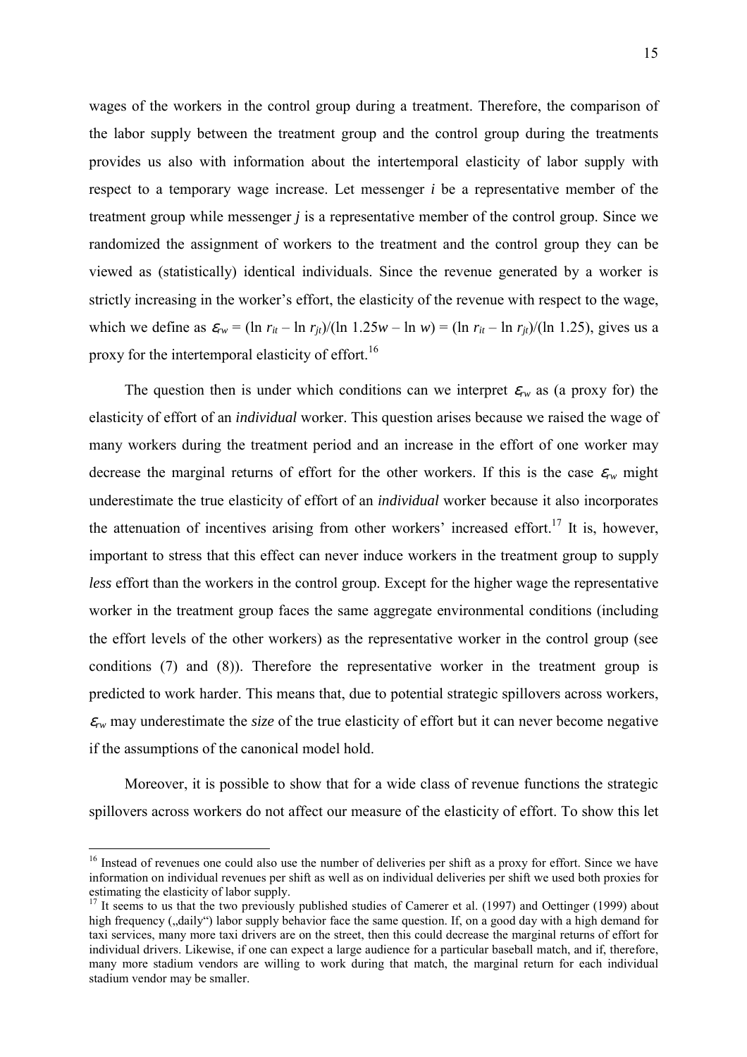wages of the workers in the control group during a treatment. Therefore, the comparison of the labor supply between the treatment group and the control group during the treatments provides us also with information about the intertemporal elasticity of labor supply with respect to a temporary wage increase. Let messenger *i* be a representative member of the treatment group while messenger *j* is a representative member of the control group. Since we randomized the assignment of workers to the treatment and the control group they can be viewed as (statistically) identical individuals. Since the revenue generated by a worker is strictly increasing in the worker's effort, the elasticity of the revenue with respect to the wage, which we define as $\varepsilon_{rw} = (\ln r_{it} - \ln r_{jt})/(\ln 1.25w - \ln w) = (\ln r_{it} - \ln r_{jt})/(\ln 1.25)$, gives us a proxy for the intertemporal elasticity of effort.[16]

The question then is under which conditions can we interpret $\varepsilon_{rw}$ as (a proxy for) the elasticity of effort of an *individual* worker. This question arises because we raised the wage of many workers during the treatment period and an increase in the effort of one worker may decrease the marginal returns of effort for the other workers. If this is the case $\varepsilon_{rw}$ might underestimate the true elasticity of effort of an *individual* worker because it also incorporates the attenuation of incentives arising from other workers' increased effort.[17] It is, however, important to stress that this effect can never induce workers in the treatment group to supply *less* effort than the workers in the control group. Except for the higher wage the representative worker in the treatment group faces the same aggregate environmental conditions (including the effort levels of the other workers) as the representative worker in the control group (see conditions (7) and (8)). Therefore the representative worker in the treatment group is predicted to work harder. This means that, due to potential strategic spillovers across workers, $\varepsilon_{rw}$ may underestimate the *size* of the true elasticity of effort but it can never become negative if the assumptions of the canonical model hold.

Moreover, it is possible to show that for a wide class of revenue functions the strategic spillovers across workers do not affect our measure of the elasticity of effort. To show this let

---

[16] Instead of revenues one could also use the number of deliveries per shift as a proxy for effort. Since we have information on individual revenues per shift as well as on individual deliveries per shift we used both proxies for estimating the elasticity of labor supply.

[17] It seems to us that the two previously published studies of Camerer et al. (1997) and Oettinger (1999) about high frequency („daily") labor supply behavior face the same question. If, on a good day with a high demand for taxi services, many more taxi drivers are on the street, then this could decrease the marginal returns of effort for individual drivers. Likewise, if one can expect a large audience for a particular baseball match, and if, therefore, many more stadium vendors are willing to work during that match, the marginal return for each individual stadium vendor may be smaller.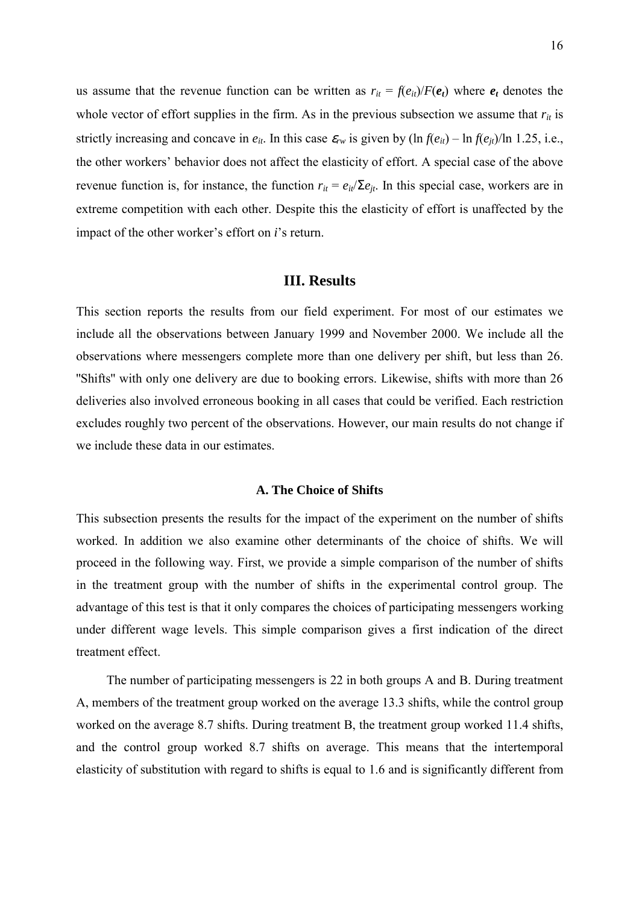us assume that the revenue function can be written as $r_{it} = f(e_{it})/F(\boldsymbol{e_t})$ where $\boldsymbol{e_t}$ denotes the whole vector of effort supplies in the firm. As in the previous subsection we assume that $r_{it}$ is strictly increasing and concave in $e_{it}$. In this case $\varepsilon_{rw}$ is given by (ln $f(e_{it})$ – ln $f(e_{jt})$/ln 1.25, i.e., the other workers' behavior does not affect the elasticity of effort. A special case of the above revenue function is, for instance, the function $r_{it} = e_{it}/\Sigma e_{jt}$. In this special case, workers are in extreme competition with each other. Despite this the elasticity of effort is unaffected by the impact of the other worker's effort on *i*'s return.

## III. Results

This section reports the results from our field experiment. For most of our estimates we include all the observations between January 1999 and November 2000. We include all the observations where messengers complete more than one delivery per shift, but less than 26. "Shifts" with only one delivery are due to booking errors. Likewise, shifts with more than 26 deliveries also involved erroneous booking in all cases that could be verified. Each restriction excludes roughly two percent of the observations. However, our main results do not change if we include these data in our estimates.

### A. The Choice of Shifts

This subsection presents the results for the impact of the experiment on the number of shifts worked. In addition we also examine other determinants of the choice of shifts. We will proceed in the following way. First, we provide a simple comparison of the number of shifts in the treatment group with the number of shifts in the experimental control group. The advantage of this test is that it only compares the choices of participating messengers working under different wage levels. This simple comparison gives a first indication of the direct treatment effect.

The number of participating messengers is 22 in both groups A and B. During treatment A, members of the treatment group worked on the average 13.3 shifts, while the control group worked on the average 8.7 shifts. During treatment B, the treatment group worked 11.4 shifts, and the control group worked 8.7 shifts on average. This means that the intertemporal elasticity of substitution with regard to shifts is equal to 1.6 and is significantly different from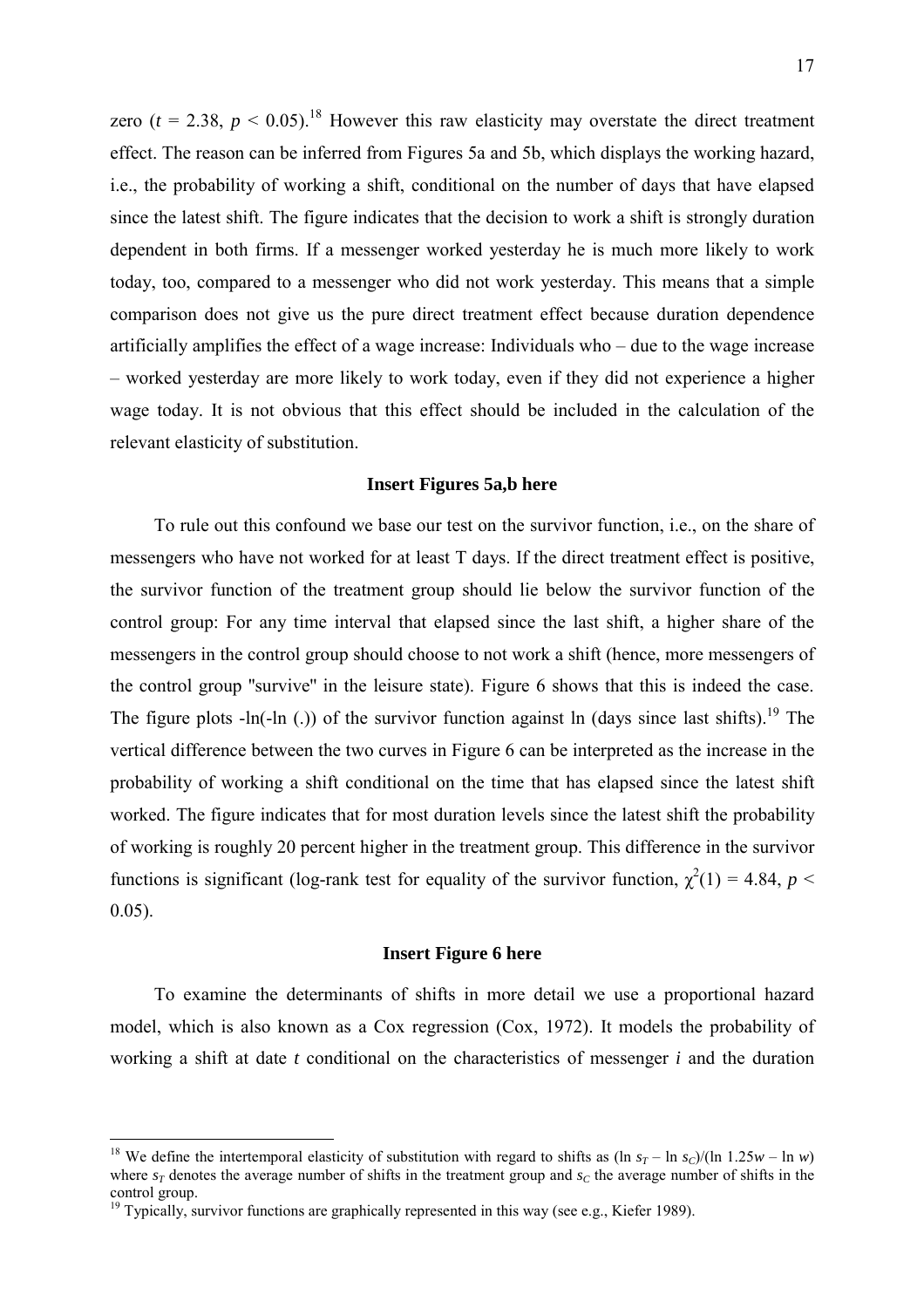zero ($t = 2.38$, $p < 0.05$).[18] However this raw elasticity may overstate the direct treatment effect. The reason can be inferred from Figures 5a and 5b, which displays the working hazard, i.e., the probability of working a shift, conditional on the number of days that have elapsed since the latest shift. The figure indicates that the decision to work a shift is strongly duration dependent in both firms. If a messenger worked yesterday he is much more likely to work today, too, compared to a messenger who did not work yesterday. This means that a simple comparison does not give us the pure direct treatment effect because duration dependence artificially amplifies the effect of a wage increase: Individuals who – due to the wage increase – worked yesterday are more likely to work today, even if they did not experience a higher wage today. It is not obvious that this effect should be included in the calculation of the relevant elasticity of substitution.

**Insert Figures 5a,b here**

To rule out this confound we base our test on the survivor function, i.e., on the share of messengers who have not worked for at least T days. If the direct treatment effect is positive, the survivor function of the treatment group should lie below the survivor function of the control group: For any time interval that elapsed since the last shift, a higher share of the messengers in the control group should choose to not work a shift (hence, more messengers of the control group "survive" in the leisure state). Figure 6 shows that this is indeed the case. The figure plots -ln(-ln (.)) of the survivor function against ln (days since last shifts).[19] The vertical difference between the two curves in Figure 6 can be interpreted as the increase in the probability of working a shift conditional on the time that has elapsed since the latest shift worked. The figure indicates that for most duration levels since the latest shift the probability of working is roughly 20 percent higher in the treatment group. This difference in the survivor functions is significant (log-rank test for equality of the survivor function, $\chi^2(1) = 4.84$, $p < 0.05$).

**Insert Figure 6 here**

To examine the determinants of shifts in more detail we use a proportional hazard model, which is also known as a Cox regression (Cox, 1972). It models the probability of working a shift at date $t$ conditional on the characteristics of messenger $i$ and the duration

---

[18] We define the intertemporal elasticity of substitution with regard to shifts as $(\ln s_T - \ln s_C)/(\ln 1.25w - \ln w)$ where $s_T$ denotes the average number of shifts in the treatment group and $s_C$ the average number of shifts in the control group.

[19] Typically, survivor functions are graphically represented in this way (see e.g., Kiefer 1989).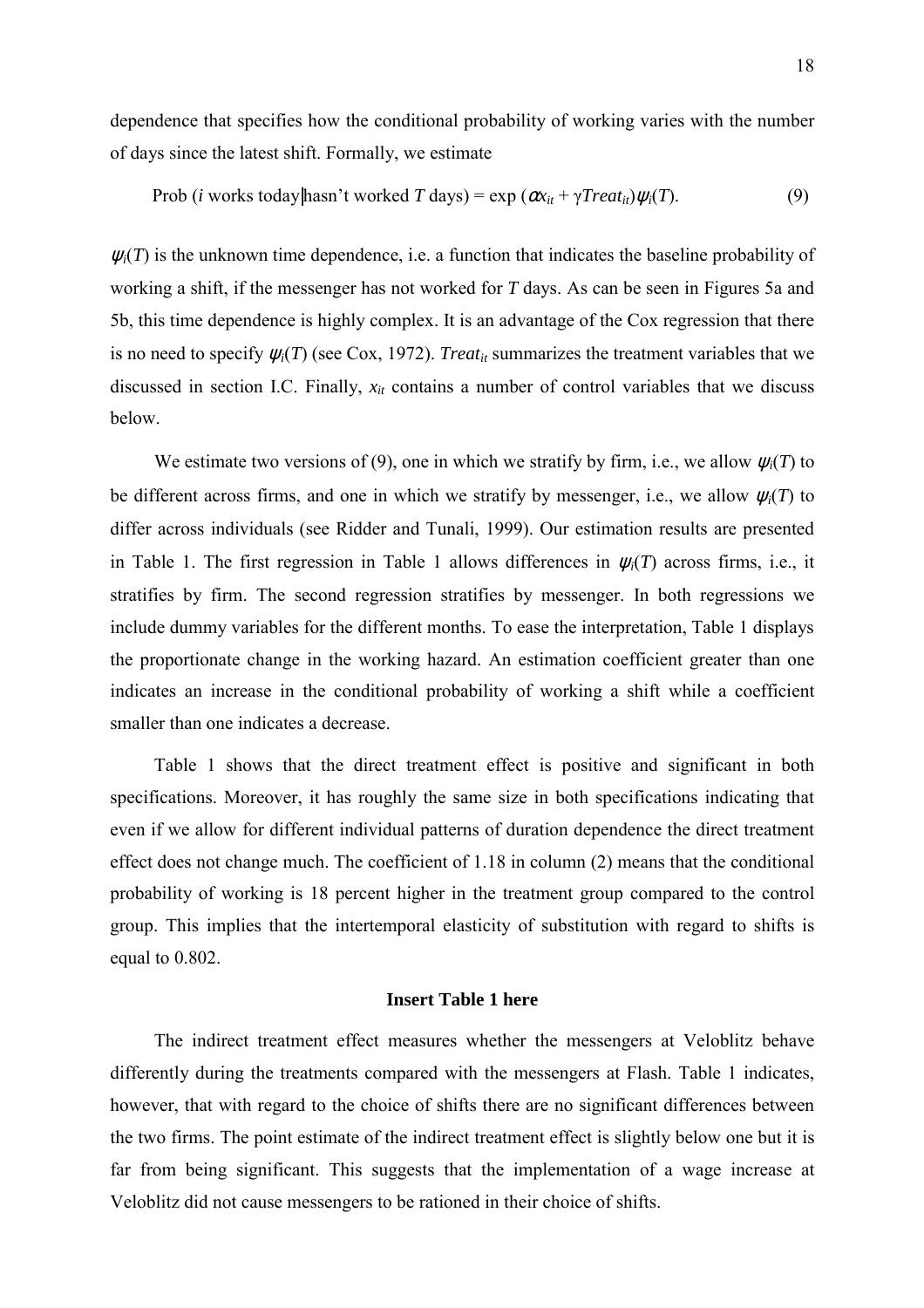dependence that specifies how the conditional probability of working varies with the number of days since the latest shift. Formally, we estimate

$$\text{Prob } (i \text{ works today}|\text{hasn't worked } T \text{ days}) = \exp\,(\alpha x_{it} + \gamma Treat_{it})\psi_i(T). \tag{9}$$

$\psi_i(T)$ is the unknown time dependence, i.e. a function that indicates the baseline probability of working a shift, if the messenger has not worked for $T$ days. As can be seen in Figures 5a and 5b, this time dependence is highly complex. It is an advantage of the Cox regression that there is no need to specify $\psi_i(T)$ (see Cox, 1972). $Treat_{it}$ summarizes the treatment variables that we discussed in section I.C. Finally, $x_{it}$ contains a number of control variables that we discuss below.

We estimate two versions of (9), one in which we stratify by firm, i.e., we allow $\psi_i(T)$ to be different across firms, and one in which we stratify by messenger, i.e., we allow $\psi_i(T)$ to differ across individuals (see Ridder and Tunali, 1999). Our estimation results are presented in Table 1. The first regression in Table 1 allows differences in $\psi_i(T)$ across firms, i.e., it stratifies by firm. The second regression stratifies by messenger. In both regressions we include dummy variables for the different months. To ease the interpretation, Table 1 displays the proportionate change in the working hazard. An estimation coefficient greater than one indicates an increase in the conditional probability of working a shift while a coefficient smaller than one indicates a decrease.

Table 1 shows that the direct treatment effect is positive and significant in both specifications. Moreover, it has roughly the same size in both specifications indicating that even if we allow for different individual patterns of duration dependence the direct treatment effect does not change much. The coefficient of 1.18 in column (2) means that the conditional probability of working is 18 percent higher in the treatment group compared to the control group. This implies that the intertemporal elasticity of substitution with regard to shifts is equal to 0.802.

**Insert Table 1 here**

The indirect treatment effect measures whether the messengers at Veloblitz behave differently during the treatments compared with the messengers at Flash. Table 1 indicates, however, that with regard to the choice of shifts there are no significant differences between the two firms. The point estimate of the indirect treatment effect is slightly below one but it is far from being significant. This suggests that the implementation of a wage increase at Veloblitz did not cause messengers to be rationed in their choice of shifts.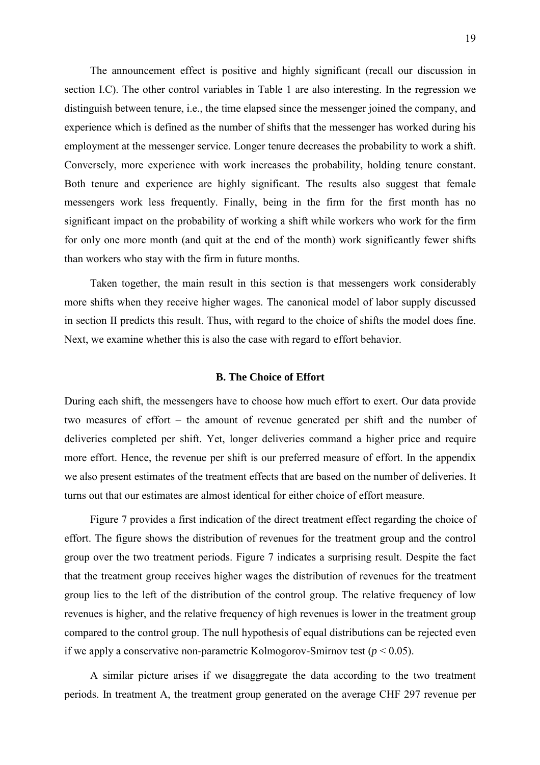The announcement effect is positive and highly significant (recall our discussion in section I.C). The other control variables in Table 1 are also interesting. In the regression we distinguish between tenure, i.e., the time elapsed since the messenger joined the company, and experience which is defined as the number of shifts that the messenger has worked during his employment at the messenger service. Longer tenure decreases the probability to work a shift. Conversely, more experience with work increases the probability, holding tenure constant. Both tenure and experience are highly significant. The results also suggest that female messengers work less frequently. Finally, being in the firm for the first month has no significant impact on the probability of working a shift while workers who work for the firm for only one more month (and quit at the end of the month) work significantly fewer shifts than workers who stay with the firm in future months.

Taken together, the main result in this section is that messengers work considerably more shifts when they receive higher wages. The canonical model of labor supply discussed in section II predicts this result. Thus, with regard to the choice of shifts the model does fine. Next, we examine whether this is also the case with regard to effort behavior.

### B. The Choice of Effort

During each shift, the messengers have to choose how much effort to exert. Our data provide two measures of effort – the amount of revenue generated per shift and the number of deliveries completed per shift. Yet, longer deliveries command a higher price and require more effort. Hence, the revenue per shift is our preferred measure of effort. In the appendix we also present estimates of the treatment effects that are based on the number of deliveries. It turns out that our estimates are almost identical for either choice of effort measure.

Figure 7 provides a first indication of the direct treatment effect regarding the choice of effort. The figure shows the distribution of revenues for the treatment group and the control group over the two treatment periods. Figure 7 indicates a surprising result. Despite the fact that the treatment group receives higher wages the distribution of revenues for the treatment group lies to the left of the distribution of the control group. The relative frequency of low revenues is higher, and the relative frequency of high revenues is lower in the treatment group compared to the control group. The null hypothesis of equal distributions can be rejected even if we apply a conservative non-parametric Kolmogorov-Smirnov test ($p < 0.05$).

A similar picture arises if we disaggregate the data according to the two treatment periods. In treatment A, the treatment group generated on the average CHF 297 revenue per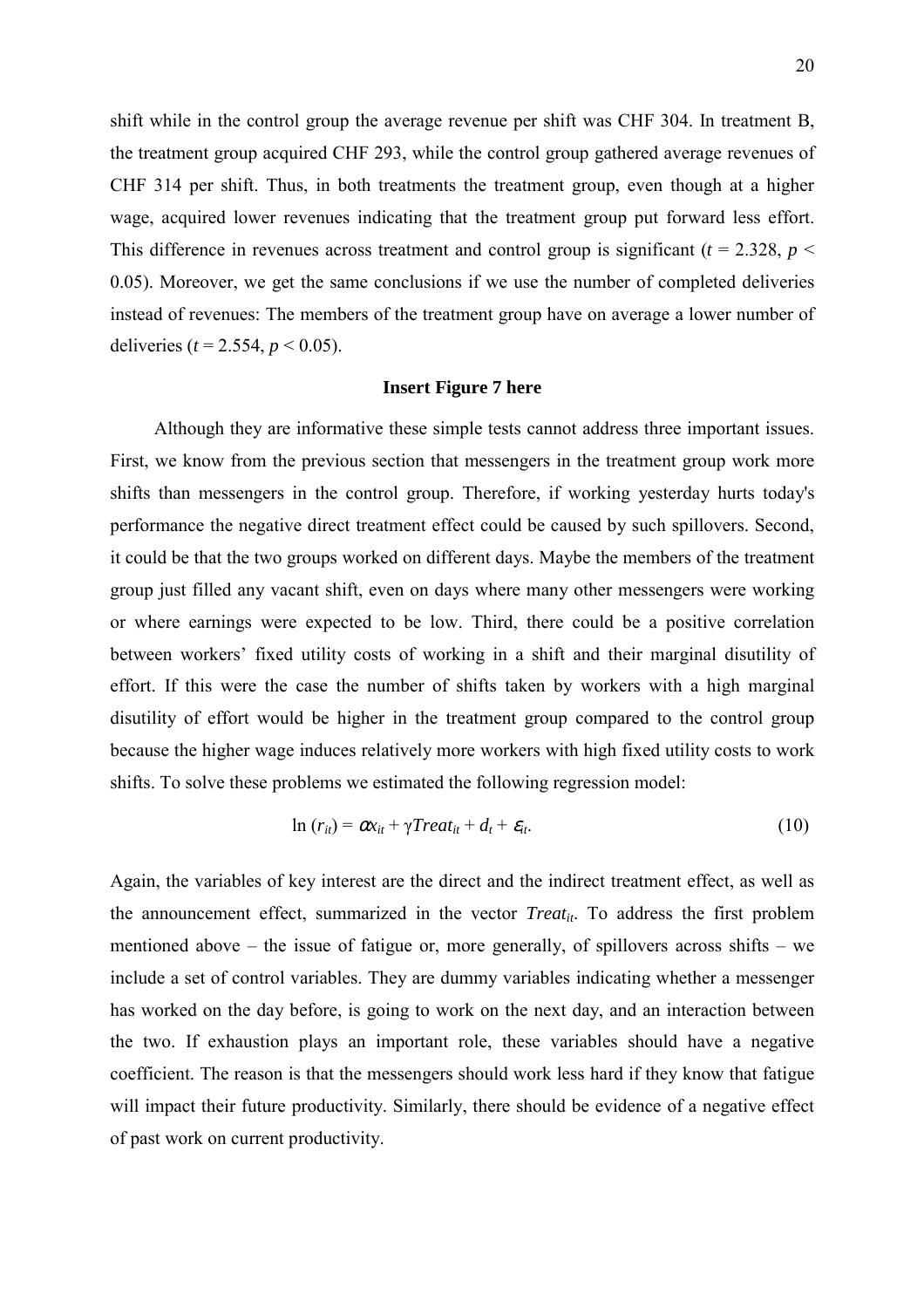shift while in the control group the average revenue per shift was CHF 304. In treatment B, the treatment group acquired CHF 293, while the control group gathered average revenues of CHF 314 per shift. Thus, in both treatments the treatment group, even though at a higher wage, acquired lower revenues indicating that the treatment group put forward less effort. This difference in revenues across treatment and control group is significant ($t = 2.328$, $p < 0.05$). Moreover, we get the same conclusions if we use the number of completed deliveries instead of revenues: The members of the treatment group have on average a lower number of deliveries ($t = 2.554$, $p < 0.05$).

**Insert Figure 7 here**

Although they are informative these simple tests cannot address three important issues. First, we know from the previous section that messengers in the treatment group work more shifts than messengers in the control group. Therefore, if working yesterday hurts today's performance the negative direct treatment effect could be caused by such spillovers. Second, it could be that the two groups worked on different days. Maybe the members of the treatment group just filled any vacant shift, even on days where many other messengers were working or where earnings were expected to be low. Third, there could be a positive correlation between workers' fixed utility costs of working in a shift and their marginal disutility of effort. If this were the case the number of shifts taken by workers with a high marginal disutility of effort would be higher in the treatment group compared to the control group because the higher wage induces relatively more workers with high fixed utility costs to work shifts. To solve these problems we estimated the following regression model:

$$\ln(r_{it}) = \alpha x_{it} + \gamma Treat_{it} + d_t + \varepsilon_{it}. \tag{10}$$

Again, the variables of key interest are the direct and the indirect treatment effect, as well as the announcement effect, summarized in the vector $Treat_{it}$. To address the first problem mentioned above – the issue of fatigue or, more generally, of spillovers across shifts – we include a set of control variables. They are dummy variables indicating whether a messenger has worked on the day before, is going to work on the next day, and an interaction between the two. If exhaustion plays an important role, these variables should have a negative coefficient. The reason is that the messengers should work less hard if they know that fatigue will impact their future productivity. Similarly, there should be evidence of a negative effect of past work on current productivity.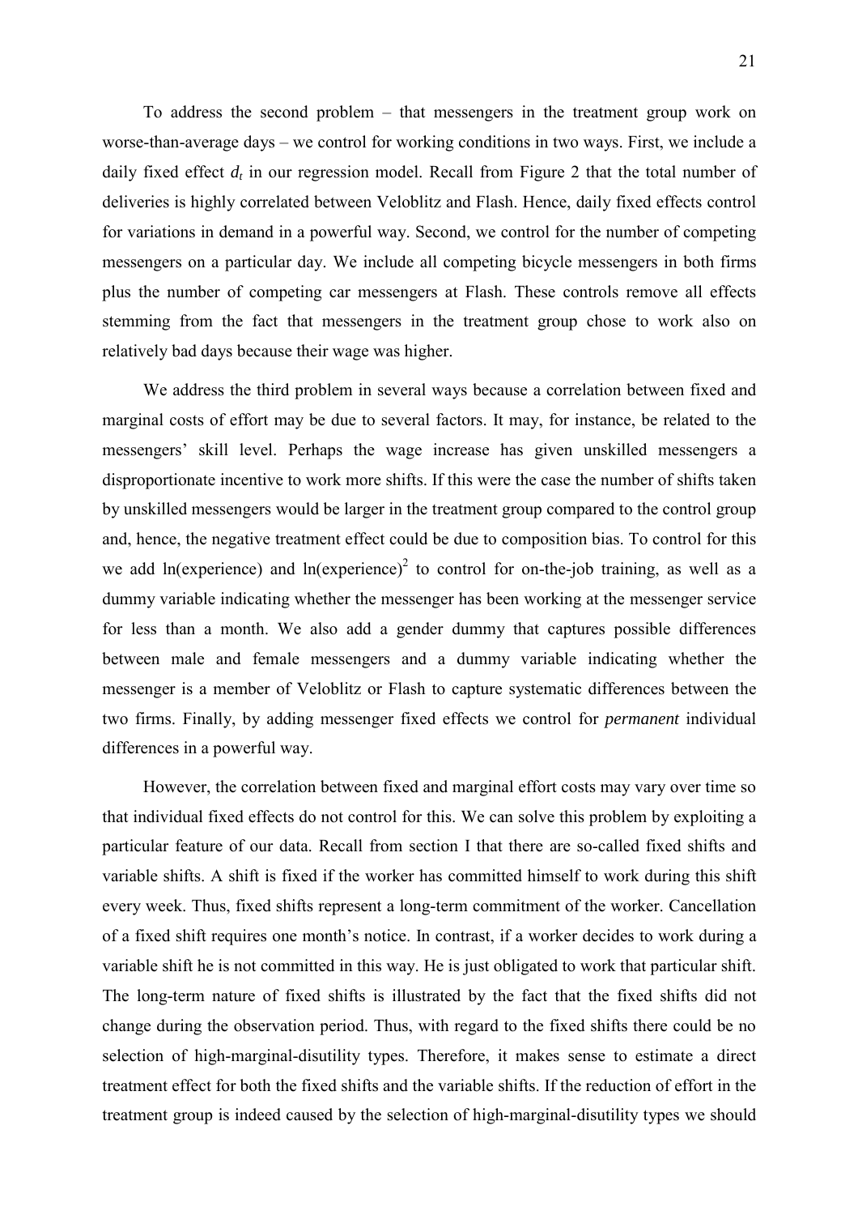To address the second problem – that messengers in the treatment group work on worse-than-average days – we control for working conditions in two ways. First, we include a daily fixed effect $d_t$ in our regression model. Recall from Figure 2 that the total number of deliveries is highly correlated between Veloblitz and Flash. Hence, daily fixed effects control for variations in demand in a powerful way. Second, we control for the number of competing messengers on a particular day. We include all competing bicycle messengers in both firms plus the number of competing car messengers at Flash. These controls remove all effects stemming from the fact that messengers in the treatment group chose to work also on relatively bad days because their wage was higher.

We address the third problem in several ways because a correlation between fixed and marginal costs of effort may be due to several factors. It may, for instance, be related to the messengers' skill level. Perhaps the wage increase has given unskilled messengers a disproportionate incentive to work more shifts. If this were the case the number of shifts taken by unskilled messengers would be larger in the treatment group compared to the control group and, hence, the negative treatment effect could be due to composition bias. To control for this we add ln(experience) and $\ln(\text{experience})^2$ to control for on-the-job training, as well as a dummy variable indicating whether the messenger has been working at the messenger service for less than a month. We also add a gender dummy that captures possible differences between male and female messengers and a dummy variable indicating whether the messenger is a member of Veloblitz or Flash to capture systematic differences between the two firms. Finally, by adding messenger fixed effects we control for *permanent* individual differences in a powerful way.

However, the correlation between fixed and marginal effort costs may vary over time so that individual fixed effects do not control for this. We can solve this problem by exploiting a particular feature of our data. Recall from section I that there are so-called fixed shifts and variable shifts. A shift is fixed if the worker has committed himself to work during this shift every week. Thus, fixed shifts represent a long-term commitment of the worker. Cancellation of a fixed shift requires one month's notice. In contrast, if a worker decides to work during a variable shift he is not committed in this way. He is just obligated to work that particular shift. The long-term nature of fixed shifts is illustrated by the fact that the fixed shifts did not change during the observation period. Thus, with regard to the fixed shifts there could be no selection of high-marginal-disutility types. Therefore, it makes sense to estimate a direct treatment effect for both the fixed shifts and the variable shifts. If the reduction of effort in the treatment group is indeed caused by the selection of high-marginal-disutility types we should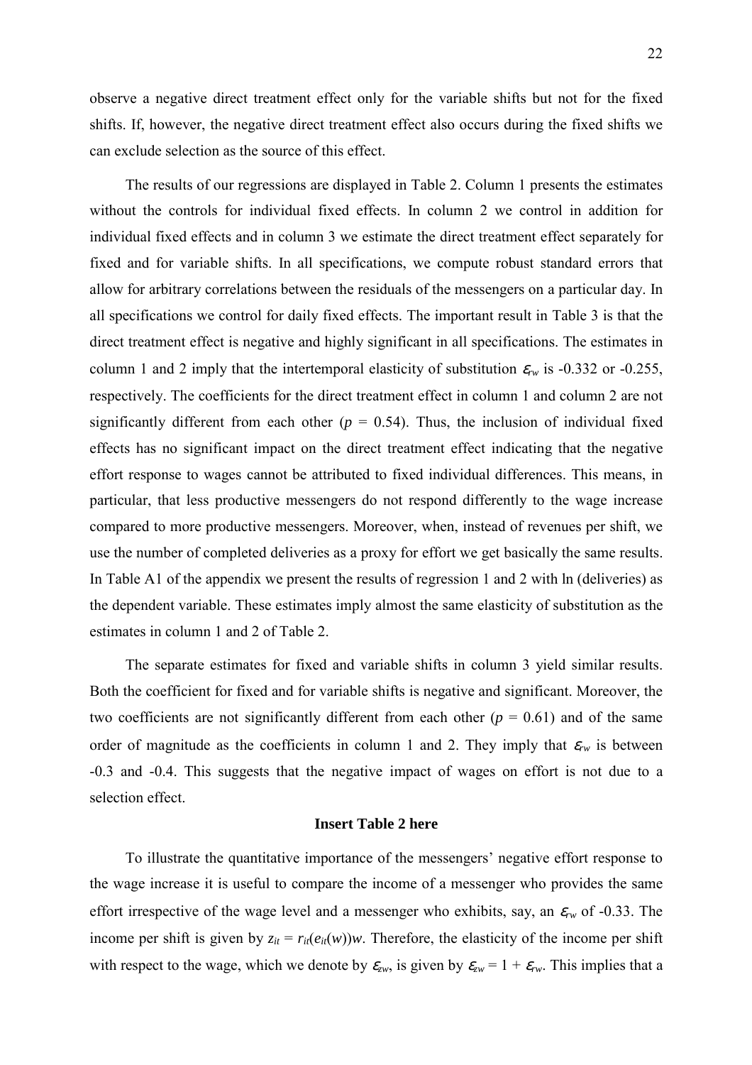observe a negative direct treatment effect only for the variable shifts but not for the fixed shifts. If, however, the negative direct treatment effect also occurs during the fixed shifts we can exclude selection as the source of this effect.

The results of our regressions are displayed in Table 2. Column 1 presents the estimates without the controls for individual fixed effects. In column 2 we control in addition for individual fixed effects and in column 3 we estimate the direct treatment effect separately for fixed and for variable shifts. In all specifications, we compute robust standard errors that allow for arbitrary correlations between the residuals of the messengers on a particular day. In all specifications we control for daily fixed effects. The important result in Table 3 is that the direct treatment effect is negative and highly significant in all specifications. The estimates in column 1 and 2 imply that the intertemporal elasticity of substitution $\varepsilon_{rw}$ is -0.332 or -0.255, respectively. The coefficients for the direct treatment effect in column 1 and column 2 are not significantly different from each other ($p$ = 0.54). Thus, the inclusion of individual fixed effects has no significant impact on the direct treatment effect indicating that the negative effort response to wages cannot be attributed to fixed individual differences. This means, in particular, that less productive messengers do not respond differently to the wage increase compared to more productive messengers. Moreover, when, instead of revenues per shift, we use the number of completed deliveries as a proxy for effort we get basically the same results. In Table A1 of the appendix we present the results of regression 1 and 2 with ln (deliveries) as the dependent variable. These estimates imply almost the same elasticity of substitution as the estimates in column 1 and 2 of Table 2.

The separate estimates for fixed and variable shifts in column 3 yield similar results. Both the coefficient for fixed and for variable shifts is negative and significant. Moreover, the two coefficients are not significantly different from each other ($p$ = 0.61) and of the same order of magnitude as the coefficients in column 1 and 2. They imply that $\varepsilon_{rw}$ is between -0.3 and -0.4. This suggests that the negative impact of wages on effort is not due to a selection effect.

**Insert Table 2 here**

To illustrate the quantitative importance of the messengers' negative effort response to the wage increase it is useful to compare the income of a messenger who provides the same effort irrespective of the wage level and a messenger who exhibits, say, an $\varepsilon_{rw}$ of -0.33. The income per shift is given by $z_{it} = r_{it}(e_{it}(w))w$. Therefore, the elasticity of the income per shift with respect to the wage, which we denote by $\varepsilon_{zw}$, is given by $\varepsilon_{zw} = 1 + \varepsilon_{rw}$. This implies that a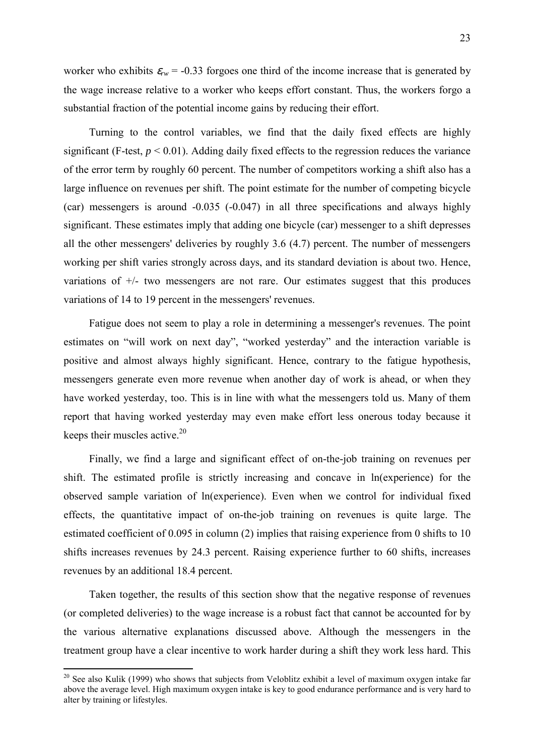worker who exhibits $\varepsilon_{rw}$ = -0.33 forgoes one third of the income increase that is generated by the wage increase relative to a worker who keeps effort constant. Thus, the workers forgo a substantial fraction of the potential income gains by reducing their effort.

Turning to the control variables, we find that the daily fixed effects are highly significant (F-test, $p < 0.01$). Adding daily fixed effects to the regression reduces the variance of the error term by roughly 60 percent. The number of competitors working a shift also has a large influence on revenues per shift. The point estimate for the number of competing bicycle (car) messengers is around -0.035 (-0.047) in all three specifications and always highly significant. These estimates imply that adding one bicycle (car) messenger to a shift depresses all the other messengers' deliveries by roughly 3.6 (4.7) percent. The number of messengers working per shift varies strongly across days, and its standard deviation is about two. Hence, variations of +/- two messengers are not rare. Our estimates suggest that this produces variations of 14 to 19 percent in the messengers' revenues.

Fatigue does not seem to play a role in determining a messenger's revenues. The point estimates on "will work on next day", "worked yesterday" and the interaction variable is positive and almost always highly significant. Hence, contrary to the fatigue hypothesis, messengers generate even more revenue when another day of work is ahead, or when they have worked yesterday, too. This is in line with what the messengers told us. Many of them report that having worked yesterday may even make effort less onerous today because it keeps their muscles active.[20]

Finally, we find a large and significant effect of on-the-job training on revenues per shift. The estimated profile is strictly increasing and concave in ln(experience) for the observed sample variation of ln(experience). Even when we control for individual fixed effects, the quantitative impact of on-the-job training on revenues is quite large. The estimated coefficient of 0.095 in column (2) implies that raising experience from 0 shifts to 10 shifts increases revenues by 24.3 percent. Raising experience further to 60 shifts, increases revenues by an additional 18.4 percent.

Taken together, the results of this section show that the negative response of revenues (or completed deliveries) to the wage increase is a robust fact that cannot be accounted for by the various alternative explanations discussed above. Although the messengers in the treatment group have a clear incentive to work harder during a shift they work less hard. This

[20] See also Kulik (1999) who shows that subjects from Veloblitz exhibit a level of maximum oxygen intake far above the average level. High maximum oxygen intake is key to good endurance performance and is very hard to alter by training or lifestyles.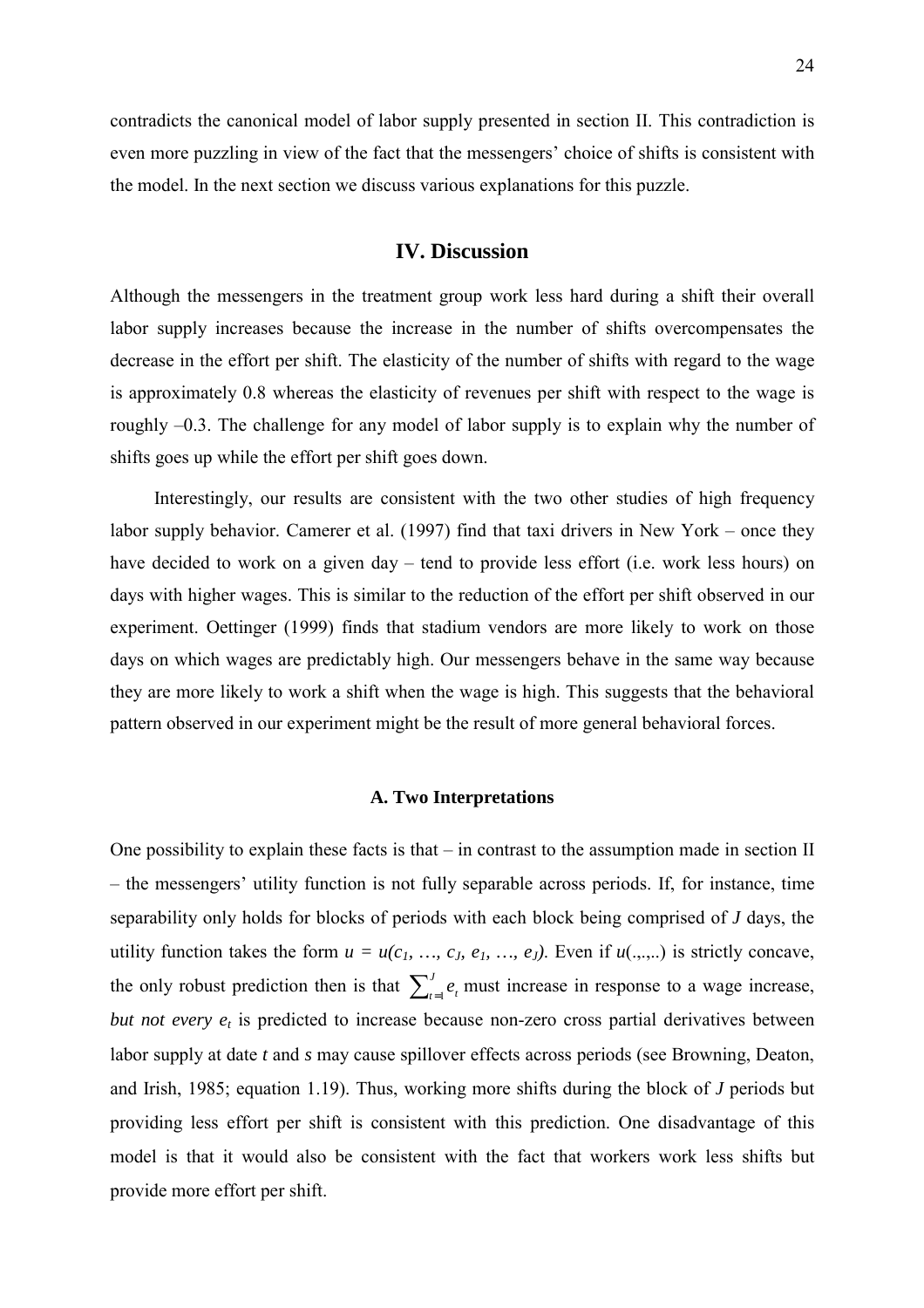contradicts the canonical model of labor supply presented in section II. This contradiction is even more puzzling in view of the fact that the messengers' choice of shifts is consistent with the model. In the next section we discuss various explanations for this puzzle.

## IV. Discussion

Although the messengers in the treatment group work less hard during a shift their overall labor supply increases because the increase in the number of shifts overcompensates the decrease in the effort per shift. The elasticity of the number of shifts with regard to the wage is approximately 0.8 whereas the elasticity of revenues per shift with respect to the wage is roughly –0.3. The challenge for any model of labor supply is to explain why the number of shifts goes up while the effort per shift goes down.

Interestingly, our results are consistent with the two other studies of high frequency labor supply behavior. Camerer et al. (1997) find that taxi drivers in New York – once they have decided to work on a given day – tend to provide less effort (i.e. work less hours) on days with higher wages. This is similar to the reduction of the effort per shift observed in our experiment. Oettinger (1999) finds that stadium vendors are more likely to work on those days on which wages are predictably high. Our messengers behave in the same way because they are more likely to work a shift when the wage is high. This suggests that the behavioral pattern observed in our experiment might be the result of more general behavioral forces.

### A. Two Interpretations

One possibility to explain these facts is that – in contrast to the assumption made in section II – the messengers' utility function is not fully separable across periods. If, for instance, time separability only holds for blocks of periods with each block being comprised of $J$ days, the utility function takes the form $u = u(c_1, \ldots, c_J, e_1, \ldots, e_J)$. Even if $u(.,.,..)$ is strictly concave, the only robust prediction then is that $\sum_{t=1}^{J} e_t$ must increase in response to a wage increase, *but not every* $e_t$ is predicted to increase because non-zero cross partial derivatives between labor supply at date $t$ and $s$ may cause spillover effects across periods (see Browning, Deaton, and Irish, 1985; equation 1.19). Thus, working more shifts during the block of $J$ periods but providing less effort per shift is consistent with this prediction. One disadvantage of this model is that it would also be consistent with the fact that workers work less shifts but provide more effort per shift.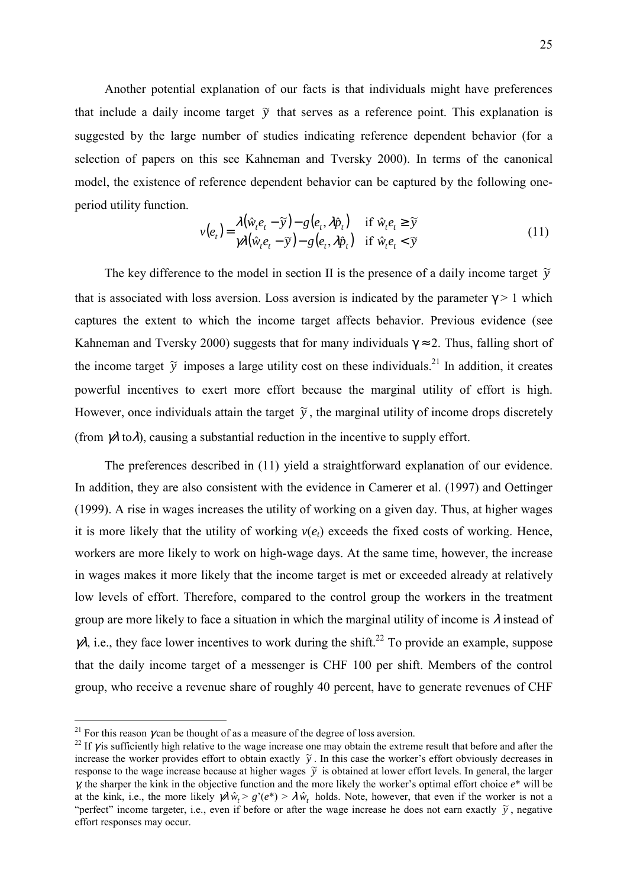Another potential explanation of our facts is that individuals might have preferences that include a daily income target $\tilde{y}$ that serves as a reference point. This explanation is suggested by the large number of studies indicating reference dependent behavior (for a selection of papers on this see Kahneman and Tversky 2000). In terms of the canonical model, the existence of reference dependent behavior can be captured by the following one-period utility function.

$$v(e_t) = \begin{cases} \lambda(\hat{w}_t e_t - \tilde{y}) - g(e_t, \lambda \hat{p}_t) & \text{if } \hat{w}_t e_t \geq \tilde{y} \\ \gamma\lambda(\hat{w}_t e_t - \tilde{y}) - g(e_t, \lambda \hat{p}_t) & \text{if } \hat{w}_t e_t < \tilde{y} \end{cases} \tag{11}$$

The key difference to the model in section II is the presence of a daily income target $\tilde{y}$ that is associated with loss aversion. Loss aversion is indicated by the parameter $\gamma > 1$ which captures the extent to which the income target affects behavior. Previous evidence (see Kahneman and Tversky 2000) suggests that for many individuals $\gamma \approx 2$. Thus, falling short of the income target $\tilde{y}$ imposes a large utility cost on these individuals.[21] In addition, it creates powerful incentives to exert more effort because the marginal utility of effort is high. However, once individuals attain the target $\tilde{y}$, the marginal utility of income drops discretely (from $\gamma\lambda$ to $\lambda$), causing a substantial reduction in the incentive to supply effort.

The preferences described in (11) yield a straightforward explanation of our evidence. In addition, they are also consistent with the evidence in Camerer et al. (1997) and Oettinger (1999). A rise in wages increases the utility of working on a given day. Thus, at higher wages it is more likely that the utility of working $v(e_t)$ exceeds the fixed costs of working. Hence, workers are more likely to work on high-wage days. At the same time, however, the increase in wages makes it more likely that the income target is met or exceeded already at relatively low levels of effort. Therefore, compared to the control group the workers in the treatment group are more likely to face a situation in which the marginal utility of income is $\lambda$ instead of $\gamma\lambda$, i.e., they face lower incentives to work during the shift.[22] To provide an example, suppose that the daily income target of a messenger is CHF 100 per shift. Members of the control group, who receive a revenue share of roughly 40 percent, have to generate revenues of CHF

---

[21] For this reason $\gamma$ can be thought of as a measure of the degree of loss aversion.

[22] If $\gamma$ is sufficiently high relative to the wage increase one may obtain the extreme result that before and after the increase the worker provides effort to obtain exactly $\tilde{y}$. In this case the worker's effort obviously decreases in response to the wage increase because at higher wages $\tilde{y}$ is obtained at lower effort levels. In general, the larger $\gamma$, the sharper the kink in the objective function and the more likely the worker's optimal effort choice $e^*$ will be at the kink, i.e., the more likely $\gamma\lambda \hat{w}_t > g'(e^*) > \lambda \hat{w}_t$ holds. Note, however, that even if the worker is not a "perfect" income targeter, i.e., even if before or after the wage increase he does not earn exactly $\tilde{y}$, negative effort responses may occur.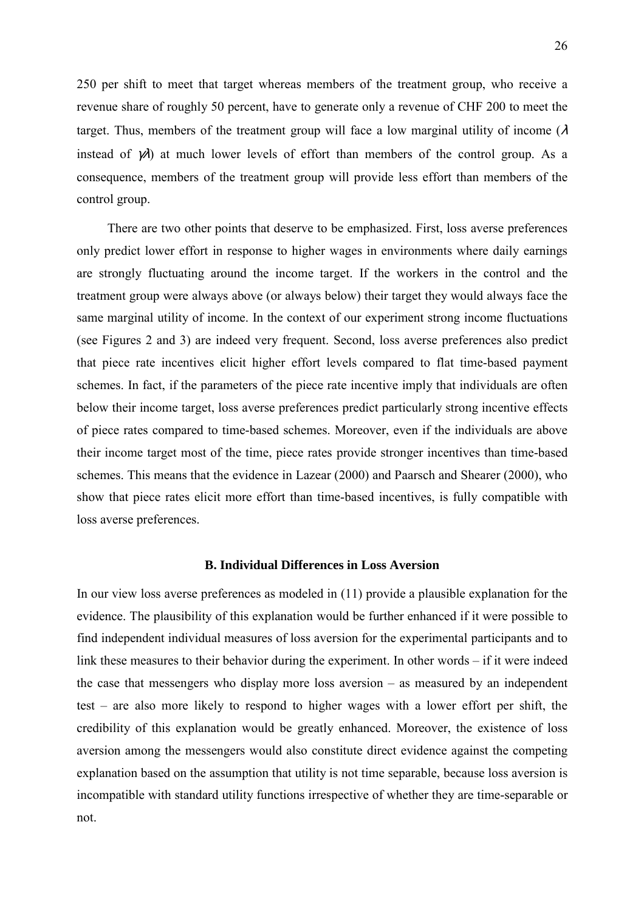250 per shift to meet that target whereas members of the treatment group, who receive a revenue share of roughly 50 percent, have to generate only a revenue of CHF 200 to meet the target. Thus, members of the treatment group will face a low marginal utility of income ($\lambda$ instead of $\gamma\lambda$) at much lower levels of effort than members of the control group. As a consequence, members of the treatment group will provide less effort than members of the control group.

There are two other points that deserve to be emphasized. First, loss averse preferences only predict lower effort in response to higher wages in environments where daily earnings are strongly fluctuating around the income target. If the workers in the control and the treatment group were always above (or always below) their target they would always face the same marginal utility of income. In the context of our experiment strong income fluctuations (see Figures 2 and 3) are indeed very frequent. Second, loss averse preferences also predict that piece rate incentives elicit higher effort levels compared to flat time-based payment schemes. In fact, if the parameters of the piece rate incentive imply that individuals are often below their income target, loss averse preferences predict particularly strong incentive effects of piece rates compared to time-based schemes. Moreover, even if the individuals are above their income target most of the time, piece rates provide stronger incentives than time-based schemes. This means that the evidence in Lazear (2000) and Paarsch and Shearer (2000), who show that piece rates elicit more effort than time-based incentives, is fully compatible with loss averse preferences.

### B. Individual Differences in Loss Aversion

In our view loss averse preferences as modeled in (11) provide a plausible explanation for the evidence. The plausibility of this explanation would be further enhanced if it were possible to find independent individual measures of loss aversion for the experimental participants and to link these measures to their behavior during the experiment. In other words – if it were indeed the case that messengers who display more loss aversion – as measured by an independent test – are also more likely to respond to higher wages with a lower effort per shift, the credibility of this explanation would be greatly enhanced. Moreover, the existence of loss aversion among the messengers would also constitute direct evidence against the competing explanation based on the assumption that utility is not time separable, because loss aversion is incompatible with standard utility functions irrespective of whether they are time-separable or not.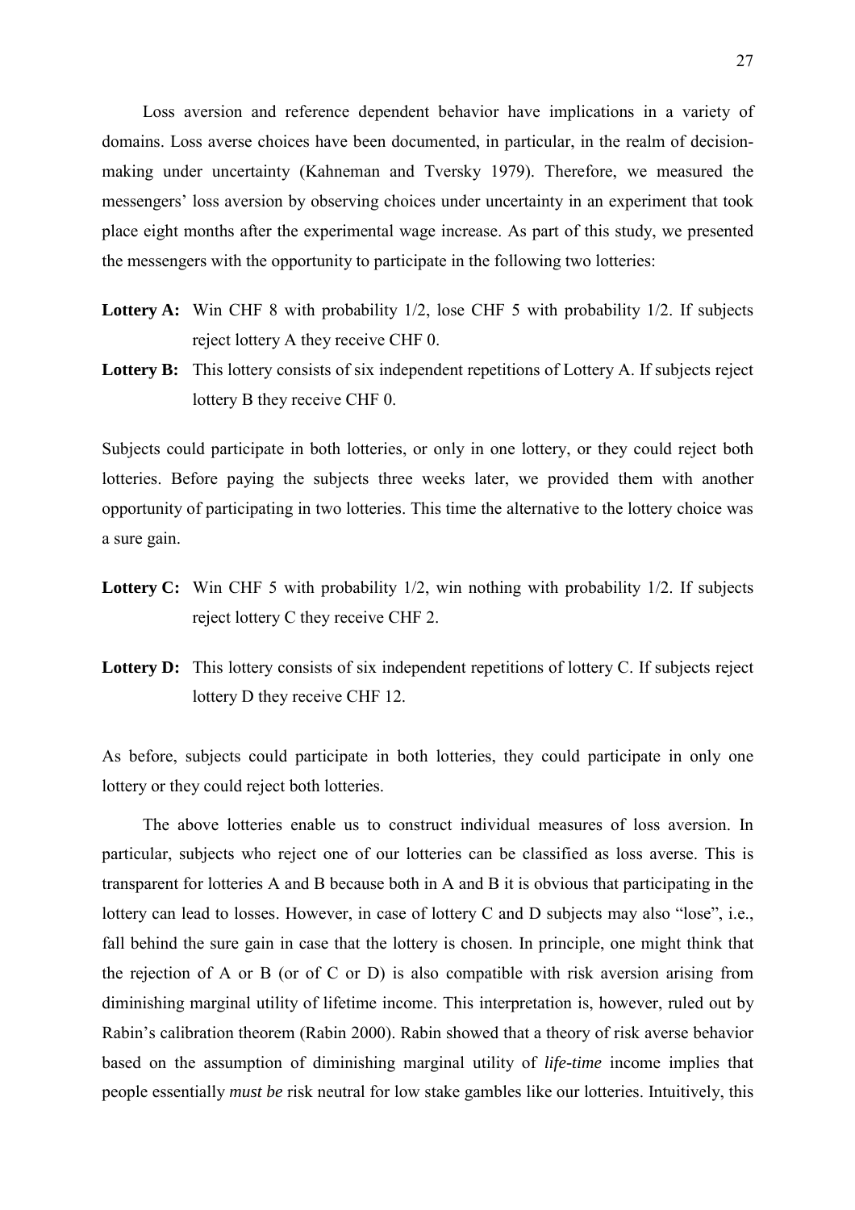Loss aversion and reference dependent behavior have implications in a variety of domains. Loss averse choices have been documented, in particular, in the realm of decision-making under uncertainty (Kahneman and Tversky 1979). Therefore, we measured the messengers' loss aversion by observing choices under uncertainty in an experiment that took place eight months after the experimental wage increase. As part of this study, we presented the messengers with the opportunity to participate in the following two lotteries:

**Lottery A:** Win CHF 8 with probability 1/2, lose CHF 5 with probability 1/2. If subjects reject lottery A they receive CHF 0.

**Lottery B:** This lottery consists of six independent repetitions of Lottery A. If subjects reject lottery B they receive CHF 0.

Subjects could participate in both lotteries, or only in one lottery, or they could reject both lotteries. Before paying the subjects three weeks later, we provided them with another opportunity of participating in two lotteries. This time the alternative to the lottery choice was a sure gain.

**Lottery C:** Win CHF 5 with probability 1/2, win nothing with probability 1/2. If subjects reject lottery C they receive CHF 2.

**Lottery D:** This lottery consists of six independent repetitions of lottery C. If subjects reject lottery D they receive CHF 12.

As before, subjects could participate in both lotteries, they could participate in only one lottery or they could reject both lotteries.

The above lotteries enable us to construct individual measures of loss aversion. In particular, subjects who reject one of our lotteries can be classified as loss averse. This is transparent for lotteries A and B because both in A and B it is obvious that participating in the lottery can lead to losses. However, in case of lottery C and D subjects may also "lose", i.e., fall behind the sure gain in case that the lottery is chosen. In principle, one might think that the rejection of A or B (or of C or D) is also compatible with risk aversion arising from diminishing marginal utility of lifetime income. This interpretation is, however, ruled out by Rabin's calibration theorem (Rabin 2000). Rabin showed that a theory of risk averse behavior based on the assumption of diminishing marginal utility of *life-time* income implies that people essentially *must be* risk neutral for low stake gambles like our lotteries. Intuitively, this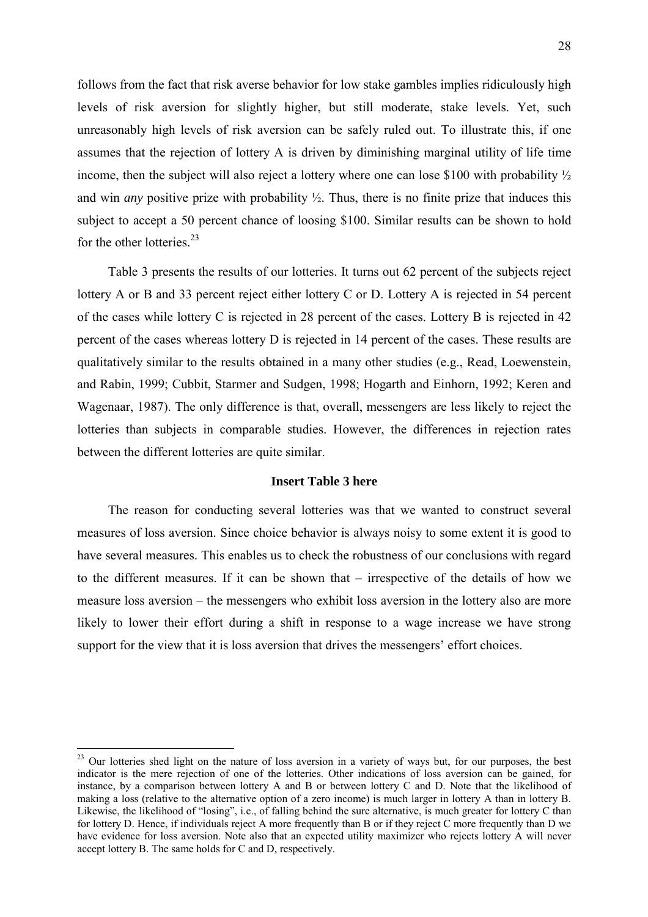follows from the fact that risk averse behavior for low stake gambles implies ridiculously high levels of risk aversion for slightly higher, but still moderate, stake levels. Yet, such unreasonably high levels of risk aversion can be safely ruled out. To illustrate this, if one assumes that the rejection of lottery A is driven by diminishing marginal utility of life time income, then the subject will also reject a lottery where one can lose \$100 with probability ½ and win *any* positive prize with probability ½. Thus, there is no finite prize that induces this subject to accept a 50 percent chance of loosing \$100. Similar results can be shown to hold for the other lotteries.[23]

Table 3 presents the results of our lotteries. It turns out 62 percent of the subjects reject lottery A or B and 33 percent reject either lottery C or D. Lottery A is rejected in 54 percent of the cases while lottery C is rejected in 28 percent of the cases. Lottery B is rejected in 42 percent of the cases whereas lottery D is rejected in 14 percent of the cases. These results are qualitatively similar to the results obtained in a many other studies (e.g., Read, Loewenstein, and Rabin, 1999; Cubbit, Starmer and Sudgen, 1998; Hogarth and Einhorn, 1992; Keren and Wagenaar, 1987). The only difference is that, overall, messengers are less likely to reject the lotteries than subjects in comparable studies. However, the differences in rejection rates between the different lotteries are quite similar.

**Insert Table 3 here**

The reason for conducting several lotteries was that we wanted to construct several measures of loss aversion. Since choice behavior is always noisy to some extent it is good to have several measures. This enables us to check the robustness of our conclusions with regard to the different measures. If it can be shown that – irrespective of the details of how we measure loss aversion – the messengers who exhibit loss aversion in the lottery also are more likely to lower their effort during a shift in response to a wage increase we have strong support for the view that it is loss aversion that drives the messengers' effort choices.

[23] Our lotteries shed light on the nature of loss aversion in a variety of ways but, for our purposes, the best indicator is the mere rejection of one of the lotteries. Other indications of loss aversion can be gained, for instance, by a comparison between lottery A and B or between lottery C and D. Note that the likelihood of making a loss (relative to the alternative option of a zero income) is much larger in lottery A than in lottery B. Likewise, the likelihood of "losing", i.e., of falling behind the sure alternative, is much greater for lottery C than for lottery D. Hence, if individuals reject A more frequently than B or if they reject C more frequently than D we have evidence for loss aversion. Note also that an expected utility maximizer who rejects lottery A will never accept lottery B. The same holds for C and D, respectively.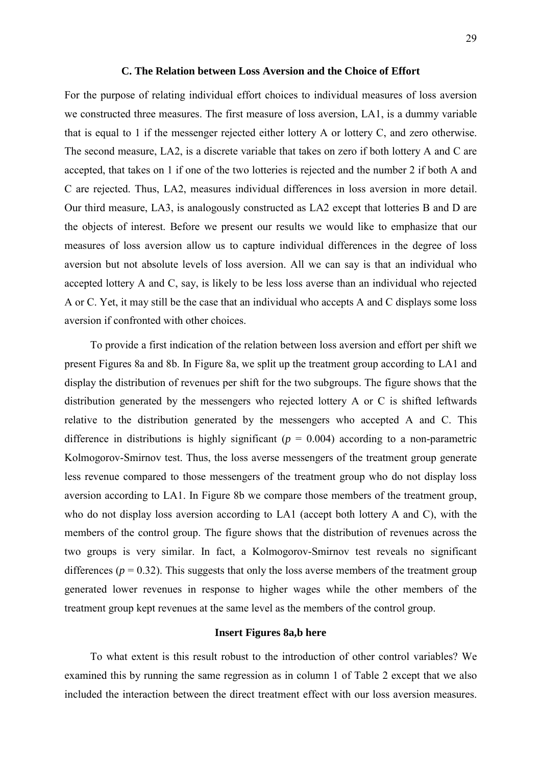### C. The Relation between Loss Aversion and the Choice of Effort

For the purpose of relating individual effort choices to individual measures of loss aversion we constructed three measures. The first measure of loss aversion, LA1, is a dummy variable that is equal to 1 if the messenger rejected either lottery A or lottery C, and zero otherwise. The second measure, LA2, is a discrete variable that takes on zero if both lottery A and C are accepted, that takes on 1 if one of the two lotteries is rejected and the number 2 if both A and C are rejected. Thus, LA2, measures individual differences in loss aversion in more detail. Our third measure, LA3, is analogously constructed as LA2 except that lotteries B and D are the objects of interest. Before we present our results we would like to emphasize that our measures of loss aversion allow us to capture individual differences in the degree of loss aversion but not absolute levels of loss aversion. All we can say is that an individual who accepted lottery A and C, say, is likely to be less loss averse than an individual who rejected A or C. Yet, it may still be the case that an individual who accepts A and C displays some loss aversion if confronted with other choices.

To provide a first indication of the relation between loss aversion and effort per shift we present Figures 8a and 8b. In Figure 8a, we split up the treatment group according to LA1 and display the distribution of revenues per shift for the two subgroups. The figure shows that the distribution generated by the messengers who rejected lottery A or C is shifted leftwards relative to the distribution generated by the messengers who accepted A and C. This difference in distributions is highly significant ($p$ = 0.004) according to a non-parametric Kolmogorov-Smirnov test. Thus, the loss averse messengers of the treatment group generate less revenue compared to those messengers of the treatment group who do not display loss aversion according to LA1. In Figure 8b we compare those members of the treatment group, who do not display loss aversion according to LA1 (accept both lottery A and C), with the members of the control group. The figure shows that the distribution of revenues across the two groups is very similar. In fact, a Kolmogorov-Smirnov test reveals no significant differences ($p$ = 0.32). This suggests that only the loss averse members of the treatment group generated lower revenues in response to higher wages while the other members of the treatment group kept revenues at the same level as the members of the control group.

**Insert Figures 8a,b here**

To what extent is this result robust to the introduction of other control variables? We examined this by running the same regression as in column 1 of Table 2 except that we also included the interaction between the direct treatment effect with our loss aversion measures.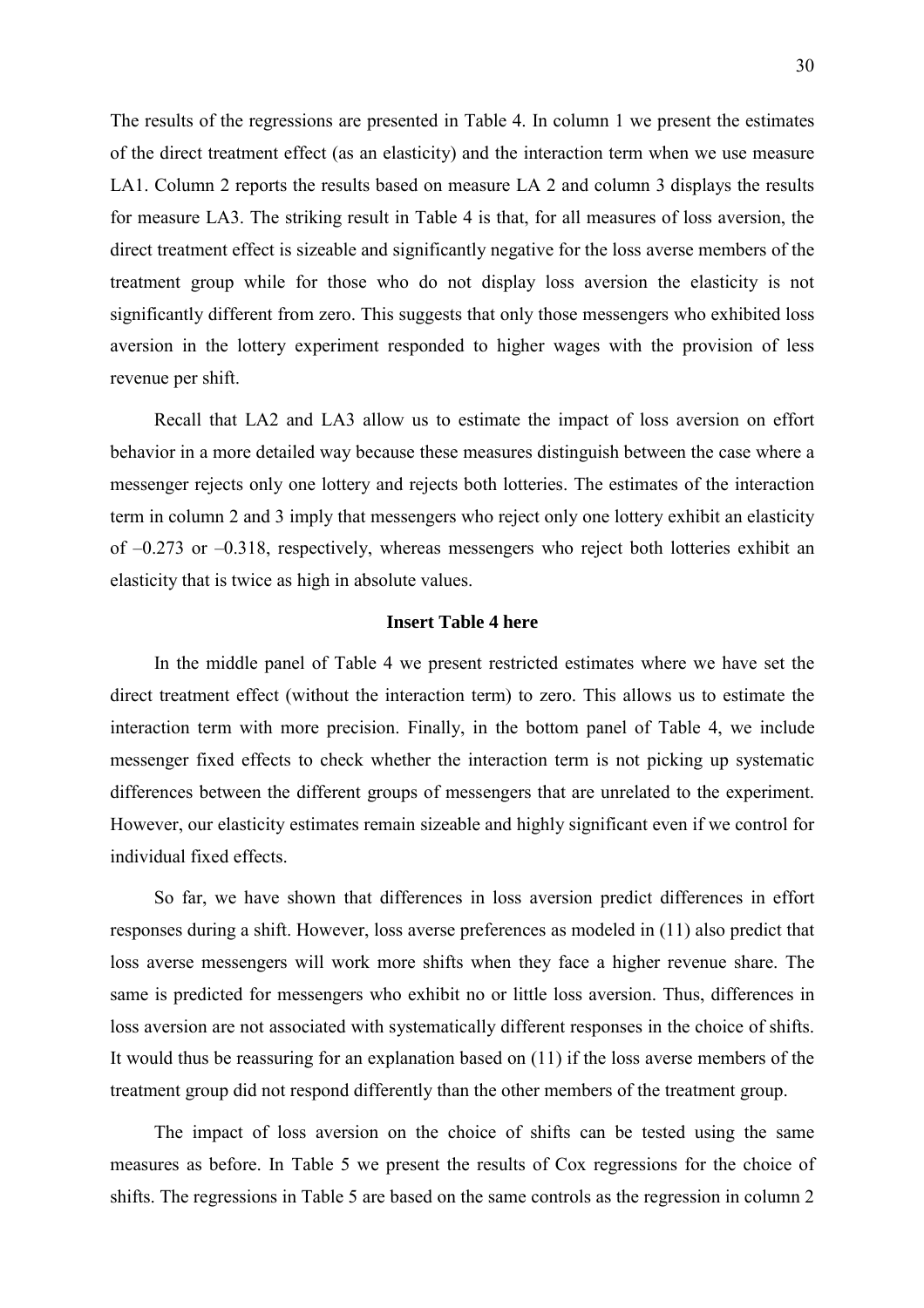The results of the regressions are presented in Table 4. In column 1 we present the estimates of the direct treatment effect (as an elasticity) and the interaction term when we use measure LA1. Column 2 reports the results based on measure LA 2 and column 3 displays the results for measure LA3. The striking result in Table 4 is that, for all measures of loss aversion, the direct treatment effect is sizeable and significantly negative for the loss averse members of the treatment group while for those who do not display loss aversion the elasticity is not significantly different from zero. This suggests that only those messengers who exhibited loss aversion in the lottery experiment responded to higher wages with the provision of less revenue per shift.

Recall that LA2 and LA3 allow us to estimate the impact of loss aversion on effort behavior in a more detailed way because these measures distinguish between the case where a messenger rejects only one lottery and rejects both lotteries. The estimates of the interaction term in column 2 and 3 imply that messengers who reject only one lottery exhibit an elasticity of –0.273 or –0.318, respectively, whereas messengers who reject both lotteries exhibit an elasticity that is twice as high in absolute values.

**Insert Table 4 here**

In the middle panel of Table 4 we present restricted estimates where we have set the direct treatment effect (without the interaction term) to zero. This allows us to estimate the interaction term with more precision. Finally, in the bottom panel of Table 4, we include messenger fixed effects to check whether the interaction term is not picking up systematic differences between the different groups of messengers that are unrelated to the experiment. However, our elasticity estimates remain sizeable and highly significant even if we control for individual fixed effects.

So far, we have shown that differences in loss aversion predict differences in effort responses during a shift. However, loss averse preferences as modeled in (11) also predict that loss averse messengers will work more shifts when they face a higher revenue share. The same is predicted for messengers who exhibit no or little loss aversion. Thus, differences in loss aversion are not associated with systematically different responses in the choice of shifts. It would thus be reassuring for an explanation based on (11) if the loss averse members of the treatment group did not respond differently than the other members of the treatment group.

The impact of loss aversion on the choice of shifts can be tested using the same measures as before. In Table 5 we present the results of Cox regressions for the choice of shifts. The regressions in Table 5 are based on the same controls as the regression in column 2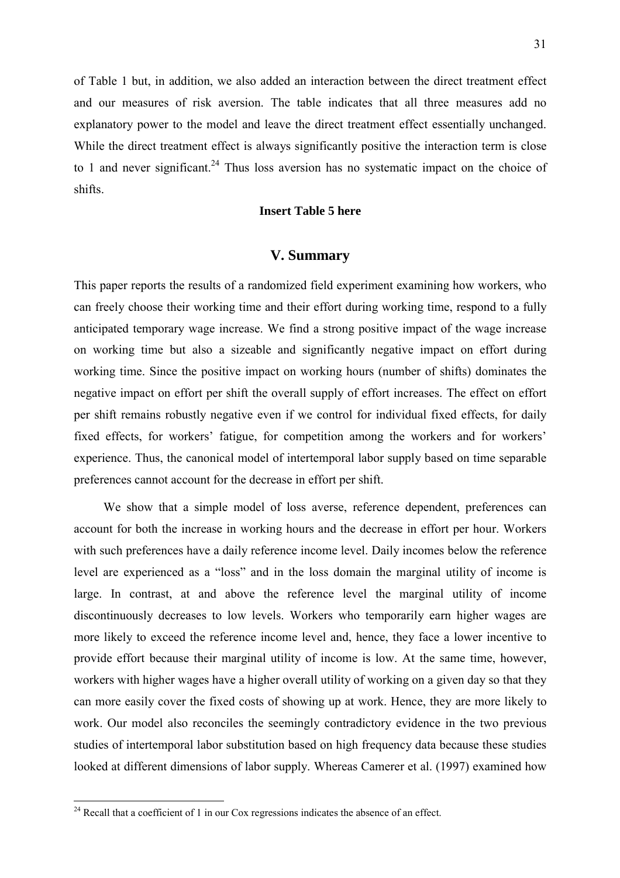of Table 1 but, in addition, we also added an interaction between the direct treatment effect and our measures of risk aversion. The table indicates that all three measures add no explanatory power to the model and leave the direct treatment effect essentially unchanged. While the direct treatment effect is always significantly positive the interaction term is close to 1 and never significant.[24] Thus loss aversion has no systematic impact on the choice of shifts.

**Insert Table 5 here**

## V. Summary

This paper reports the results of a randomized field experiment examining how workers, who can freely choose their working time and their effort during working time, respond to a fully anticipated temporary wage increase. We find a strong positive impact of the wage increase on working time but also a sizeable and significantly negative impact on effort during working time. Since the positive impact on working hours (number of shifts) dominates the negative impact on effort per shift the overall supply of effort increases. The effect on effort per shift remains robustly negative even if we control for individual fixed effects, for daily fixed effects, for workers' fatigue, for competition among the workers and for workers' experience. Thus, the canonical model of intertemporal labor supply based on time separable preferences cannot account for the decrease in effort per shift.

We show that a simple model of loss averse, reference dependent, preferences can account for both the increase in working hours and the decrease in effort per hour. Workers with such preferences have a daily reference income level. Daily incomes below the reference level are experienced as a "loss" and in the loss domain the marginal utility of income is large. In contrast, at and above the reference level the marginal utility of income discontinuously decreases to low levels. Workers who temporarily earn higher wages are more likely to exceed the reference income level and, hence, they face a lower incentive to provide effort because their marginal utility of income is low. At the same time, however, workers with higher wages have a higher overall utility of working on a given day so that they can more easily cover the fixed costs of showing up at work. Hence, they are more likely to work. Our model also reconciles the seemingly contradictory evidence in the two previous studies of intertemporal labor substitution based on high frequency data because these studies looked at different dimensions of labor supply. Whereas Camerer et al. (1997) examined how

[24] Recall that a coefficient of 1 in our Cox regressions indicates the absence of an effect.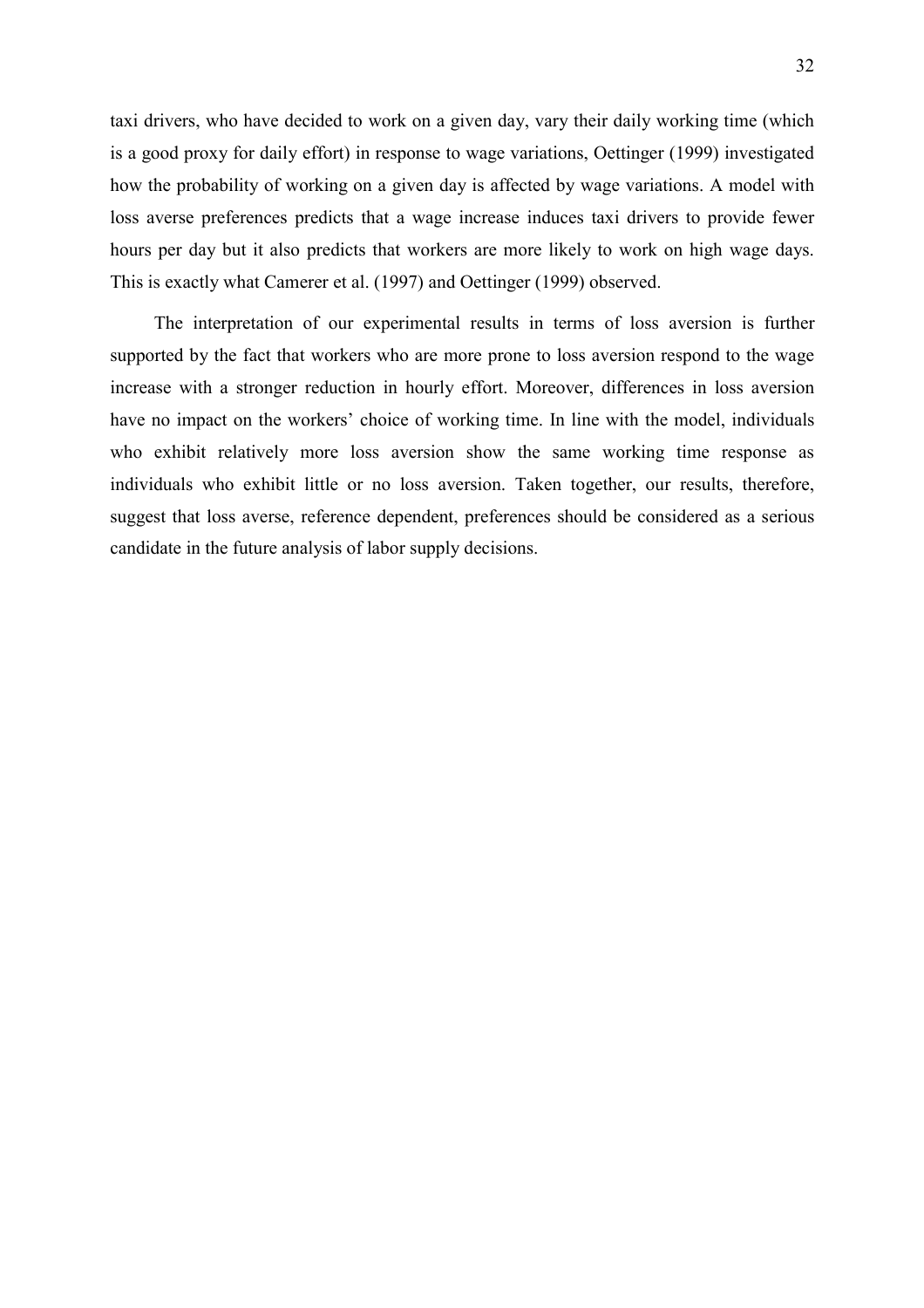taxi drivers, who have decided to work on a given day, vary their daily working time (which is a good proxy for daily effort) in response to wage variations, Oettinger (1999) investigated how the probability of working on a given day is affected by wage variations. A model with loss averse preferences predicts that a wage increase induces taxi drivers to provide fewer hours per day but it also predicts that workers are more likely to work on high wage days. This is exactly what Camerer et al. (1997) and Oettinger (1999) observed.

The interpretation of our experimental results in terms of loss aversion is further supported by the fact that workers who are more prone to loss aversion respond to the wage increase with a stronger reduction in hourly effort. Moreover, differences in loss aversion have no impact on the workers' choice of working time. In line with the model, individuals who exhibit relatively more loss aversion show the same working time response as individuals who exhibit little or no loss aversion. Taken together, our results, therefore, suggest that loss averse, reference dependent, preferences should be considered as a serious candidate in the future analysis of labor supply decisions.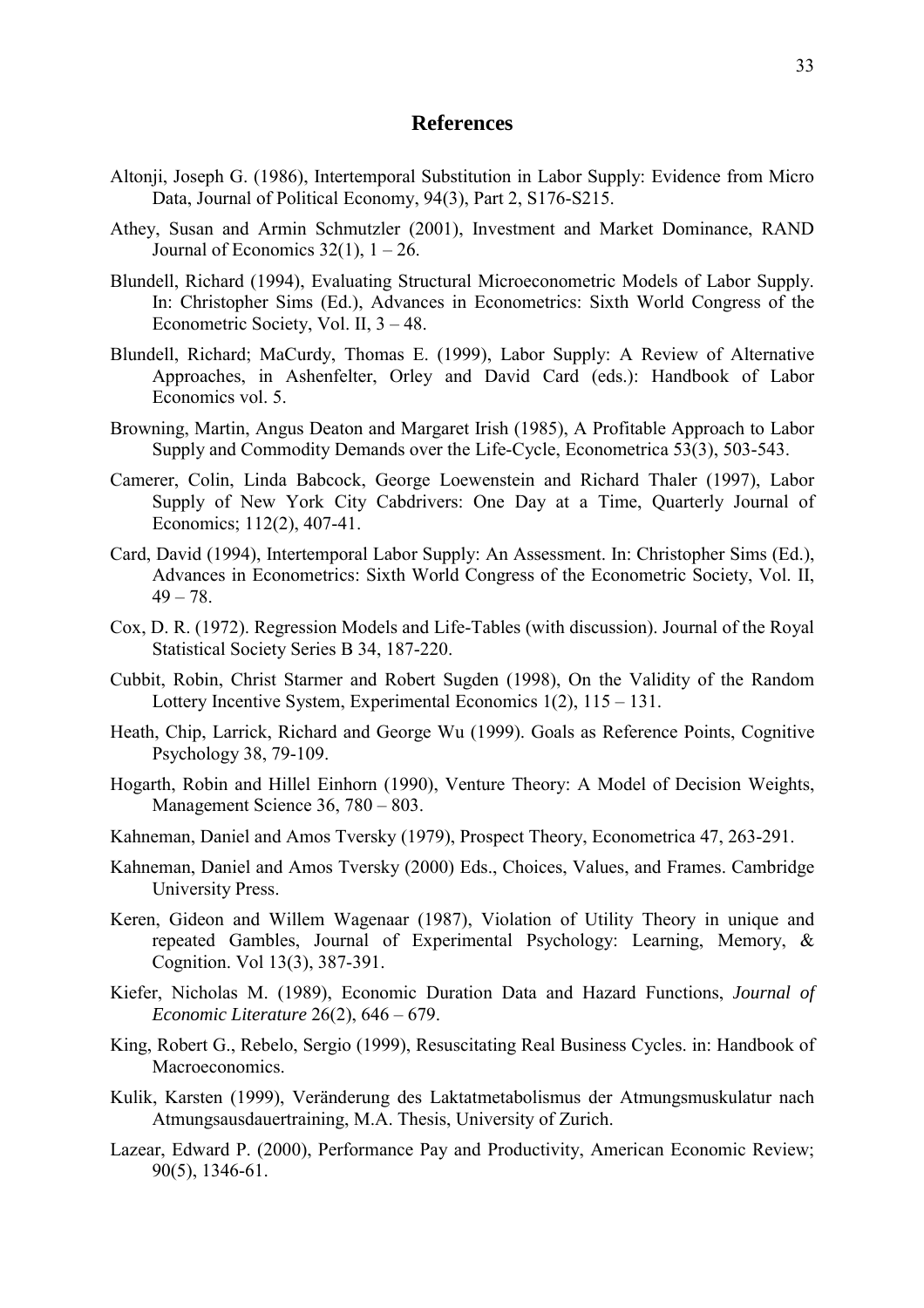## References

Altonji, Joseph G. (1986), Intertemporal Substitution in Labor Supply: Evidence from Micro Data, Journal of Political Economy, 94(3), Part 2, S176-S215.

Athey, Susan and Armin Schmutzler (2001), Investment and Market Dominance, RAND Journal of Economics 32(1), 1 – 26.

Blundell, Richard (1994), Evaluating Structural Microeconometric Models of Labor Supply. In: Christopher Sims (Ed.), Advances in Econometrics: Sixth World Congress of the Econometric Society, Vol. II, 3 – 48.

Blundell, Richard; MaCurdy, Thomas E. (1999), Labor Supply: A Review of Alternative Approaches, in Ashenfelter, Orley and David Card (eds.): Handbook of Labor Economics vol. 5.

Browning, Martin, Angus Deaton and Margaret Irish (1985), A Profitable Approach to Labor Supply and Commodity Demands over the Life-Cycle, Econometrica 53(3), 503-543.

Camerer, Colin, Linda Babcock, George Loewenstein and Richard Thaler (1997), Labor Supply of New York City Cabdrivers: One Day at a Time, Quarterly Journal of Economics; 112(2), 407-41.

Card, David (1994), Intertemporal Labor Supply: An Assessment. In: Christopher Sims (Ed.), Advances in Econometrics: Sixth World Congress of the Econometric Society, Vol. II, 49 – 78.

Cox, D. R. (1972). Regression Models and Life-Tables (with discussion). Journal of the Royal Statistical Society Series B 34, 187-220.

Cubbit, Robin, Christ Starmer and Robert Sugden (1998), On the Validity of the Random Lottery Incentive System, Experimental Economics 1(2), 115 – 131.

Heath, Chip, Larrick, Richard and George Wu (1999). Goals as Reference Points, Cognitive Psychology 38, 79-109.

Hogarth, Robin and Hillel Einhorn (1990), Venture Theory: A Model of Decision Weights, Management Science 36, 780 – 803.

Kahneman, Daniel and Amos Tversky (1979), Prospect Theory, Econometrica 47, 263-291.

Kahneman, Daniel and Amos Tversky (2000) Eds., Choices, Values, and Frames. Cambridge University Press.

Keren, Gideon and Willem Wagenaar (1987), Violation of Utility Theory in unique and repeated Gambles, Journal of Experimental Psychology: Learning, Memory, & Cognition. Vol 13(3), 387-391.

Kiefer, Nicholas M. (1989), Economic Duration Data and Hazard Functions, *Journal of Economic Literature* 26(2), 646 – 679.

King, Robert G., Rebelo, Sergio (1999), Resuscitating Real Business Cycles. in: Handbook of Macroeconomics.

Kulik, Karsten (1999), Veränderung des Laktatmetabolismus der Atmungsmuskulatur nach Atmungsausdauertraining, M.A. Thesis, University of Zurich.

Lazear, Edward P. (2000), Performance Pay and Productivity, American Economic Review; 90(5), 1346-61.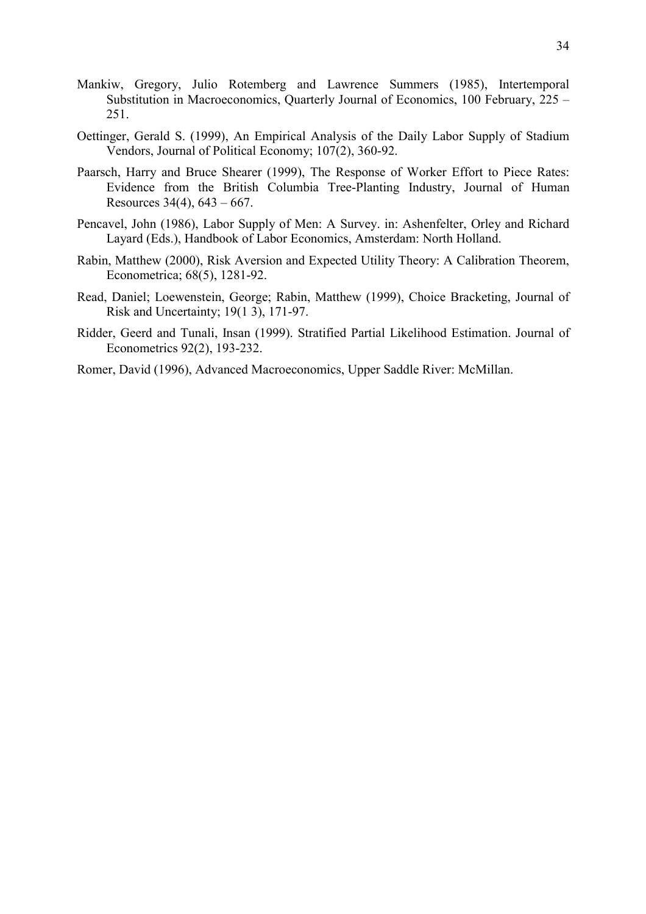Mankiw, Gregory, Julio Rotemberg and Lawrence Summers (1985), Intertemporal Substitution in Macroeconomics, Quarterly Journal of Economics, 100 February, 225 – 251.

Oettinger, Gerald S. (1999), An Empirical Analysis of the Daily Labor Supply of Stadium Vendors, Journal of Political Economy; 107(2), 360-92.

Paarsch, Harry and Bruce Shearer (1999), The Response of Worker Effort to Piece Rates: Evidence from the British Columbia Tree-Planting Industry, Journal of Human Resources 34(4), 643 – 667.

Pencavel, John (1986), Labor Supply of Men: A Survey. in: Ashenfelter, Orley and Richard Layard (Eds.), Handbook of Labor Economics, Amsterdam: North Holland.

Rabin, Matthew (2000), Risk Aversion and Expected Utility Theory: A Calibration Theorem, Econometrica; 68(5), 1281-92.

Read, Daniel; Loewenstein, George; Rabin, Matthew (1999), Choice Bracketing, Journal of Risk and Uncertainty; 19(1 3), 171-97.

Ridder, Geerd and Tunali, Insan (1999). Stratified Partial Likelihood Estimation. Journal of Econometrics 92(2), 193-232.

Romer, David (1996), Advanced Macroeconomics, Upper Saddle River: McMillan.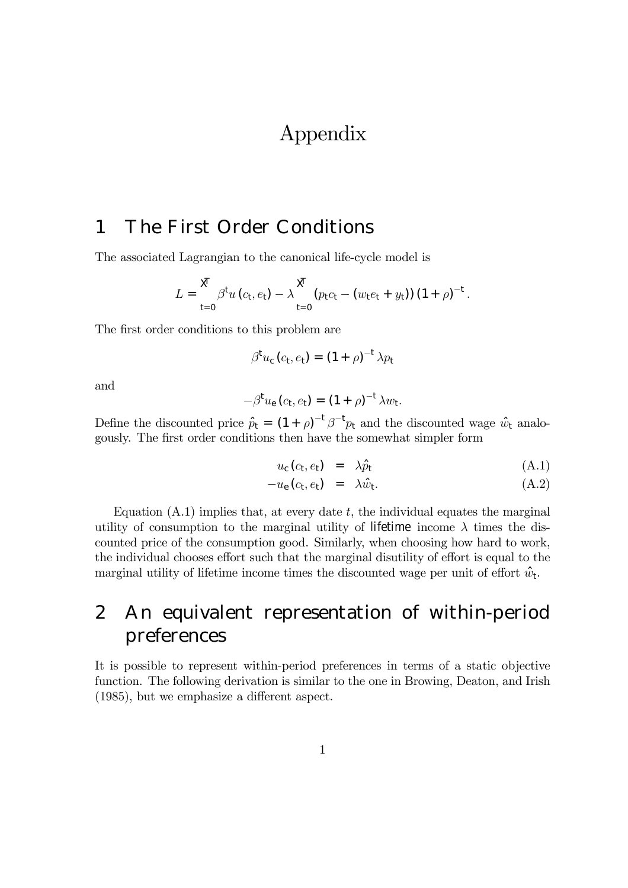# Appendix

## 1 The First Order Conditions

The associated Lagrangian to the canonical life-cycle model is

$$L = \sum_{t=0}^{T} \beta^t u(c_t, e_t) - \lambda \sum_{t=0}^{T} (p_t c_t - (w_t e_t + y_t))(1+\rho)^{-t}.$$

The first order conditions to this problem are

$$\beta^t u_c(c_t, e_t) = (1+\rho)^{-t} \lambda p_t$$

and

$$-\beta^t u_e(c_t, e_t) = (1+\rho)^{-t} \lambda w_t.$$

Define the discounted price $\hat{p}_t = (1+\rho)^{-t} \beta^{-t} p_t$ and the discounted wage $\hat{w}_t$ analogously. The first order conditions then have the somewhat simpler form

$$u_c(c_t, e_t) = \lambda \hat{p}_t \tag{A.1}$$

$$-u_e(c_t, e_t) = \lambda \hat{w}_t. \tag{A.2}$$

Equation (A.1) implies that, at every date $t$, the individual equates the marginal utility of consumption to the marginal utility of *lifetime* income $\lambda$ times the discounted price of the consumption good. Similarly, when choosing how hard to work, the individual chooses effort such that the marginal disutility of effort is equal to the marginal utility of lifetime income times the discounted wage per unit of effort $\hat{w}_t$.

## 2 An equivalent representation of within-period preferences

It is possible to represent within-period preferences in terms of a static objective function. The following derivation is similar to the one in Browing, Deaton, and Irish (1985), but we emphasize a different aspect.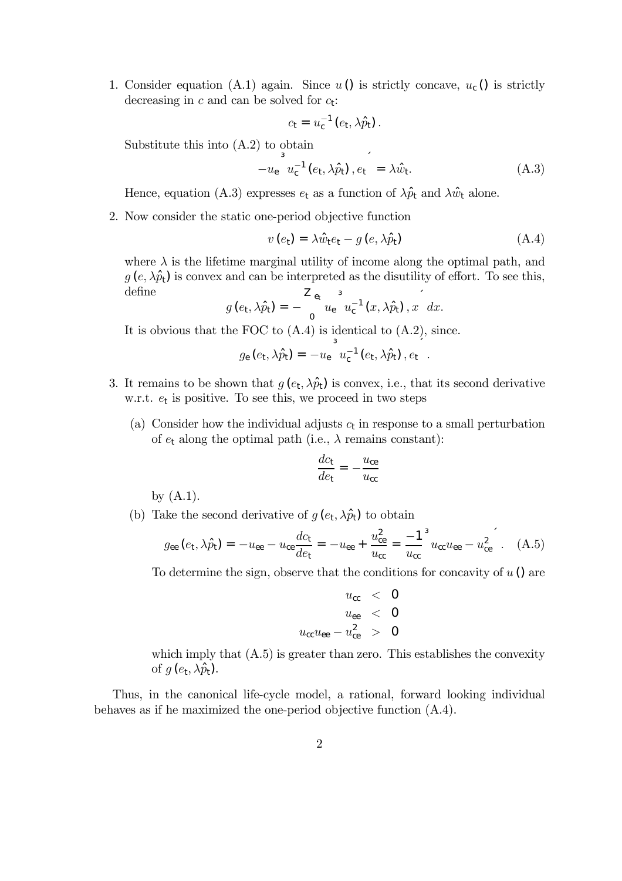1. Consider equation (A.1) again. Since $u()$ is strictly concave, $u_c()$ is strictly decreasing in $c$ and can be solved for $c_t$:

$$c_t = u_c^{-1}(e_t, \lambda \hat{p}_t).$$

Substitute this into (A.2) to obtain

$$-u_e\left(u_c^{-1}(e_t, \lambda \hat{p}_t), e_t\right) = \lambda \hat{w}_t. \tag{A.3}$$

Hence, equation (A.3) expresses $e_t$ as a function of $\lambda \hat{p}_t$ and $\lambda \hat{w}_t$ alone.

2. Now consider the static one-period objective function

$$v(e_t) = \lambda \hat{w}_t e_t - g(e, \lambda \hat{p}_t) \tag{A.4}$$

where $\lambda$ is the lifetime marginal utility of income along the optimal path, and $g(e, \lambda \hat{p}_t)$ is convex and can be interpreted as the disutility of effort. To see this, define

$$g(e_t, \lambda \hat{p}_t) = -\int_0^{e_t} u_e\left(u_c^{-1}(x, \lambda \hat{p}_t), x\right) dx.$$

It is obvious that the FOC to (A.4) is identical to (A.2), since.

$$g_e(e_t, \lambda \hat{p}_t) = -u_e\left(u_c^{-1}(e_t, \lambda \hat{p}_t), e_t\right).$$

3. It remains to be shown that $g(e_t, \lambda \hat{p}_t)$ is convex, i.e., that its second derivative w.r.t. $e_t$ is positive. To see this, we proceed in two steps

   (a) Consider how the individual adjusts $c_t$ in response to a small perturbation of $e_t$ along the optimal path (i.e., $\lambda$ remains constant):

   $$\frac{dc_t}{de_t} = -\frac{u_{ce}}{u_{cc}}$$

   by (A.1).

   (b) Take the second derivative of $g(e_t, \lambda \hat{p}_t)$ to obtain

   $$g_{ee}(e_t, \lambda \hat{p}_t) = -u_{ee} - u_{ce}\frac{dc_t}{de_t} = -u_{ee} + \frac{u_{ce}^2}{u_{cc}} = \frac{-1}{u_{cc}}\left(u_{cc}u_{ee} - u_{ce}^2\right). \tag{A.5}$$

   To determine the sign, observe that the conditions for concavity of $u()$ are

   $$\begin{aligned} u_{cc} &< 0 \\ u_{ee} &< 0 \\ u_{cc}u_{ee} - u_{ce}^2 &> 0 \end{aligned}$$

   which imply that (A.5) is greater than zero. This establishes the convexity of $g(e_t, \lambda \hat{p}_t)$.

Thus, in the canonical life-cycle model, a rational, forward looking individual behaves as if he maximized the one-period objective function (A.4).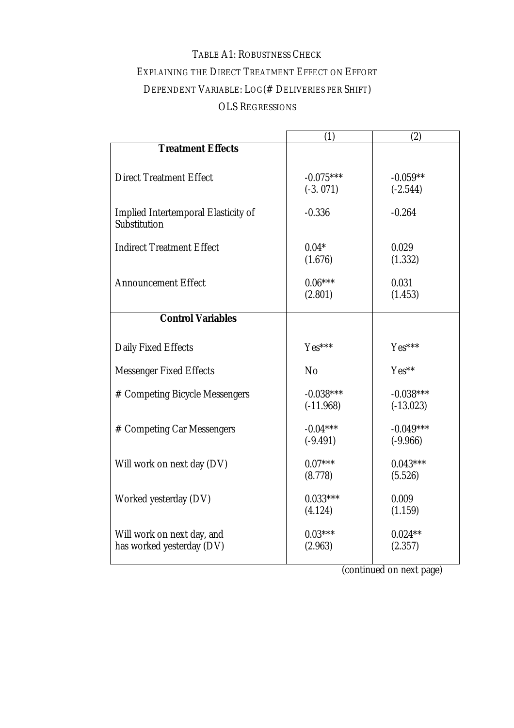TABLE A1: ROBUSTNESS CHECK

EXPLAINING THE DIRECT TREATMENT EFFECT ON EFFORT

DEPENDENT VARIABLE: LOG(# DELIVERIES PER SHIFT)

OLS REGRESSIONS

| | (1) | (2) |
|---|---|---|
| **Treatment Effects** | | |
| Direct Treatment Effect | -0.075***<br>(-3. 071) | -0.059**<br>(-2.544) |
| Implied Intertemporal Elasticity of Substitution | -0.336 | -0.264 |
| Indirect Treatment Effect | 0.04*<br>(1.676) | 0.029<br>(1.332) |
| Announcement Effect | 0.06***<br>(2.801) | 0.031<br>(1.453) |
| **Control Variables** | | |
| Daily Fixed Effects | Yes*** | Yes*** |
| Messenger Fixed Effects | No | Yes** |
| # Competing Bicycle Messengers | -0.038***<br>(-11.968) | -0.038***<br>(-13.023) |
| # Competing Car Messengers | -0.04***<br>(-9.491) | -0.049***<br>(-9.966) |
| Will work on next day (DV) | 0.07***<br>(8.778) | 0.043***<br>(5.526) |
| Worked yesterday (DV) | 0.033***<br>(4.124) | 0.009<br>(1.159) |
| Will work on next day, and has worked yesterday (DV) | 0.03***<br>(2.963) | 0.024**<br>(2.357) |

(continued on next page)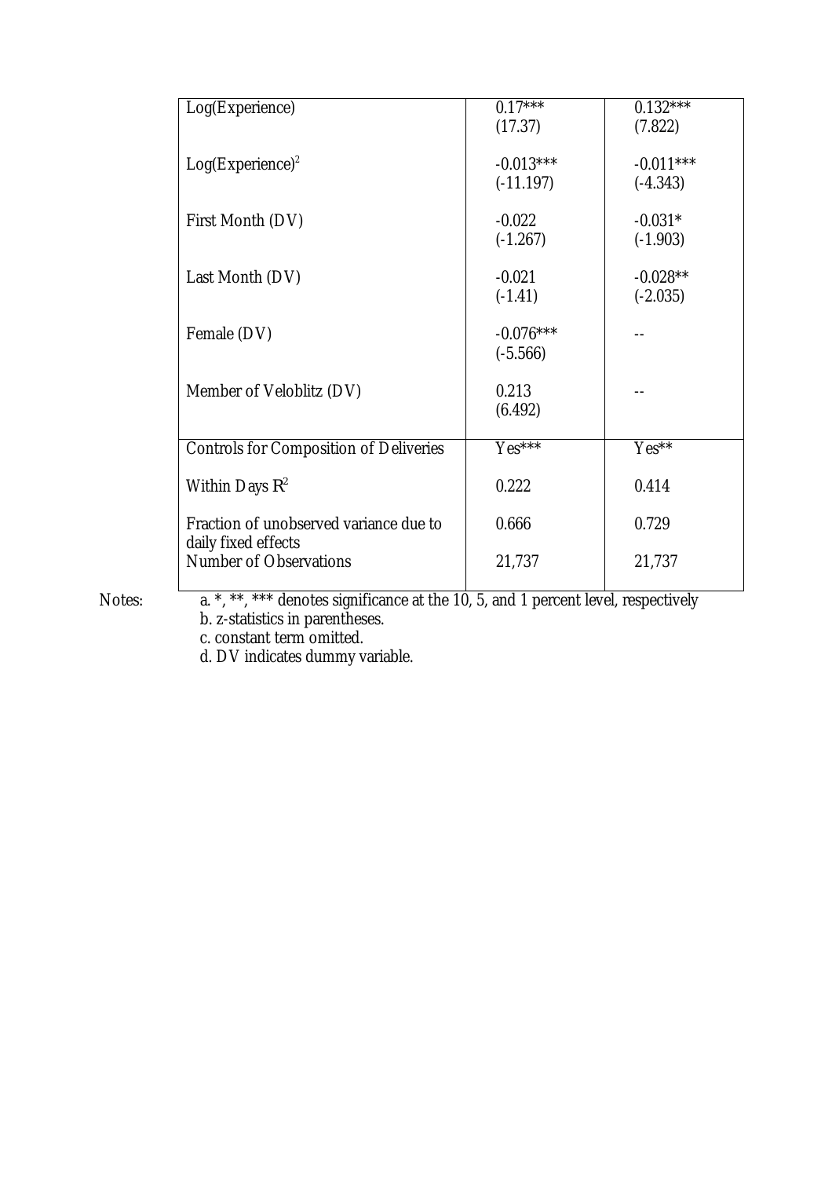| | | |
|---|---|---|
| Log(Experience) | 0.17***<br>(17.37) | 0.132***<br>(7.822) |
| Log(Experience)$^2$ | -0.013***<br>(-11.197) | -0.011***<br>(-4.343) |
| First Month (DV) | -0.022<br>(-1.267) | -0.031*<br>(-1.903) |
| Last Month (DV) | -0.021<br>(-1.41) | -0.028**<br>(-2.035) |
| Female (DV) | -0.076***<br>(-5.566) | -- |
| Member of Veloblitz (DV) | 0.213<br>(6.492) | -- |
| Controls for Composition of Deliveries | Yes*** | Yes** |
| Within Days $R^2$ | 0.222 | 0.414 |
| Fraction of unobserved variance due to daily fixed effects | 0.666 | 0.729 |
| Number of Observations | 21,737 | 21,737 |

Notes:
a. *, **, *** denotes significance at the 10, 5, and 1 percent level, respectively
b. z-statistics in parentheses.
c. constant term omitted.
d. DV indicates dummy variable.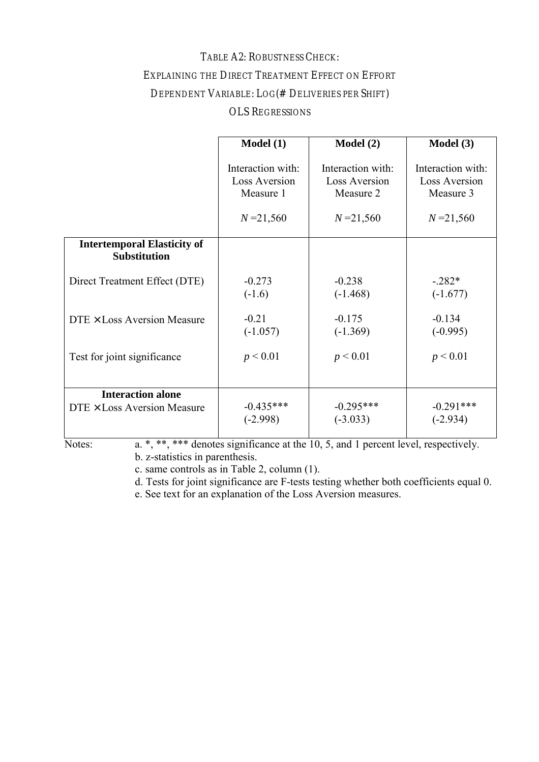# TABLE A2: ROBUSTNESS CHECK:
## EXPLAINING THE DIRECT TREATMENT EFFECT ON EFFORT
## DEPENDENT VARIABLE: LOG(# DELIVERIES PER SHIFT)
## OLS REGRESSIONS

| | **Model (1)**<br>Interaction with: Loss Aversion Measure 1<br>$N$ =21,560 | **Model (2)**<br>Interaction with: Loss Aversion Measure 2<br>$N$ =21,560 | **Model (3)**<br>Interaction with: Loss Aversion Measure 3<br>$N$ =21,560 |
|---|---|---|---|
| **Intertemporal Elasticity of Substitution** | | | |
| Direct Treatment Effect (DTE) | -0.273<br>(-1.6) | -0.238<br>(-1.468) | -.282*<br>(-1.677) |
| DTE × Loss Aversion Measure | -0.21<br>(-1.057) | -0.175<br>(-1.369) | -0.134<br>(-0.995) |
| Test for joint significance | $p < 0.01$ | $p < 0.01$ | $p < 0.01$ |
| **Interaction alone** | | | |
| DTE × Loss Aversion Measure | -0.435***<br>(-2.998) | -0.295***<br>(-3.033) | -0.291***<br>(-2.934) |

Notes:
a. *, **, *** denotes significance at the 10, 5, and 1 percent level, respectively.
b. z-statistics in parenthesis.
c. same controls as in Table 2, column (1).
d. Tests for joint significance are F-tests testing whether both coefficients equal 0.
e. See text for an explanation of the Loss Aversion measures.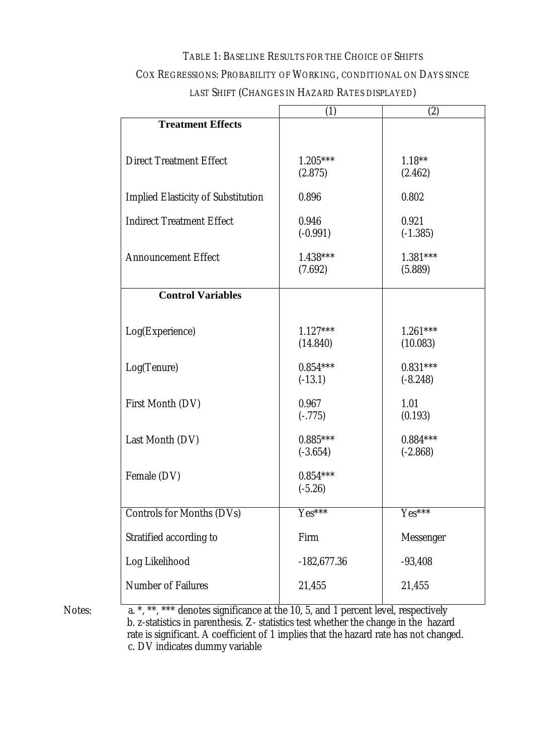TABLE 1: BASELINE RESULTS FOR THE CHOICE OF SHIFTS

COX REGRESSIONS: PROBABILITY OF WORKING, CONDITIONAL ON DAYS SINCE LAST SHIFT (CHANGES IN HAZARD RATES DISPLAYED)

| | (1) | (2) |
|---|---|---|
| **Treatment Effects** | | |
| Direct Treatment Effect | 1.205*** (2.875) | 1.18** (2.462) |
| Implied Elasticity of Substitution | 0.896 | 0.802 |
| Indirect Treatment Effect | 0.946 (-0.991) | 0.921 (-1.385) |
| Announcement Effect | 1.438*** (7.692) | 1.381*** (5.889) |
| **Control Variables** | | |
| Log(Experience) | 1.127*** (14.840) | 1.261*** (10.083) |
| Log(Tenure) | 0.854*** (-13.1) | 0.831*** (-8.248) |
| First Month (DV) | 0.967 (-.775) | 1.01 (0.193) |
| Last Month (DV) | 0.885*** (-3.654) | 0.884*** (-2.868) |
| Female (DV) | 0.854*** (-5.26) | |
| Controls for Months (DVs) | Yes*** | Yes*** |
| Stratified according to | Firm | Messenger |
| Log Likelihood | -182,677.36 | -93,408 |
| Number of Failures | 21,455 | 21,455 |

Notes:
a. *, **, *** denotes significance at the 10, 5, and 1 percent level, respectively
b. z-statistics in parenthesis. Z- statistics test whether the change in the hazard rate is significant. A coefficient of 1 implies that the hazard rate has not changed.
c. DV indicates dummy variable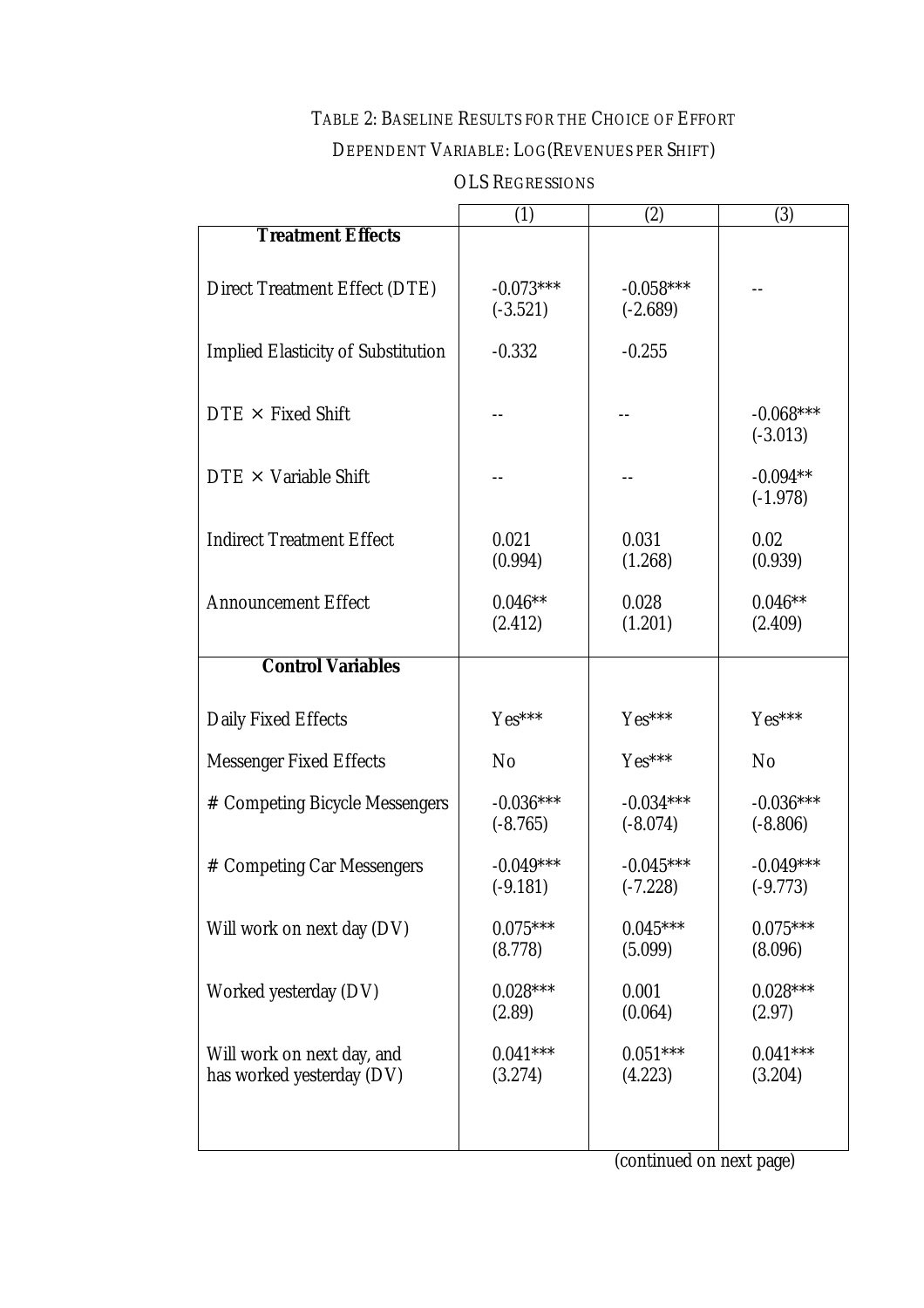TABLE 2: BASELINE RESULTS FOR THE CHOICE OF EFFORT

DEPENDENT VARIABLE: LOG(REVENUES PER SHIFT)

OLS REGRESSIONS

| | (1) | (2) | (3) |
|---|---|---|---|
| **Treatment Effects** | | | |
| Direct Treatment Effect (DTE) | -0.073*** (-3.521) | -0.058*** (-2.689) | -- |
| Implied Elasticity of Substitution | -0.332 | -0.255 | |
| DTE × Fixed Shift | -- | -- | -0.068*** (-3.013) |
| DTE × Variable Shift | -- | -- | -0.094** (-1.978) |
| Indirect Treatment Effect | 0.021 (0.994) | 0.031 (1.268) | 0.02 (0.939) |
| Announcement Effect | 0.046** (2.412) | 0.028 (1.201) | 0.046** (2.409) |
| **Control Variables** | | | |
| Daily Fixed Effects | Yes*** | Yes*** | Yes*** |
| Messenger Fixed Effects | No | Yes*** | No |
| # Competing Bicycle Messengers | -0.036*** (-8.765) | -0.034*** (-8.074) | -0.036*** (-8.806) |
| # Competing Car Messengers | -0.049*** (-9.181) | -0.045*** (-7.228) | -0.049*** (-9.773) |
| Will work on next day (DV) | 0.075*** (8.778) | 0.045*** (5.099) | 0.075*** (8.096) |
| Worked yesterday (DV) | 0.028*** (2.89) | 0.001 (0.064) | 0.028*** (2.97) |
| Will work on next day, and has worked yesterday (DV) | 0.041*** (3.274) | 0.051*** (4.223) | 0.041*** (3.204) |

(continued on next page)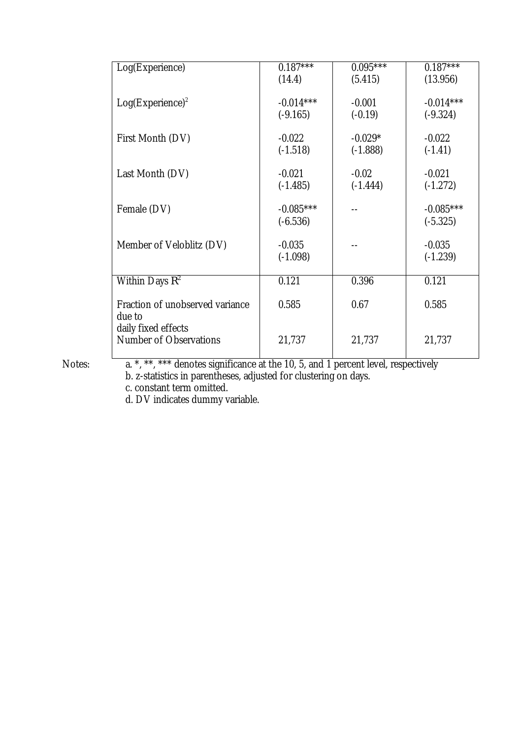| | | | |
|---|---|---|---|
| Log(Experience) | 0.187***<br>(14.4) | 0.095***<br>(5.415) | 0.187***<br>(13.956) |
| Log(Experience)$^2$ | -0.014***<br>(-9.165) | -0.001<br>(-0.19) | -0.014***<br>(-9.324) |
| First Month (DV) | -0.022<br>(-1.518) | -0.029*<br>(-1.888) | -0.022<br>(-1.41) |
| Last Month (DV) | -0.021<br>(-1.485) | -0.02<br>(-1.444) | -0.021<br>(-1.272) |
| Female (DV) | -0.085***<br>(-6.536) | -- | -0.085***<br>(-5.325) |
| Member of Veloblitz (DV) | -0.035<br>(-1.098) | -- | -0.035<br>(-1.239) |
| Within Days $R^2$ | 0.121 | 0.396 | 0.121 |
| Fraction of unobserved variance due to daily fixed effects | 0.585 | 0.67 | 0.585 |
| Number of Observations | 21,737 | 21,737 | 21,737 |

Notes:
a. *, **, *** denotes significance at the 10, 5, and 1 percent level, respectively
b. z-statistics in parentheses, adjusted for clustering on days.
c. constant term omitted.
d. DV indicates dummy variable.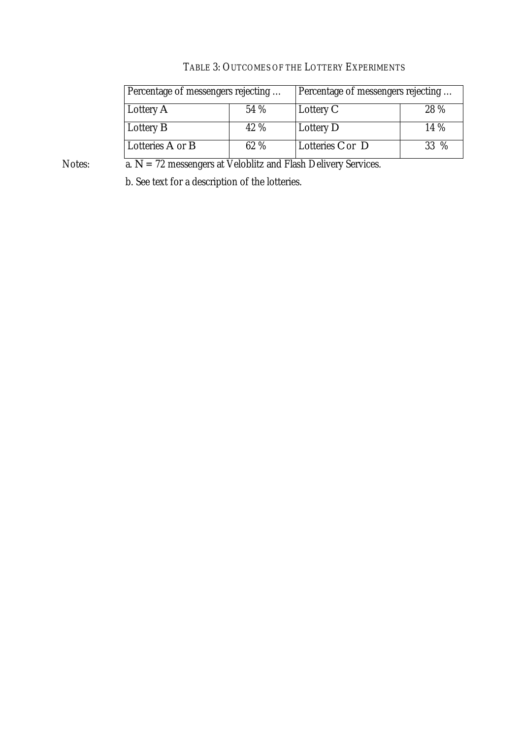TABLE 3: OUTCOMES OF THE LOTTERY EXPERIMENTS

| Percentage of messengers rejecting … | | Percentage of messengers rejecting … | |
|---|---|---|---|
| Lottery A | 54 % | Lottery C | 28 % |
| Lottery B | 42 % | Lottery D | 14 % |
| Lotteries A or B | 62 % | Lotteries C or D | 33 % |

Notes: a. N = 72 messengers at Veloblitz and Flash Delivery Services.

b. See text for a description of the lotteries.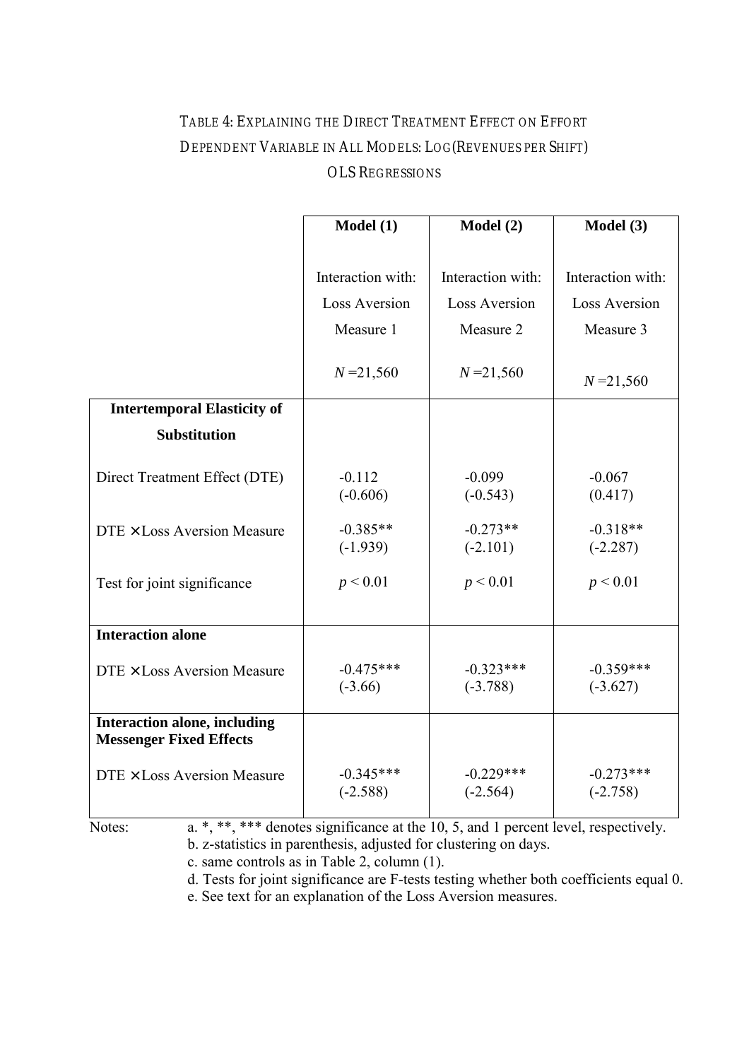TABLE 4: EXPLAINING THE DIRECT TREATMENT EFFECT ON EFFORT

DEPENDENT VARIABLE IN ALL MODELS: LOG(REVENUES PER SHIFT)

OLS REGRESSIONS

| | **Model (1)** | **Model (2)** | **Model (3)** |
|---|---|---|---|
| | Interaction with: Loss Aversion Measure 1 | Interaction with: Loss Aversion Measure 2 | Interaction with: Loss Aversion Measure 3 |
| | $N$ =21,560 | $N$ =21,560 | $N$ =21,560 |
| **Intertemporal Elasticity of Substitution** | | | |
| Direct Treatment Effect (DTE) | -0.112 (-0.606) | -0.099 (-0.543) | -0.067 (0.417) |
| DTE × Loss Aversion Measure | -0.385** (-1.939) | -0.273** (-2.101) | -0.318** (-2.287) |
| Test for joint significance | $p < 0.01$ | $p < 0.01$ | $p < 0.01$ |
| **Interaction alone** | | | |
| DTE × Loss Aversion Measure | -0.475*** (-3.66) | -0.323*** (-3.788) | -0.359*** (-3.627) |
| **Interaction alone, including Messenger Fixed Effects** | | | |
| DTE × Loss Aversion Measure | -0.345*** (-2.588) | -0.229*** (-2.564) | -0.273*** (-2.758) |

Notes:
a. *, **, *** denotes significance at the 10, 5, and 1 percent level, respectively.
b. z-statistics in parenthesis, adjusted for clustering on days.
c. same controls as in Table 2, column (1).
d. Tests for joint significance are F-tests testing whether both coefficients equal 0.
e. See text for an explanation of the Loss Aversion measures.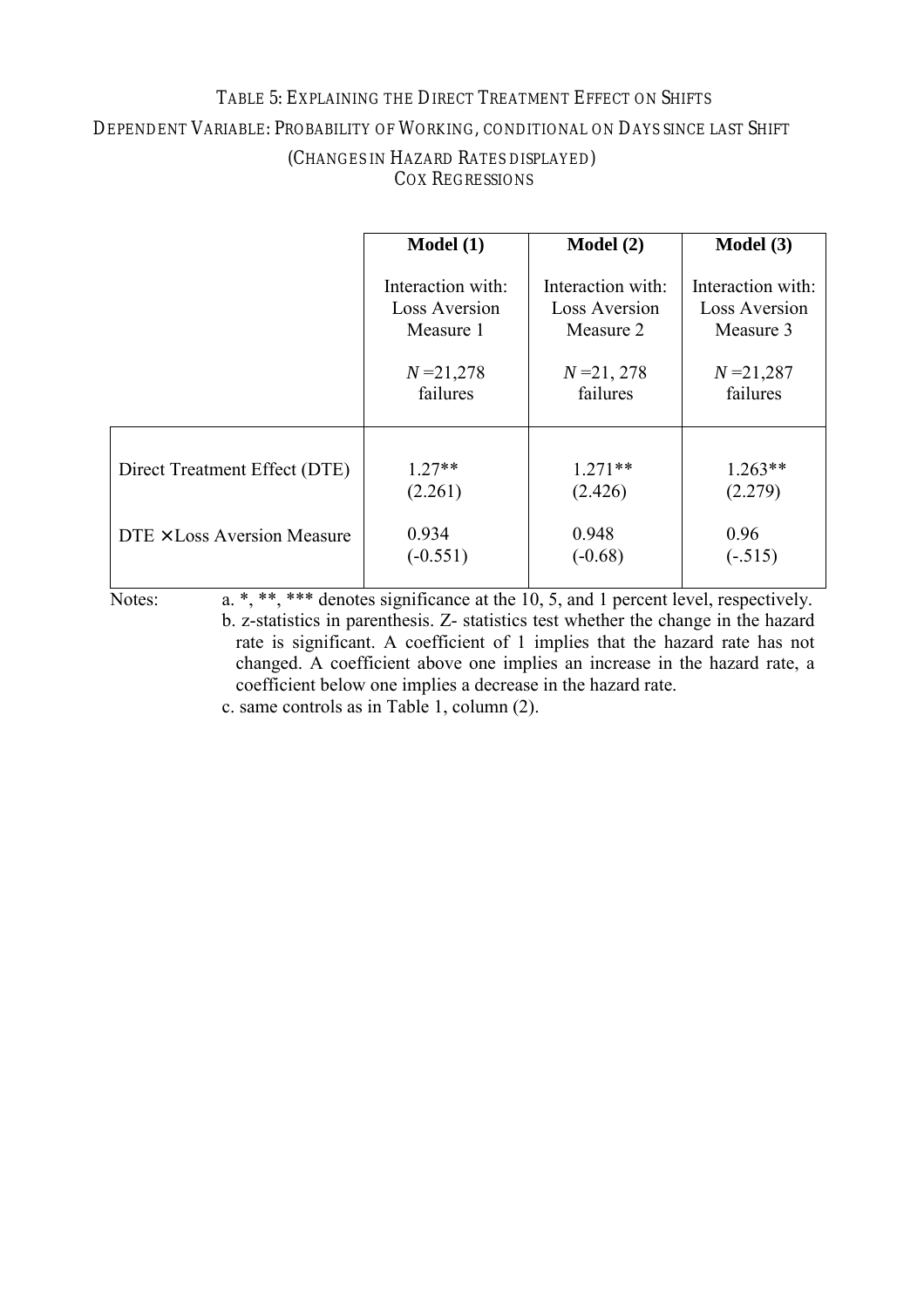TABLE 5: EXPLAINING THE DIRECT TREATMENT EFFECT ON SHIFTS

DEPENDENT VARIABLE: PROBABILITY OF WORKING, CONDITIONAL ON DAYS SINCE LAST SHIFT

(CHANGES IN HAZARD RATES DISPLAYED)

COX REGRESSIONS

| | **Model (1)** | **Model (2)** | **Model (3)** |
|---|---|---|---|
| | Interaction with: Loss Aversion Measure 1 | Interaction with: Loss Aversion Measure 2 | Interaction with: Loss Aversion Measure 3 |
| | $N$ =21,278 failures | $N$ =21, 278 failures | $N$ =21,287 failures |
| Direct Treatment Effect (DTE) | 1.27** (2.261) | 1.271** (2.426) | 1.263** (2.279) |
| DTE × Loss Aversion Measure | 0.934 (-0.551) | 0.948 (-0.68) | 0.96 (-.515) |

Notes:
a. *, **, *** denotes significance at the 10, 5, and 1 percent level, respectively.
b. z-statistics in parenthesis. Z- statistics test whether the change in the hazard rate is significant. A coefficient of 1 implies that the hazard rate has not changed. A coefficient above one implies an increase in the hazard rate, a coefficient below one implies a decrease in the hazard rate.
c. same controls as in Table 1, column (2).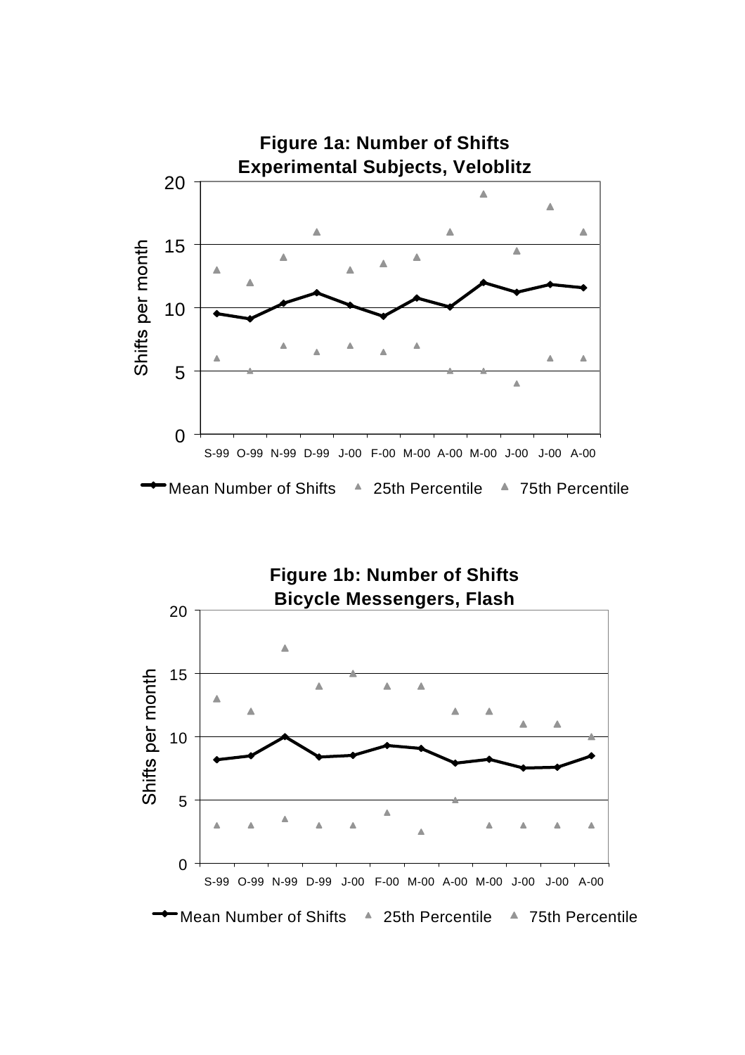**Figure 1a: Number of Shifts**
**Experimental Subjects, Veloblitz**

Shifts per month

S-99 O-99 N-99 D-99 J-00 F-00 M-00 A-00 M-00 J-00 J-00 A-00

Mean Number of Shifts ▲ 25th Percentile ▲ 75th Percentile

**Figure 1b: Number of Shifts**
**Bicycle Messengers, Flash**

Shifts per month

S-99 O-99 N-99 D-99 J-00 F-00 M-00 A-00 M-00 J-00 J-00 A-00

Mean Number of Shifts ▲ 25th Percentile ▲ 75th Percentile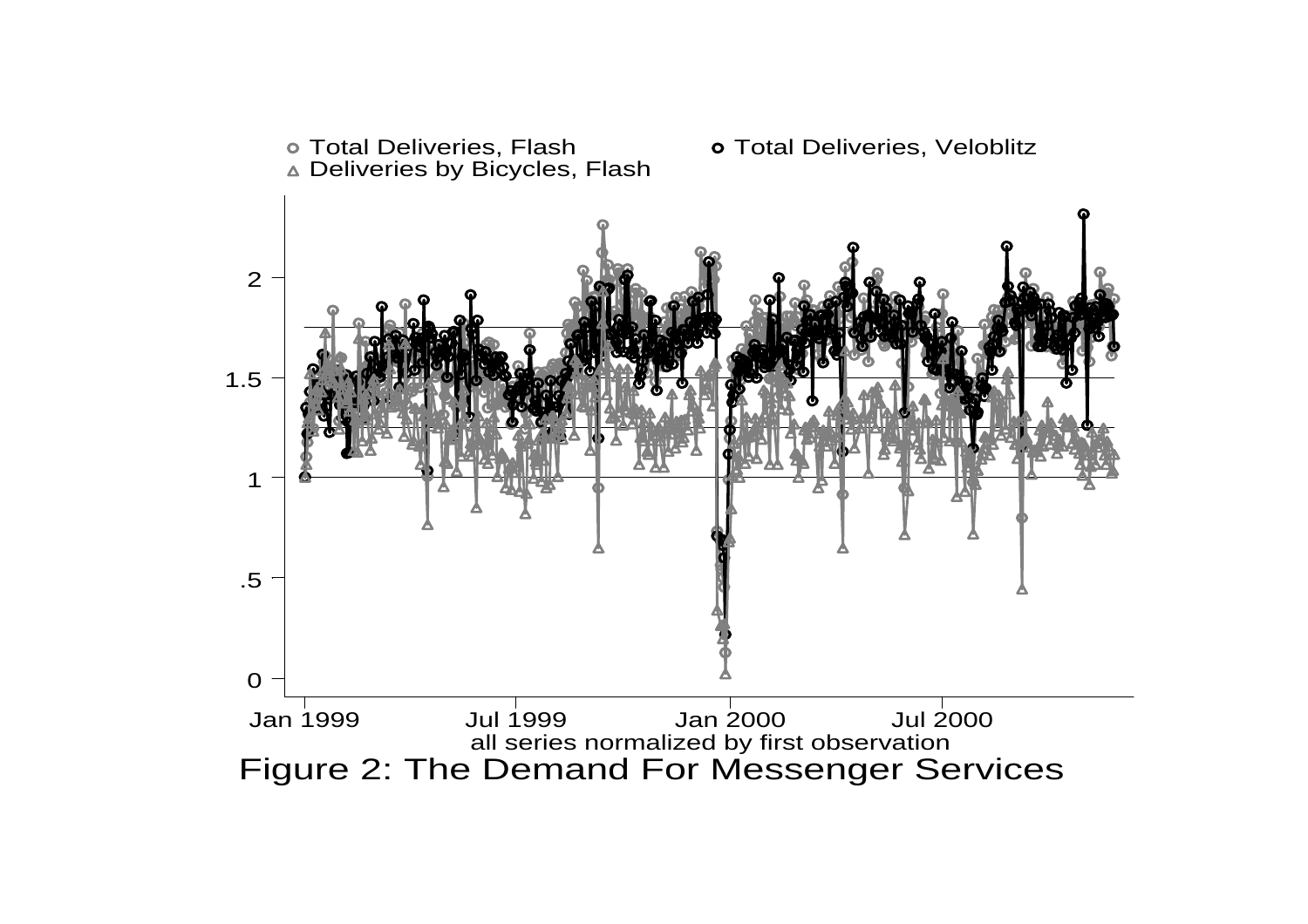Figure 2: The Demand For Messenger Services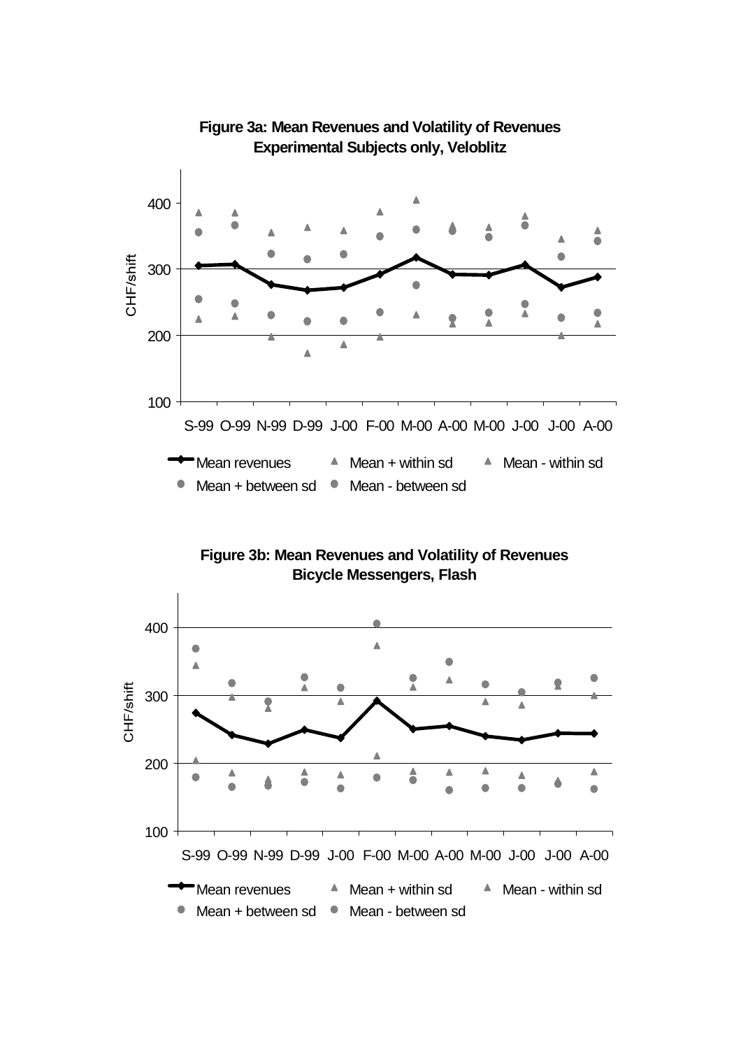**Figure 3a: Mean Revenues and Volatility of Revenues**
**Experimental Subjects only, Veloblitz**

**Figure 3b: Mean Revenues and Volatility of Revenues**
**Bicycle Messengers, Flash**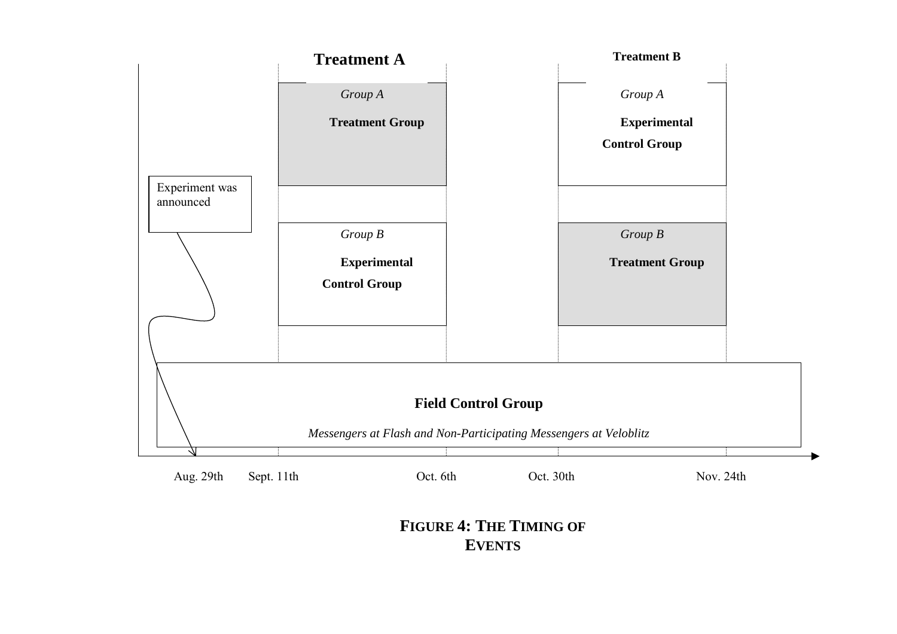**Treatment A**

*Group A*

**Treatment Group**

*Group B*

**Experimental Control Group**

**Treatment B**

*Group A*

**Experimental Control Group**

*Group B*

**Treatment Group**

Experiment was announced

**Field Control Group**

*Messengers at Flash and Non-Participating Messengers at Veloblitz*

Aug. 29th Sept. 11th Oct. 6th Oct. 30th Nov. 24th

**FIGURE 4: THE TIMING OF EVENTS**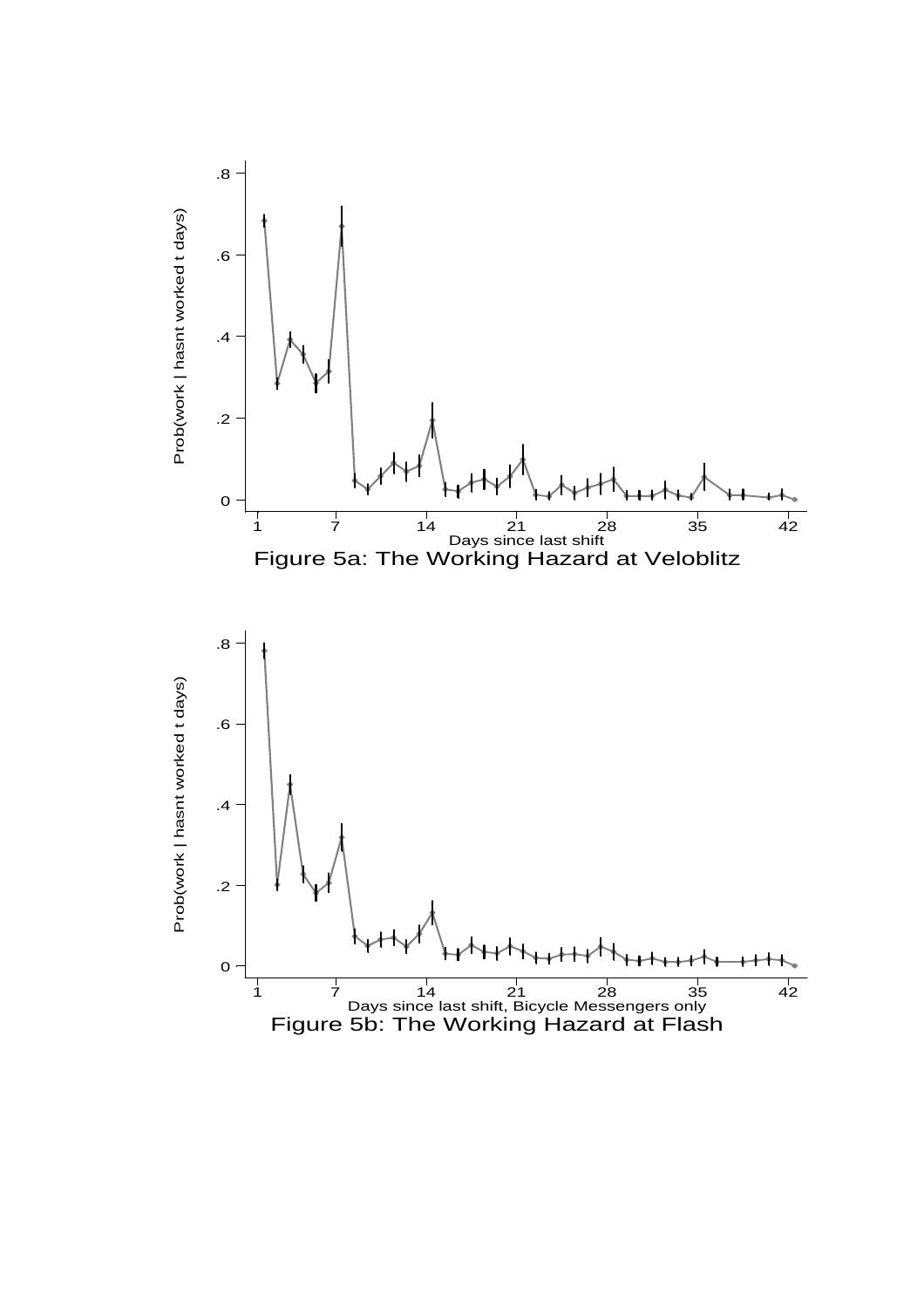Figure 5a: The Working Hazard at Veloblitz

Figure 5b: The Working Hazard at Flash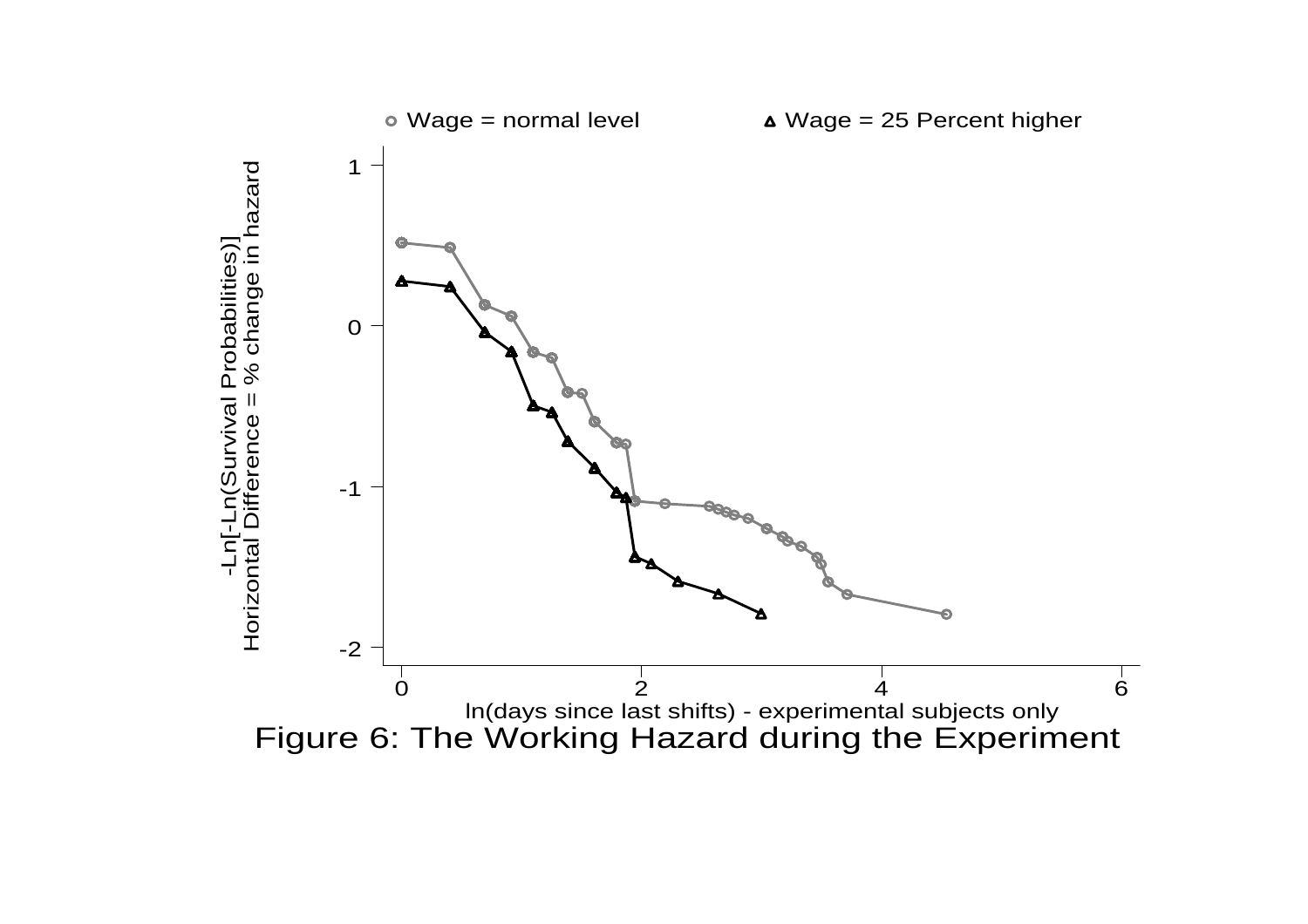Figure 6: The Working Hazard during the Experiment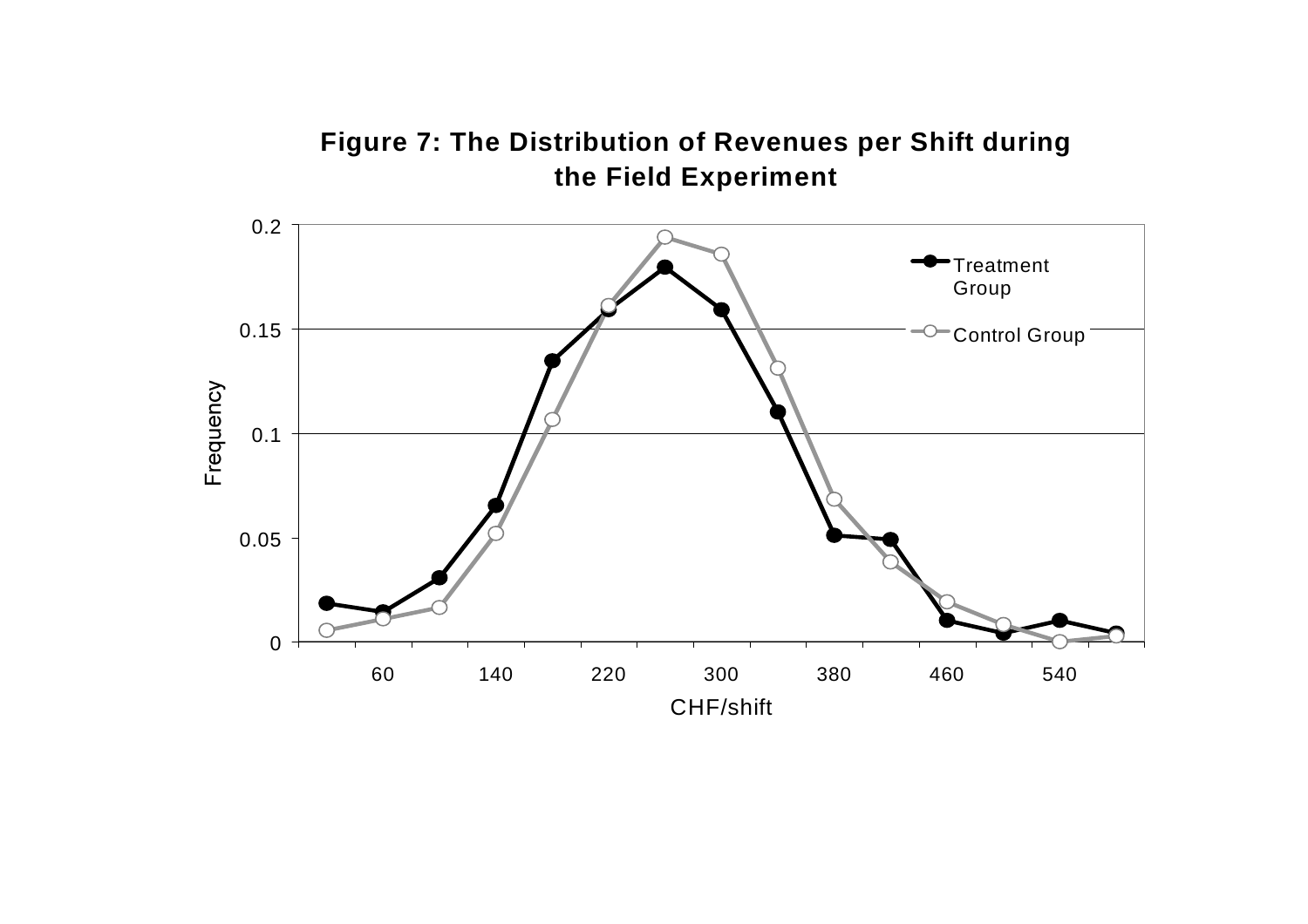**Figure 7: The Distribution of Revenues per Shift during the Field Experiment**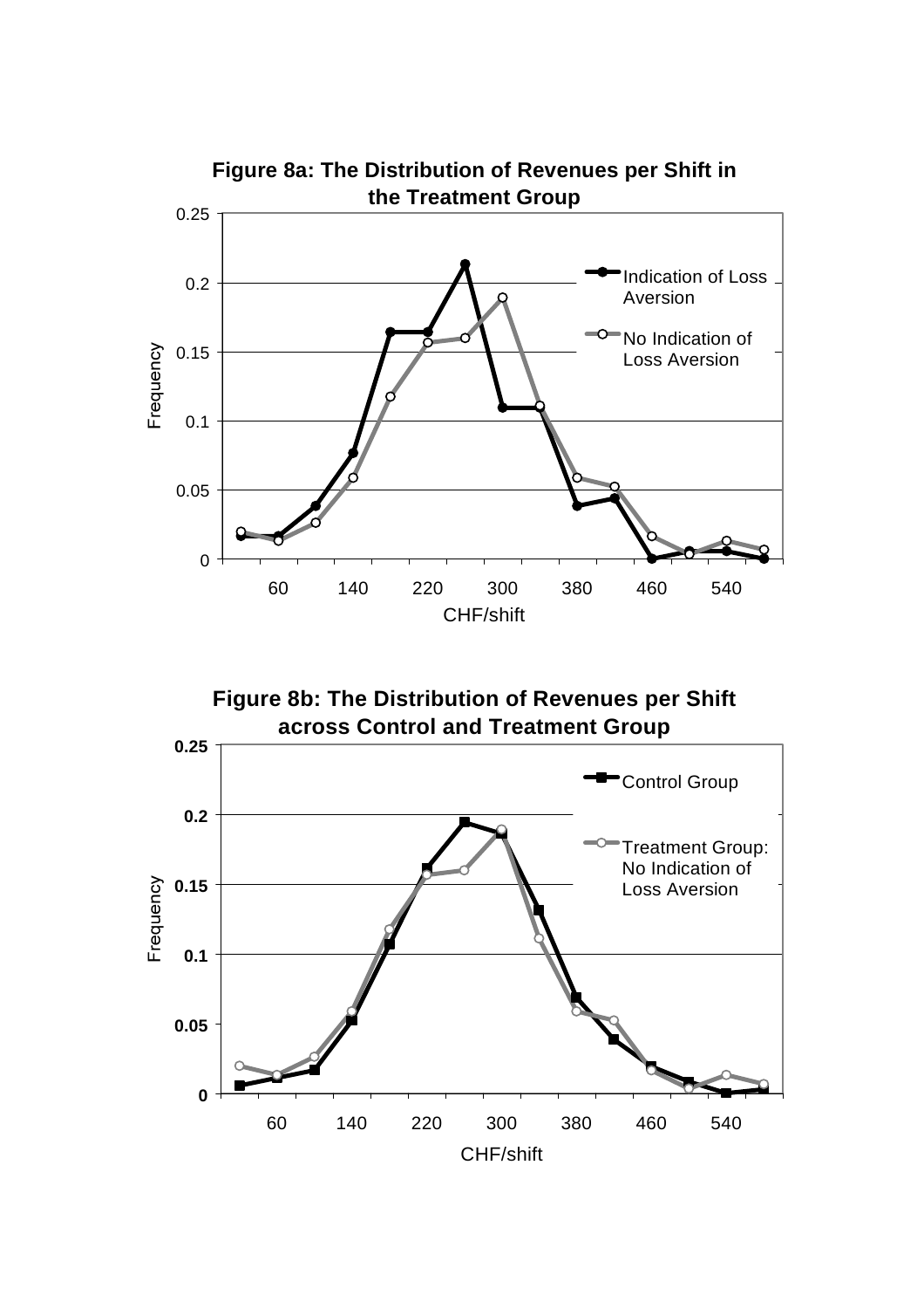**Figure 8a: The Distribution of Revenues per Shift in the Treatment Group**

0.25
0.2
0.15
0.1
0.05
0

Frequency

60 140 220 300 380 460 540

CHF/shift

Indication of Loss Aversion

No Indication of Loss Aversion

**Figure 8b: The Distribution of Revenues per Shift across Control and Treatment Group**

0.25
0.2
0.15
0.1
0.05
0

Frequency

60 140 220 300 380 460 540

CHF/shift

Control Group

Treatment Group: No Indication of Loss Aversion